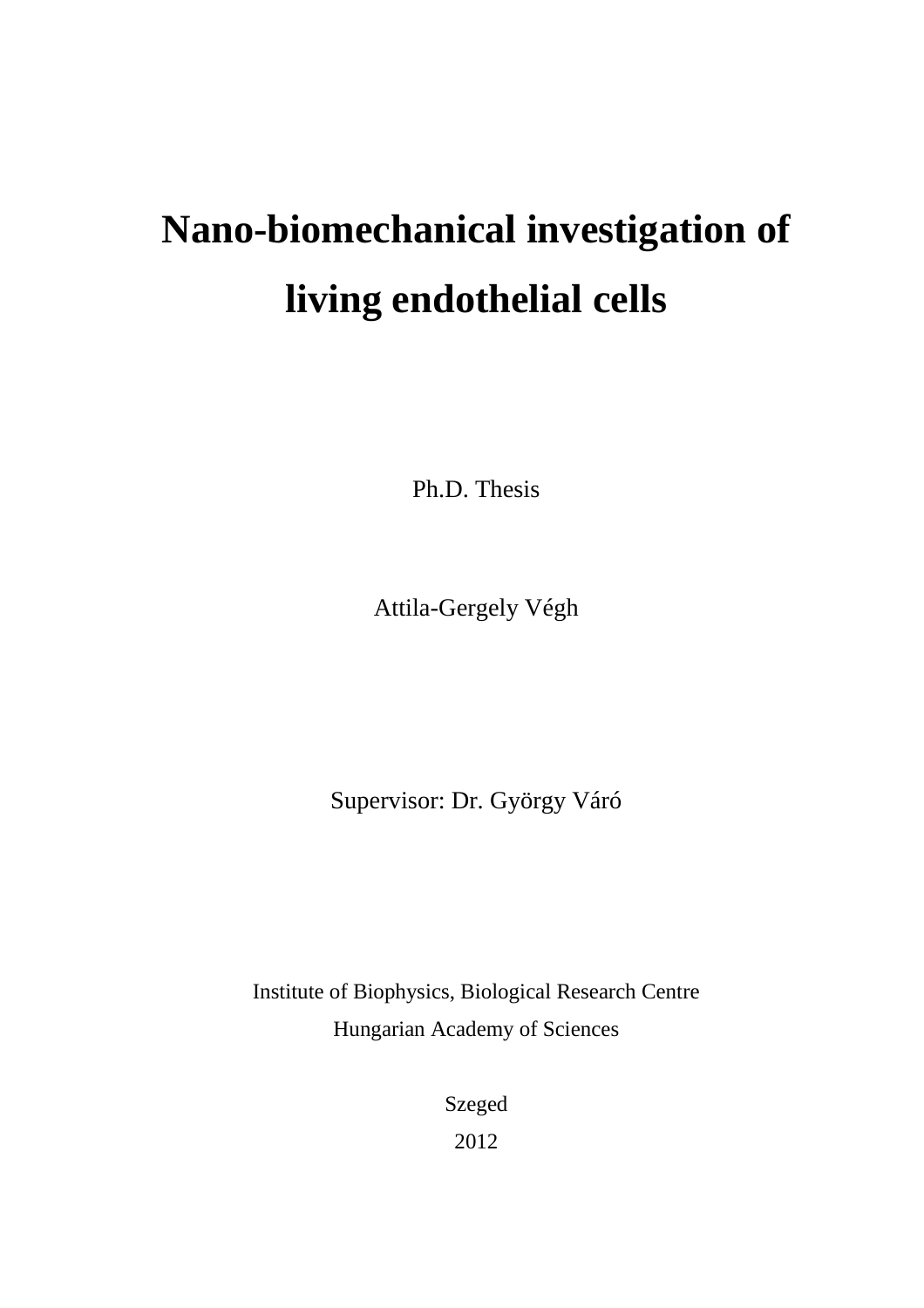# Nano-biomechanical investigation of living endothelial cells

Ph.D. Thesis

Attila-Gergely Végh

Supervisor: Dr. György Váró

Institute of Biophysics, Biological Research Centre
Hungarian Academy of Sciences

Szeged
2012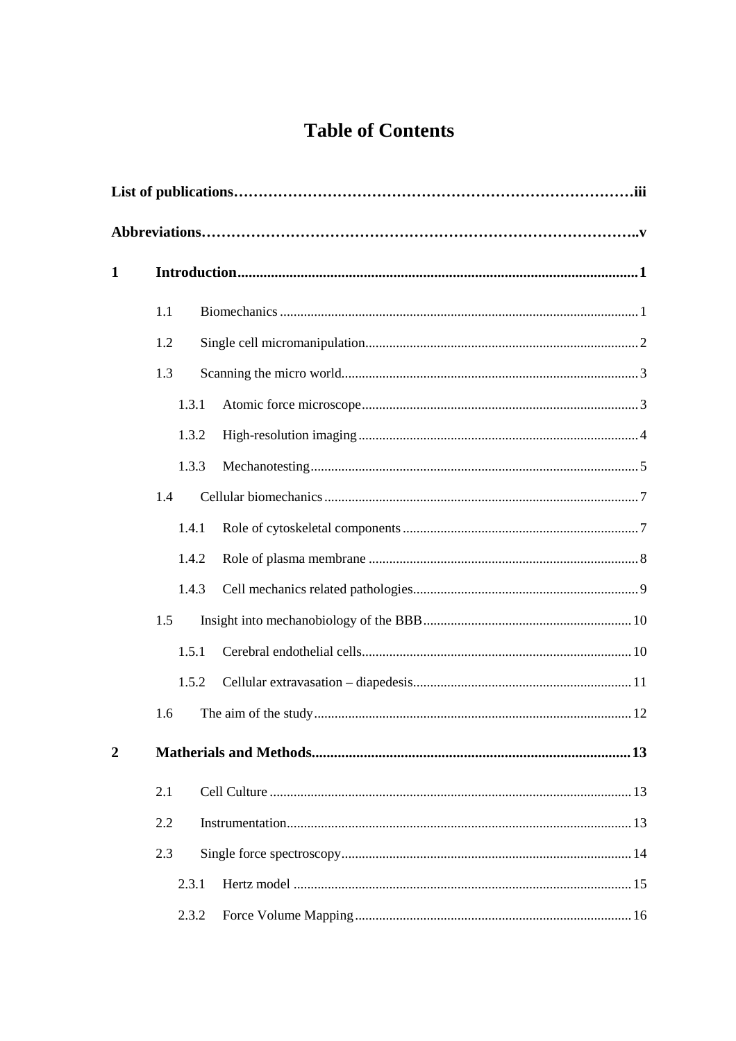# Table of Contents

**List of publications……………………………………………………………………iii**

**Abbreviations…………………………………………………………………………..v**

**1 Introduction........................................................................................................1**

1.1 Biomechanics ........................................................................................................1

1.2 Single cell micromanipulation...............................................................................2

1.3 Scanning the micro world......................................................................................3

1.3.1 Atomic force microscope................................................................................3

1.3.2 High-resolution imaging.................................................................................4

1.3.3 Mechanotesting...............................................................................................5

1.4 Cellular biomechanics...........................................................................................7

1.4.1 Role of cytoskeletal components....................................................................7

1.4.2 Role of plasma membrane ..............................................................................8

1.4.3 Cell mechanics related pathologies.................................................................9

1.5 Insight into mechanobiology of the BBB............................................................10

1.5.1 Cerebral endothelial cells..............................................................................10

1.5.2 Cellular extravasation – diapedesis...............................................................11

1.6 The aim of the study............................................................................................12

**2 Matherials and Methods...................................................................................13**

2.1 Cell Culture .........................................................................................................13

2.2 Instrumentation....................................................................................................13

2.3 Single force spectroscopy....................................................................................14

2.3.1 Hertz model ..................................................................................................15

2.3.2 Force Volume Mapping................................................................................16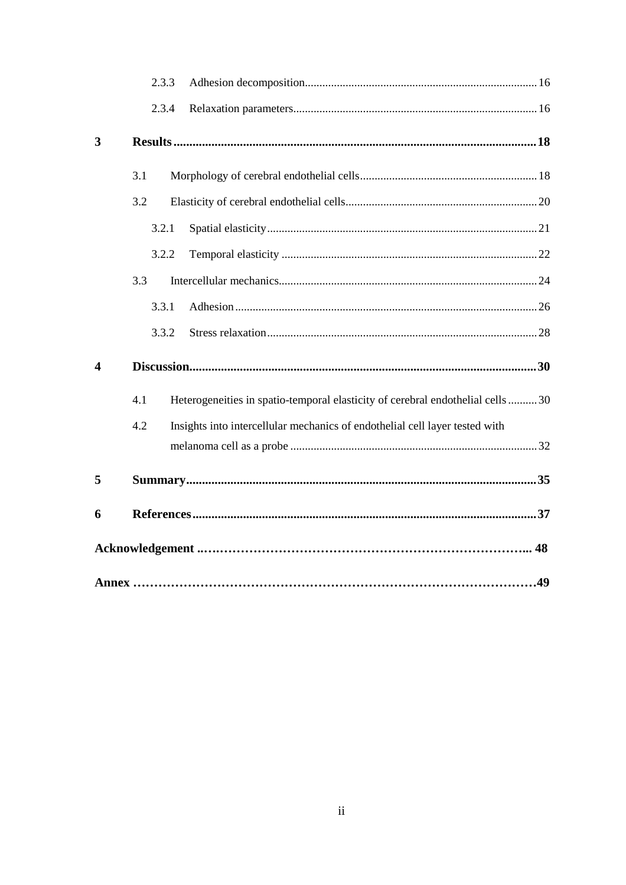- 2.3.3 Adhesion decomposition ... 16
- 2.3.4 Relaxation parameters ... 16

**3 Results ... 18**

- 3.1 Morphology of cerebral endothelial cells ... 18
- 3.2 Elasticity of cerebral endothelial cells ... 20
  - 3.2.1 Spatial elasticity ... 21
  - 3.2.2 Temporal elasticity ... 22
- 3.3 Intercellular mechanics ... 24
  - 3.3.1 Adhesion ... 26
  - 3.3.2 Stress relaxation ... 28

**4 Discussion ... 30**

- 4.1 Heterogeneities in spatio-temporal elasticity of cerebral endothelial cells ... 30
- 4.2 Insights into intercellular mechanics of endothelial cell layer tested with melanoma cell as a probe ... 32

**5 Summary ... 35**

**6 References ... 37**

**Acknowledgement ... 48**

**Annex ... 49**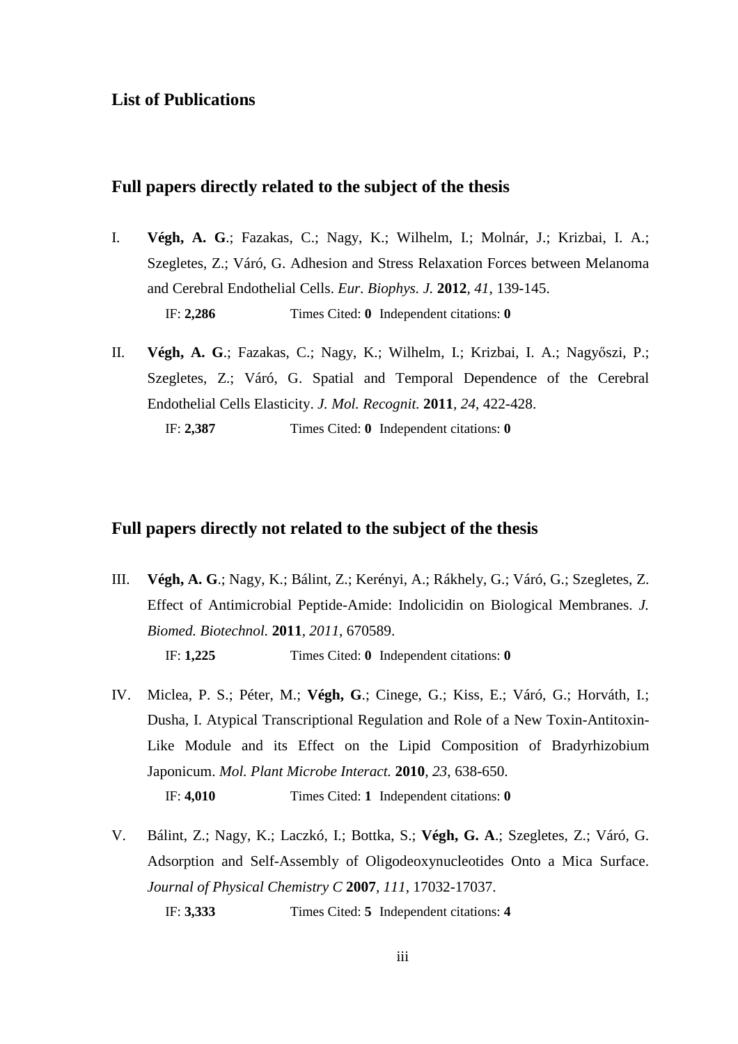## List of Publications

### Full papers directly related to the subject of the thesis

I. **Végh, A. G**.; Fazakas, C.; Nagy, K.; Wilhelm, I.; Molnár, J.; Krizbai, I. A.; Szegletes, Z.; Váró, G. Adhesion and Stress Relaxation Forces between Melanoma and Cerebral Endothelial Cells. *Eur. Biophys. J.* **2012**, *41*, 139-145.
IF: **2,286** Times Cited: **0** Independent citations: **0**

II. **Végh, A. G**.; Fazakas, C.; Nagy, K.; Wilhelm, I.; Krizbai, I. A.; Nagyőszi, P.; Szegletes, Z.; Váró, G. Spatial and Temporal Dependence of the Cerebral Endothelial Cells Elasticity. *J. Mol. Recognit.* **2011**, *24*, 422-428.
IF: **2,387** Times Cited: **0** Independent citations: **0**

### Full papers directly not related to the subject of the thesis

III. **Végh, A. G**.; Nagy, K.; Bálint, Z.; Kerényi, A.; Rákhely, G.; Váró, G.; Szegletes, Z. Effect of Antimicrobial Peptide-Amide: Indolicidin on Biological Membranes. *J. Biomed. Biotechnol.* **2011**, *2011*, 670589.
IF: **1,225** Times Cited: **0** Independent citations: **0**

IV. Miclea, P. S.; Péter, M.; **Végh, G**.; Cinege, G.; Kiss, E.; Váró, G.; Horváth, I.; Dusha, I. Atypical Transcriptional Regulation and Role of a New Toxin-Antitoxin-Like Module and its Effect on the Lipid Composition of Bradyrhizobium Japonicum. *Mol. Plant Microbe Interact.* **2010**, *23*, 638-650.
IF: **4,010** Times Cited: **1** Independent citations: **0**

V. Bálint, Z.; Nagy, K.; Laczkó, I.; Bottka, S.; **Végh, G. A**.; Szegletes, Z.; Váró, G. Adsorption and Self-Assembly of Oligodeoxynucleotides Onto a Mica Surface. *Journal of Physical Chemistry C* **2007**, *111*, 17032-17037.
IF: **3,333** Times Cited: **5** Independent citations: **4**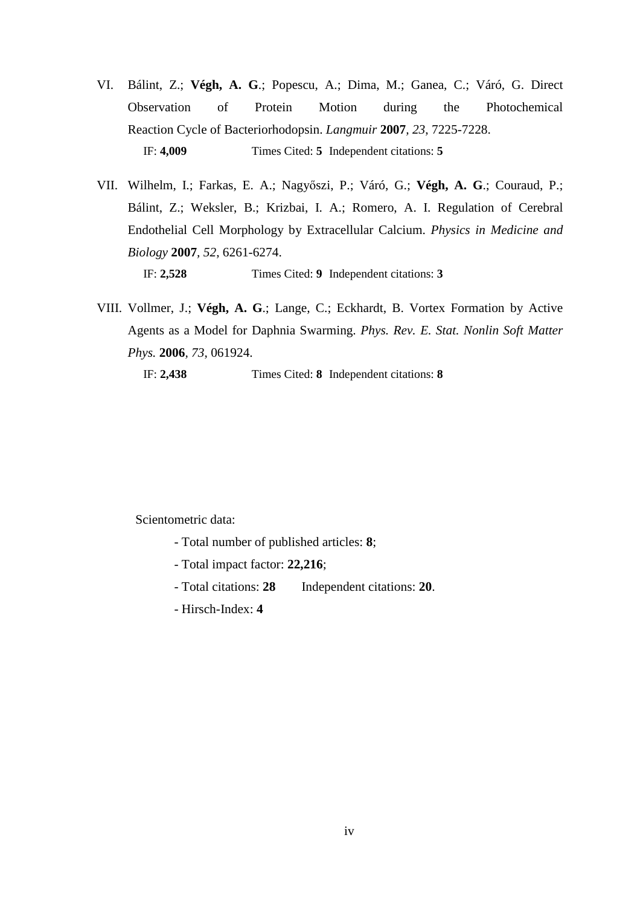VI. Bálint, Z.; **Végh, A. G**.; Popescu, A.; Dima, M.; Ganea, C.; Váró, G. Direct Observation of Protein Motion during the Photochemical Reaction Cycle of Bacteriorhodopsin. *Langmuir* **2007**, *23*, 7225-7228.

   IF: **4,009** Times Cited: **5** Independent citations: **5**

VII. Wilhelm, I.; Farkas, E. A.; Nagyőszi, P.; Váró, G.; **Végh, A. G**.; Couraud, P.; Bálint, Z.; Weksler, B.; Krizbai, I. A.; Romero, A. I. Regulation of Cerebral Endothelial Cell Morphology by Extracellular Calcium. *Physics in Medicine and Biology* **2007**, *52*, 6261-6274.

   IF: **2,528** Times Cited: **9** Independent citations: **3**

VIII. Vollmer, J.; **Végh, A. G**.; Lange, C.; Eckhardt, B. Vortex Formation by Active Agents as a Model for Daphnia Swarming. *Phys. Rev. E. Stat. Nonlin Soft Matter Phys.* **2006**, *73*, 061924.

   IF: **2,438** Times Cited: **8** Independent citations: **8**

Scientometric data:

- Total number of published articles: **8**;
- Total impact factor: **22,216**;
- Total citations: **28** Independent citations: **20**.
- Hirsch-Index: **4**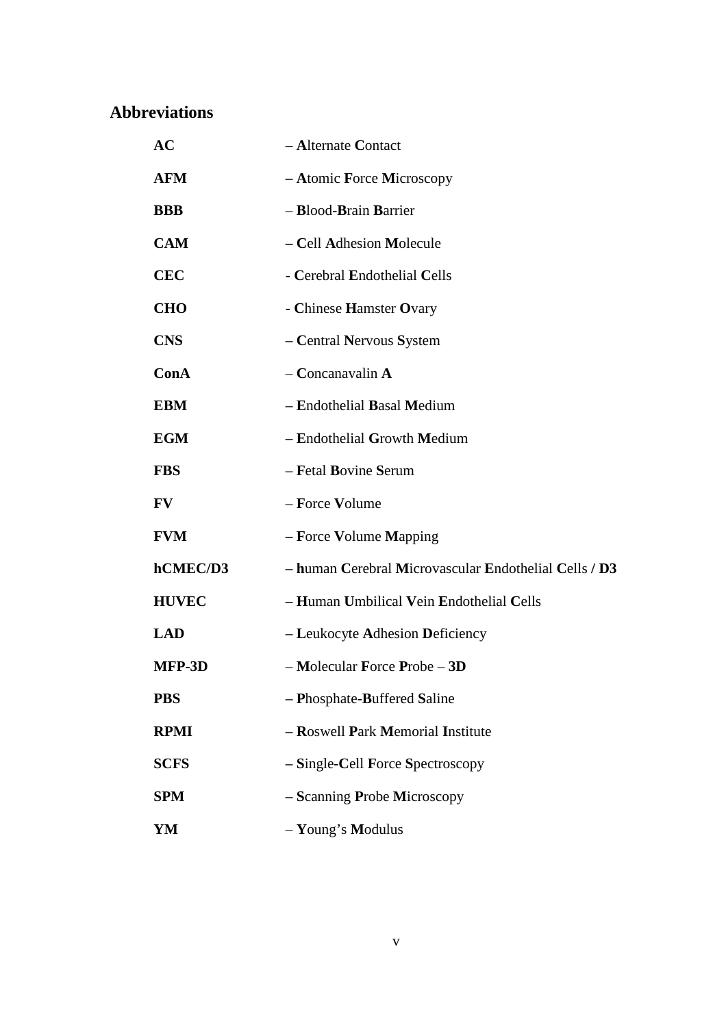## Abbreviations

| | |
|---|---|
| **AC** | – **A**lternate **C**ontact |
| **AFM** | – **A**tomic **F**orce **M**icroscopy |
| **BBB** | – **B**lood-**B**rain **B**arrier |
| **CAM** | – **C**ell **A**dhesion **M**olecule |
| **CEC** | - **C**erebral **E**ndothelial **C**ells |
| **CHO** | - **C**hinese **H**amster **O**vary |
| **CNS** | – **C**entral **N**ervous **S**ystem |
| **ConA** | – **C**oncanavalin **A** |
| **EBM** | – **E**ndothelial **B**asal **M**edium |
| **EGM** | – **E**ndothelial **G**rowth **M**edium |
| **FBS** | – **F**etal **B**ovine **S**erum |
| **FV** | – **F**orce **V**olume |
| **FVM** | – **F**orce **V**olume **M**apping |
| **hCMEC/D3** | – **h**uman **C**erebral **M**icrovascular **E**ndothelial **C**ells **/ D3** |
| **HUVEC** | – **H**uman **U**mbilical **V**ein **E**ndothelial **C**ells |
| **LAD** | – **L**eukocyte **A**dhesion **D**eficiency |
| **MFP-3D** | – **M**olecular **F**orce **P**robe – **3D** |
| **PBS** | – **P**hosphate-**B**uffered **S**aline |
| **RPMI** | – **R**oswell **P**ark **M**emorial **I**nstitute |
| **SCFS** | – **S**ingle-**C**ell **F**orce **S**pectroscopy |
| **SPM** | – **S**canning **P**robe **M**icroscopy |
| **YM** | – **Y**oung's **M**odulus |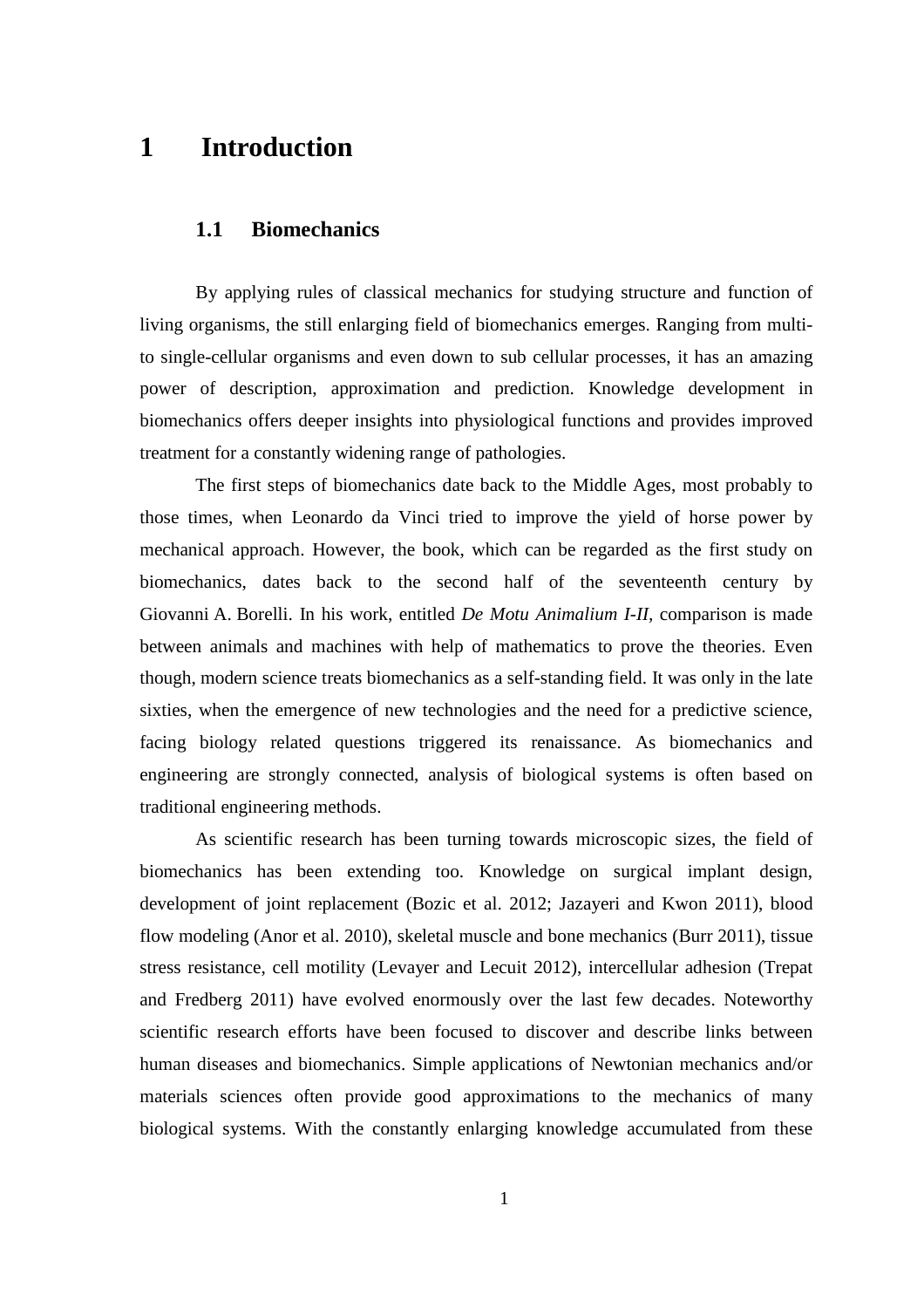# 1 Introduction

## 1.1 Biomechanics

By applying rules of classical mechanics for studying structure and function of living organisms, the still enlarging field of biomechanics emerges. Ranging from multi- to single-cellular organisms and even down to sub cellular processes, it has an amazing power of description, approximation and prediction. Knowledge development in biomechanics offers deeper insights into physiological functions and provides improved treatment for a constantly widening range of pathologies.

The first steps of biomechanics date back to the Middle Ages, most probably to those times, when Leonardo da Vinci tried to improve the yield of horse power by mechanical approach. However, the book, which can be regarded as the first study on biomechanics, dates back to the second half of the seventeenth century by Giovanni A. Borelli. In his work, entitled *De Motu Animalium I-II*, comparison is made between animals and machines with help of mathematics to prove the theories. Even though, modern science treats biomechanics as a self-standing field. It was only in the late sixties, when the emergence of new technologies and the need for a predictive science, facing biology related questions triggered its renaissance. As biomechanics and engineering are strongly connected, analysis of biological systems is often based on traditional engineering methods.

As scientific research has been turning towards microscopic sizes, the field of biomechanics has been extending too. Knowledge on surgical implant design, development of joint replacement (Bozic et al. 2012; Jazayeri and Kwon 2011), blood flow modeling (Anor et al. 2010), skeletal muscle and bone mechanics (Burr 2011), tissue stress resistance, cell motility (Levayer and Lecuit 2012), intercellular adhesion (Trepat and Fredberg 2011) have evolved enormously over the last few decades. Noteworthy scientific research efforts have been focused to discover and describe links between human diseases and biomechanics. Simple applications of Newtonian mechanics and/or materials sciences often provide good approximations to the mechanics of many biological systems. With the constantly enlarging knowledge accumulated from these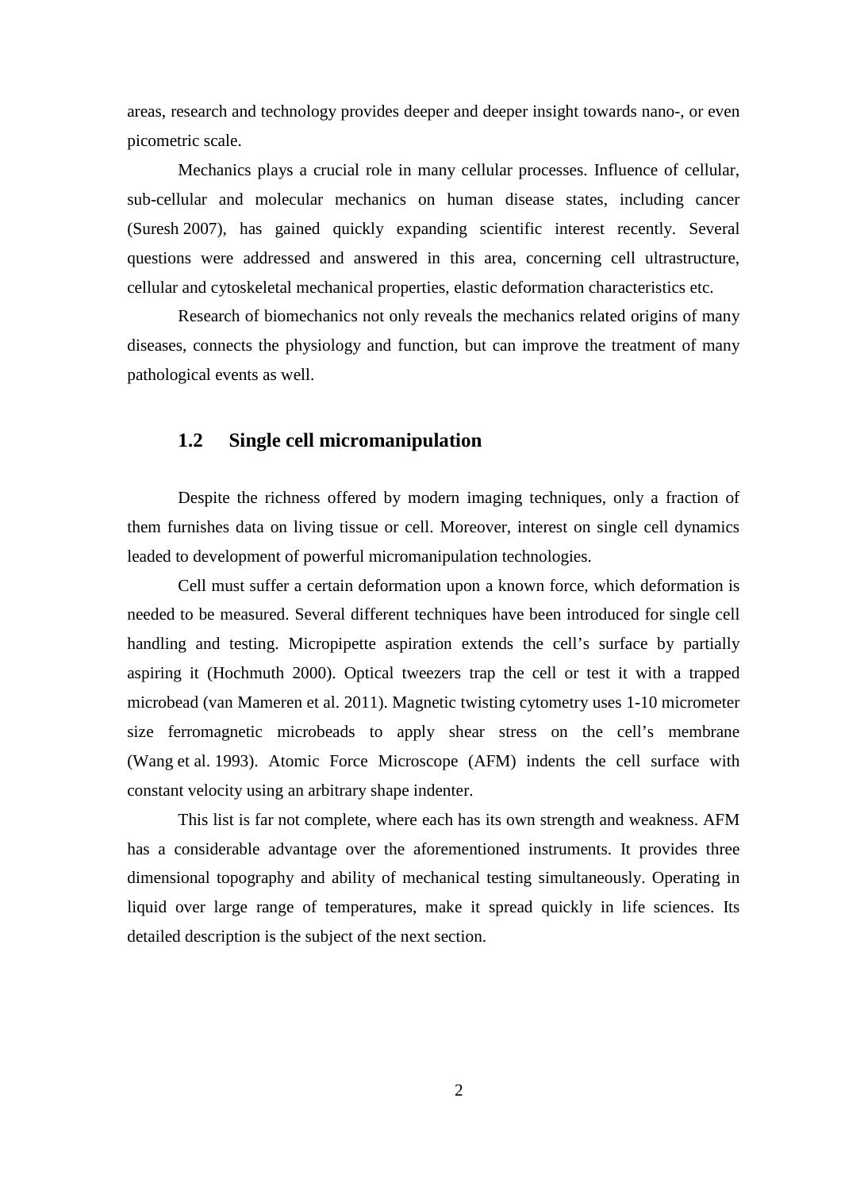areas, research and technology provides deeper and deeper insight towards nano-, or even picometric scale.

Mechanics plays a crucial role in many cellular processes. Influence of cellular, sub-cellular and molecular mechanics on human disease states, including cancer (Suresh 2007), has gained quickly expanding scientific interest recently. Several questions were addressed and answered in this area, concerning cell ultrastructure, cellular and cytoskeletal mechanical properties, elastic deformation characteristics etc.

Research of biomechanics not only reveals the mechanics related origins of many diseases, connects the physiology and function, but can improve the treatment of many pathological events as well.

## 1.2 Single cell micromanipulation

Despite the richness offered by modern imaging techniques, only a fraction of them furnishes data on living tissue or cell. Moreover, interest on single cell dynamics leaded to development of powerful micromanipulation technologies.

Cell must suffer a certain deformation upon a known force, which deformation is needed to be measured. Several different techniques have been introduced for single cell handling and testing. Micropipette aspiration extends the cell's surface by partially aspiring it (Hochmuth 2000). Optical tweezers trap the cell or test it with a trapped microbead (van Mameren et al. 2011). Magnetic twisting cytometry uses 1-10 micrometer size ferromagnetic microbeads to apply shear stress on the cell's membrane (Wang et al. 1993). Atomic Force Microscope (AFM) indents the cell surface with constant velocity using an arbitrary shape indenter.

This list is far not complete, where each has its own strength and weakness. AFM has a considerable advantage over the aforementioned instruments. It provides three dimensional topography and ability of mechanical testing simultaneously. Operating in liquid over large range of temperatures, make it spread quickly in life sciences. Its detailed description is the subject of the next section.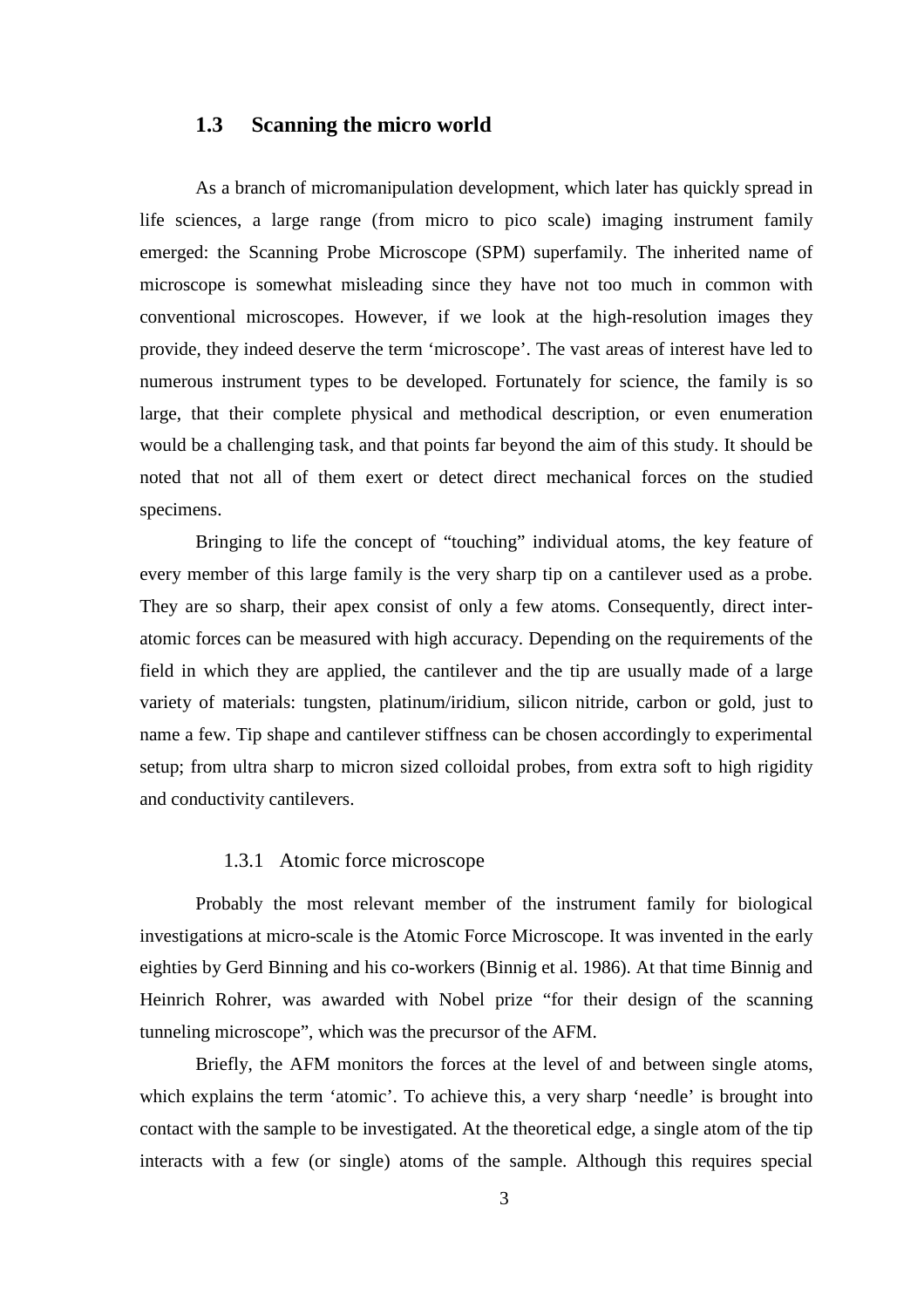## 1.3 Scanning the micro world

As a branch of micromanipulation development, which later has quickly spread in life sciences, a large range (from micro to pico scale) imaging instrument family emerged: the Scanning Probe Microscope (SPM) superfamily. The inherited name of microscope is somewhat misleading since they have not too much in common with conventional microscopes. However, if we look at the high-resolution images they provide, they indeed deserve the term 'microscope'. The vast areas of interest have led to numerous instrument types to be developed. Fortunately for science, the family is so large, that their complete physical and methodical description, or even enumeration would be a challenging task, and that points far beyond the aim of this study. It should be noted that not all of them exert or detect direct mechanical forces on the studied specimens.

Bringing to life the concept of "touching" individual atoms, the key feature of every member of this large family is the very sharp tip on a cantilever used as a probe. They are so sharp, their apex consist of only a few atoms. Consequently, direct inter-atomic forces can be measured with high accuracy. Depending on the requirements of the field in which they are applied, the cantilever and the tip are usually made of a large variety of materials: tungsten, platinum/iridium, silicon nitride, carbon or gold, just to name a few. Tip shape and cantilever stiffness can be chosen accordingly to experimental setup; from ultra sharp to micron sized colloidal probes, from extra soft to high rigidity and conductivity cantilevers.

### 1.3.1 Atomic force microscope

Probably the most relevant member of the instrument family for biological investigations at micro-scale is the Atomic Force Microscope. It was invented in the early eighties by Gerd Binning and his co-workers (Binnig et al. 1986). At that time Binnig and Heinrich Rohrer, was awarded with Nobel prize "for their design of the scanning tunneling microscope", which was the precursor of the AFM.

Briefly, the AFM monitors the forces at the level of and between single atoms, which explains the term 'atomic'. To achieve this, a very sharp 'needle' is brought into contact with the sample to be investigated. At the theoretical edge, a single atom of the tip interacts with a few (or single) atoms of the sample. Although this requires special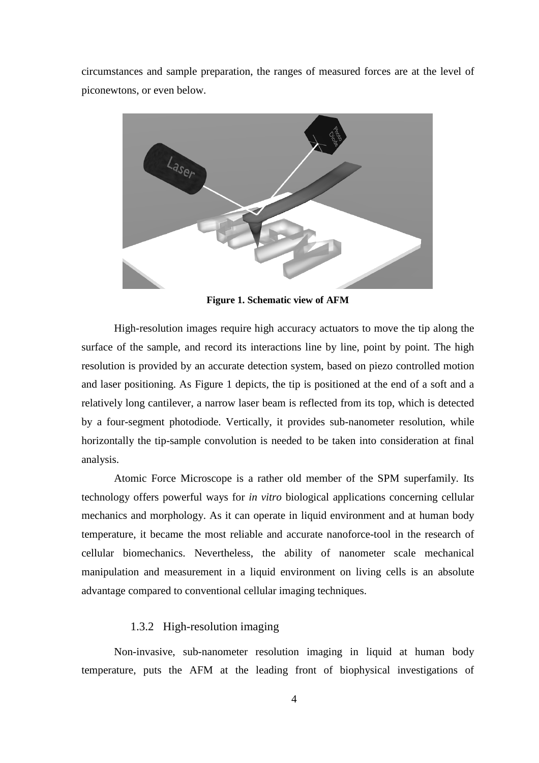circumstances and sample preparation, the ranges of measured forces are at the level of piconewtons, or even below.

**Figure 1. Schematic view of AFM**

High-resolution images require high accuracy actuators to move the tip along the surface of the sample, and record its interactions line by line, point by point. The high resolution is provided by an accurate detection system, based on piezo controlled motion and laser positioning. As Figure 1 depicts, the tip is positioned at the end of a soft and a relatively long cantilever, a narrow laser beam is reflected from its top, which is detected by a four-segment photodiode. Vertically, it provides sub-nanometer resolution, while horizontally the tip-sample convolution is needed to be taken into consideration at final analysis.

Atomic Force Microscope is a rather old member of the SPM superfamily. Its technology offers powerful ways for *in vitro* biological applications concerning cellular mechanics and morphology. As it can operate in liquid environment and at human body temperature, it became the most reliable and accurate nanoforce-tool in the research of cellular biomechanics. Nevertheless, the ability of nanometer scale mechanical manipulation and measurement in a liquid environment on living cells is an absolute advantage compared to conventional cellular imaging techniques.

### 1.3.2 High-resolution imaging

Non-invasive, sub-nanometer resolution imaging in liquid at human body temperature, puts the AFM at the leading front of biophysical investigations of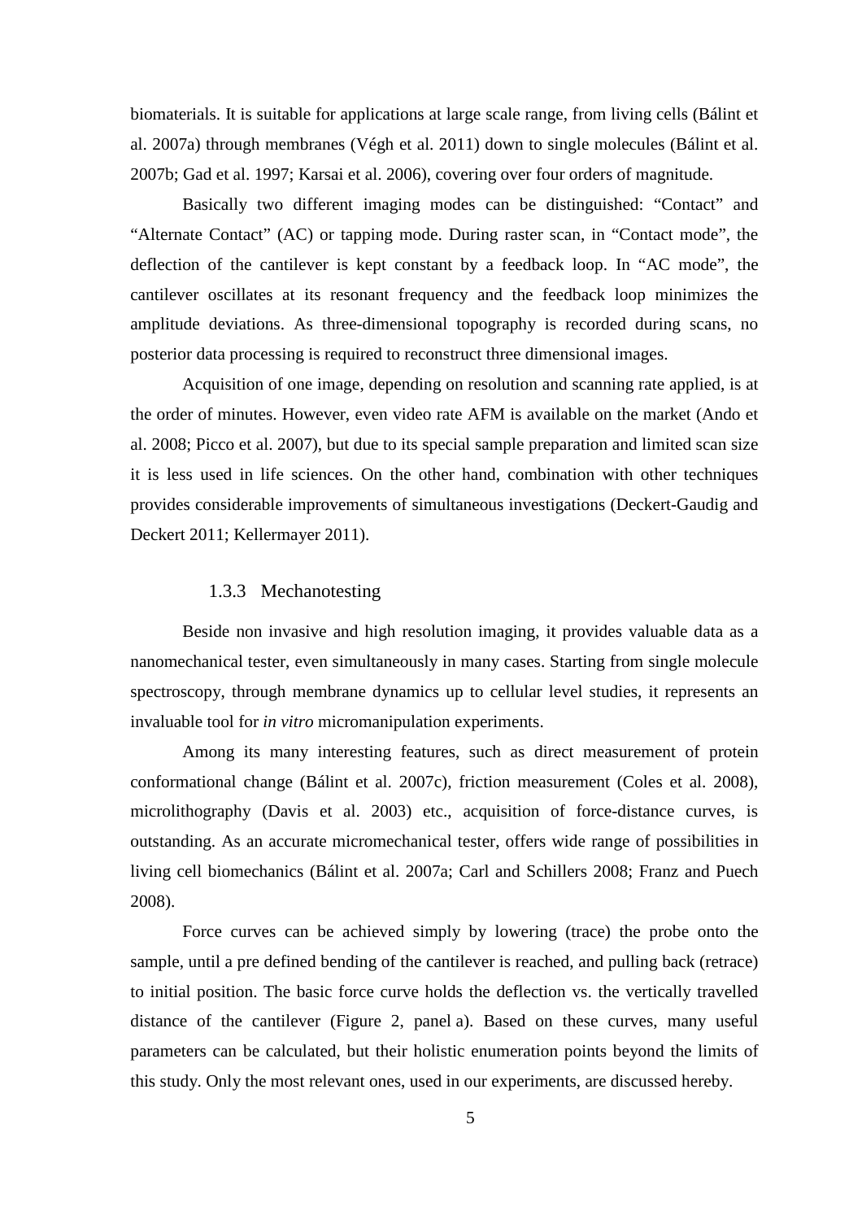biomaterials. It is suitable for applications at large scale range, from living cells (Bálint et al. 2007a) through membranes (Végh et al. 2011) down to single molecules (Bálint et al. 2007b; Gad et al. 1997; Karsai et al. 2006), covering over four orders of magnitude.

Basically two different imaging modes can be distinguished: “Contact” and “Alternate Contact” (AC) or tapping mode. During raster scan, in “Contact mode”, the deflection of the cantilever is kept constant by a feedback loop. In “AC mode”, the cantilever oscillates at its resonant frequency and the feedback loop minimizes the amplitude deviations. As three-dimensional topography is recorded during scans, no posterior data processing is required to reconstruct three dimensional images.

Acquisition of one image, depending on resolution and scanning rate applied, is at the order of minutes. However, even video rate AFM is available on the market (Ando et al. 2008; Picco et al. 2007), but due to its special sample preparation and limited scan size it is less used in life sciences. On the other hand, combination with other techniques provides considerable improvements of simultaneous investigations (Deckert-Gaudig and Deckert 2011; Kellermayer 2011).

### 1.3.3 Mechanotesting

Beside non invasive and high resolution imaging, it provides valuable data as a nanomechanical tester, even simultaneously in many cases. Starting from single molecule spectroscopy, through membrane dynamics up to cellular level studies, it represents an invaluable tool for *in vitro* micromanipulation experiments.

Among its many interesting features, such as direct measurement of protein conformational change (Bálint et al. 2007c), friction measurement (Coles et al. 2008), microlithography (Davis et al. 2003) etc., acquisition of force-distance curves, is outstanding. As an accurate micromechanical tester, offers wide range of possibilities in living cell biomechanics (Bálint et al. 2007a; Carl and Schillers 2008; Franz and Puech 2008).

Force curves can be achieved simply by lowering (trace) the probe onto the sample, until a pre defined bending of the cantilever is reached, and pulling back (retrace) to initial position. The basic force curve holds the deflection vs. the vertically travelled distance of the cantilever (Figure 2, panel a). Based on these curves, many useful parameters can be calculated, but their holistic enumeration points beyond the limits of this study. Only the most relevant ones, used in our experiments, are discussed hereby.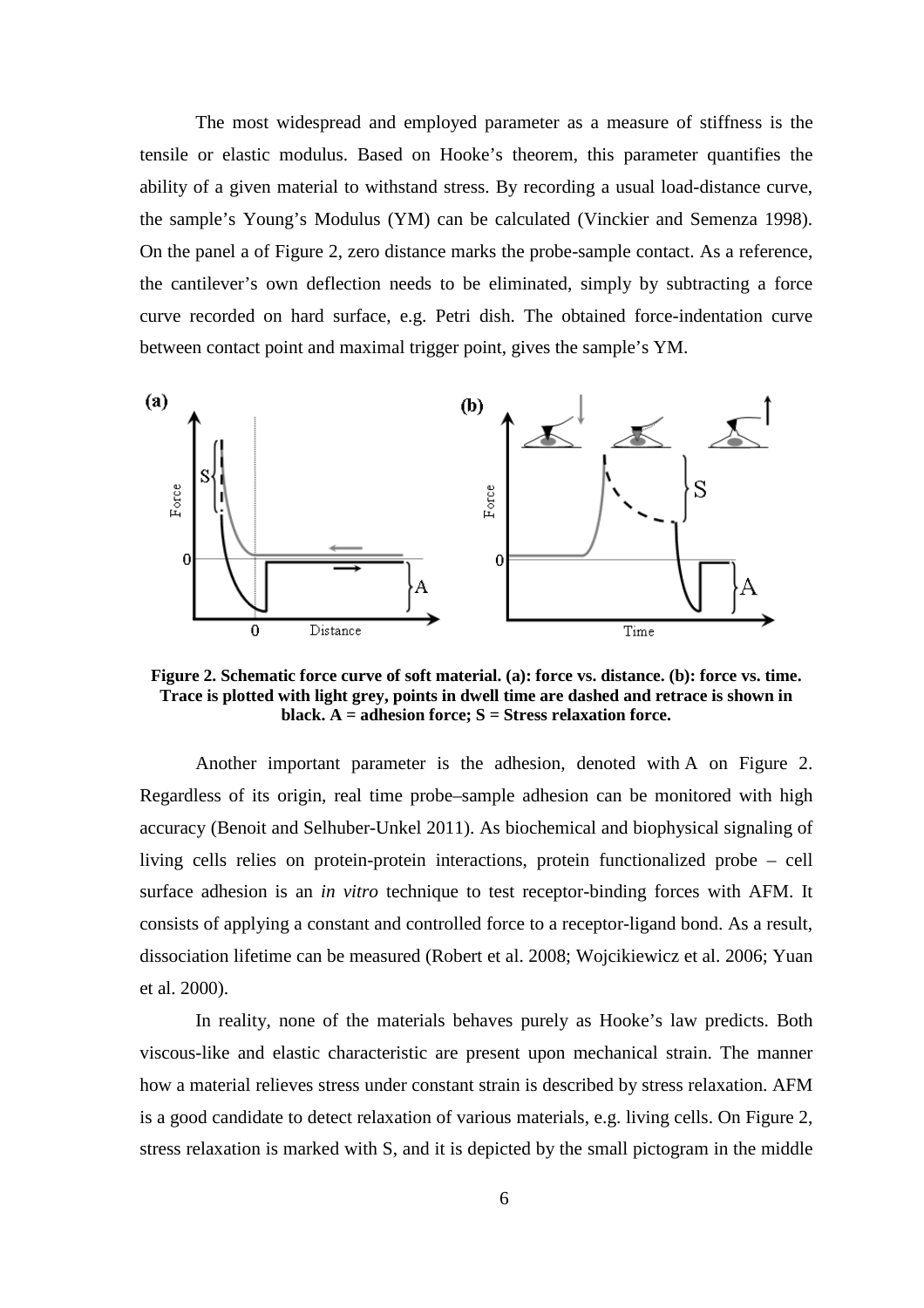The most widespread and employed parameter as a measure of stiffness is the tensile or elastic modulus. Based on Hooke's theorem, this parameter quantifies the ability of a given material to withstand stress. By recording a usual load-distance curve, the sample's Young's Modulus (YM) can be calculated (Vinckier and Semenza 1998). On the panel a of Figure 2, zero distance marks the probe-sample contact. As a reference, the cantilever's own deflection needs to be eliminated, simply by subtracting a force curve recorded on hard surface, e.g. Petri dish. The obtained force-indentation curve between contact point and maximal trigger point, gives the sample's YM.

**Figure 2. Schematic force curve of soft material. (a): force vs. distance. (b): force vs. time. Trace is plotted with light grey, points in dwell time are dashed and retrace is shown in black. A = adhesion force; S = Stress relaxation force.**

Another important parameter is the adhesion, denoted with A on Figure 2. Regardless of its origin, real time probe–sample adhesion can be monitored with high accuracy (Benoit and Selhuber-Unkel 2011). As biochemical and biophysical signaling of living cells relies on protein-protein interactions, protein functionalized probe – cell surface adhesion is an *in vitro* technique to test receptor-binding forces with AFM. It consists of applying a constant and controlled force to a receptor-ligand bond. As a result, dissociation lifetime can be measured (Robert et al. 2008; Wojcikiewicz et al. 2006; Yuan et al. 2000).

In reality, none of the materials behaves purely as Hooke's law predicts. Both viscous-like and elastic characteristic are present upon mechanical strain. The manner how a material relieves stress under constant strain is described by stress relaxation. AFM is a good candidate to detect relaxation of various materials, e.g. living cells. On Figure 2, stress relaxation is marked with S, and it is depicted by the small pictogram in the middle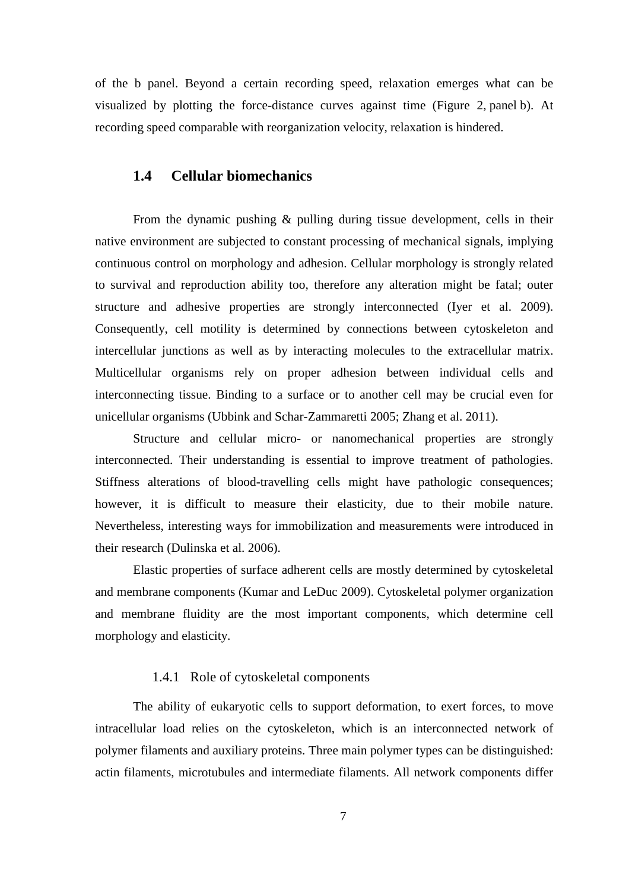of the b panel. Beyond a certain recording speed, relaxation emerges what can be visualized by plotting the force-distance curves against time (Figure 2, panel b). At recording speed comparable with reorganization velocity, relaxation is hindered.

## 1.4 Cellular biomechanics

From the dynamic pushing & pulling during tissue development, cells in their native environment are subjected to constant processing of mechanical signals, implying continuous control on morphology and adhesion. Cellular morphology is strongly related to survival and reproduction ability too, therefore any alteration might be fatal; outer structure and adhesive properties are strongly interconnected (Iyer et al. 2009). Consequently, cell motility is determined by connections between cytoskeleton and intercellular junctions as well as by interacting molecules to the extracellular matrix. Multicellular organisms rely on proper adhesion between individual cells and interconnecting tissue. Binding to a surface or to another cell may be crucial even for unicellular organisms (Ubbink and Schar-Zammaretti 2005; Zhang et al. 2011).

Structure and cellular micro- or nanomechanical properties are strongly interconnected. Their understanding is essential to improve treatment of pathologies. Stiffness alterations of blood-travelling cells might have pathologic consequences; however, it is difficult to measure their elasticity, due to their mobile nature. Nevertheless, interesting ways for immobilization and measurements were introduced in their research (Dulinska et al. 2006).

Elastic properties of surface adherent cells are mostly determined by cytoskeletal and membrane components (Kumar and LeDuc 2009). Cytoskeletal polymer organization and membrane fluidity are the most important components, which determine cell morphology and elasticity.

### 1.4.1 Role of cytoskeletal components

The ability of eukaryotic cells to support deformation, to exert forces, to move intracellular load relies on the cytoskeleton, which is an interconnected network of polymer filaments and auxiliary proteins. Three main polymer types can be distinguished: actin filaments, microtubules and intermediate filaments. All network components differ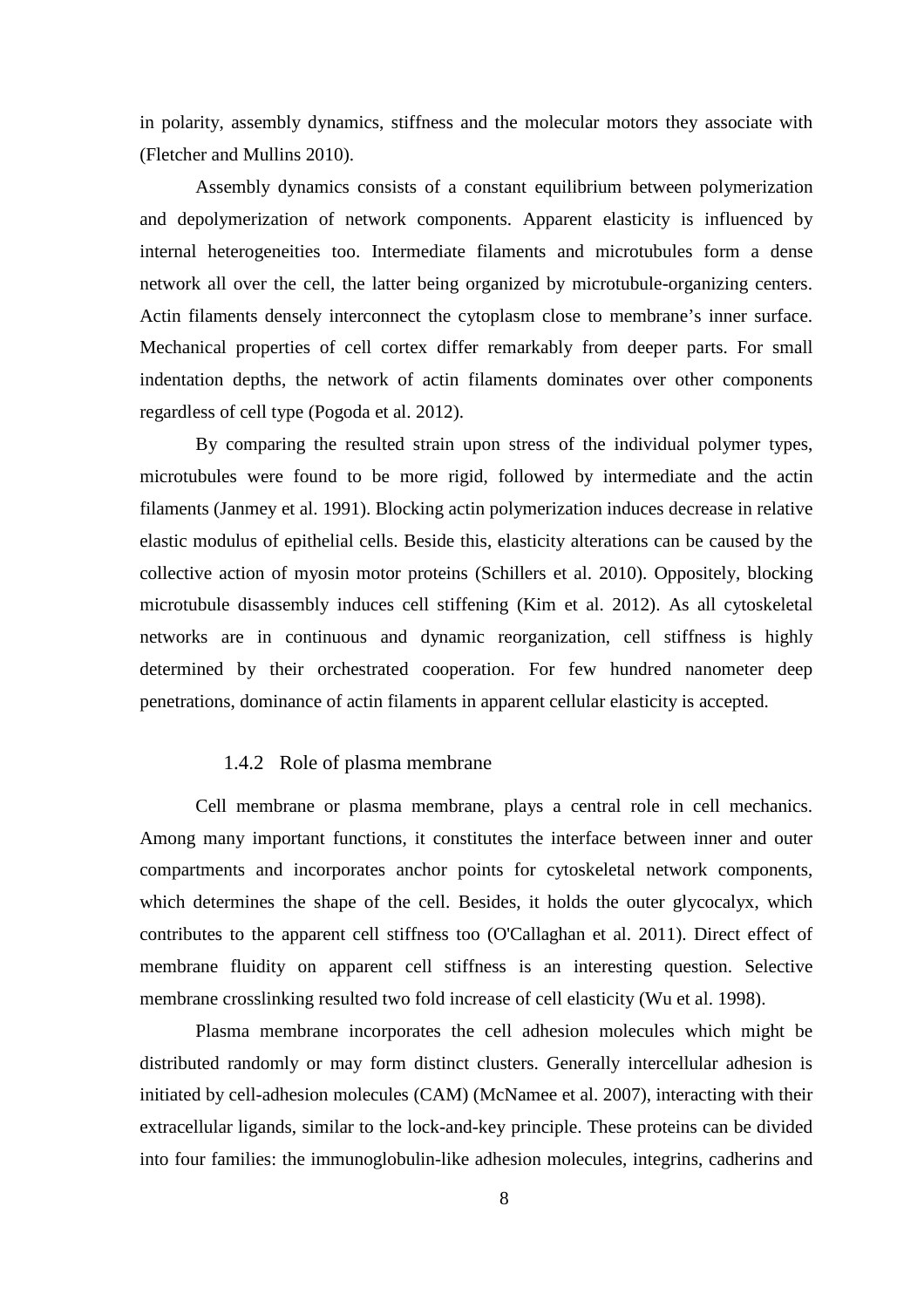in polarity, assembly dynamics, stiffness and the molecular motors they associate with (Fletcher and Mullins 2010).

Assembly dynamics consists of a constant equilibrium between polymerization and depolymerization of network components. Apparent elasticity is influenced by internal heterogeneities too. Intermediate filaments and microtubules form a dense network all over the cell, the latter being organized by microtubule-organizing centers. Actin filaments densely interconnect the cytoplasm close to membrane's inner surface. Mechanical properties of cell cortex differ remarkably from deeper parts. For small indentation depths, the network of actin filaments dominates over other components regardless of cell type (Pogoda et al. 2012).

By comparing the resulted strain upon stress of the individual polymer types, microtubules were found to be more rigid, followed by intermediate and the actin filaments (Janmey et al. 1991). Blocking actin polymerization induces decrease in relative elastic modulus of epithelial cells. Beside this, elasticity alterations can be caused by the collective action of myosin motor proteins (Schillers et al. 2010). Oppositely, blocking microtubule disassembly induces cell stiffening (Kim et al. 2012). As all cytoskeletal networks are in continuous and dynamic reorganization, cell stiffness is highly determined by their orchestrated cooperation. For few hundred nanometer deep penetrations, dominance of actin filaments in apparent cellular elasticity is accepted.

### 1.4.2 Role of plasma membrane

Cell membrane or plasma membrane, plays a central role in cell mechanics. Among many important functions, it constitutes the interface between inner and outer compartments and incorporates anchor points for cytoskeletal network components, which determines the shape of the cell. Besides, it holds the outer glycocalyx, which contributes to the apparent cell stiffness too (O'Callaghan et al. 2011). Direct effect of membrane fluidity on apparent cell stiffness is an interesting question. Selective membrane crosslinking resulted two fold increase of cell elasticity (Wu et al. 1998).

Plasma membrane incorporates the cell adhesion molecules which might be distributed randomly or may form distinct clusters. Generally intercellular adhesion is initiated by cell-adhesion molecules (CAM) (McNamee et al. 2007), interacting with their extracellular ligands, similar to the lock-and-key principle. These proteins can be divided into four families: the immunoglobulin-like adhesion molecules, integrins, cadherins and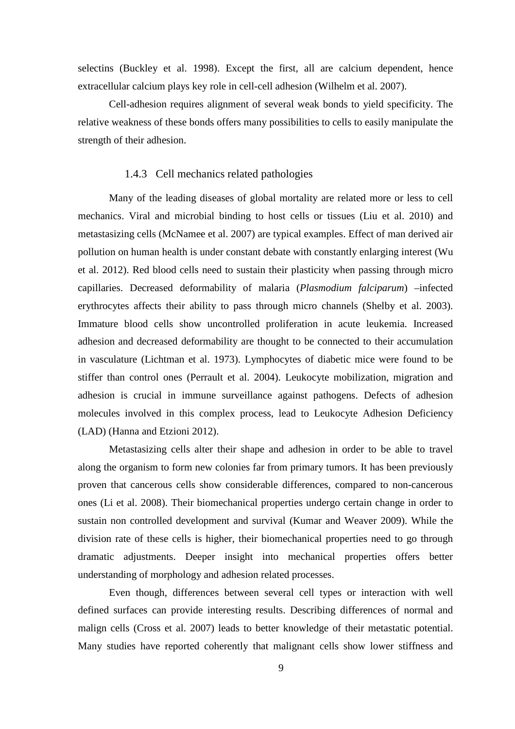selectins (Buckley et al. 1998). Except the first, all are calcium dependent, hence extracellular calcium plays key role in cell-cell adhesion (Wilhelm et al. 2007).

Cell-adhesion requires alignment of several weak bonds to yield specificity. The relative weakness of these bonds offers many possibilities to cells to easily manipulate the strength of their adhesion.

### 1.4.3 Cell mechanics related pathologies

Many of the leading diseases of global mortality are related more or less to cell mechanics. Viral and microbial binding to host cells or tissues (Liu et al. 2010) and metastasizing cells (McNamee et al. 2007) are typical examples. Effect of man derived air pollution on human health is under constant debate with constantly enlarging interest (Wu et al. 2012). Red blood cells need to sustain their plasticity when passing through micro capillaries. Decreased deformability of malaria (*Plasmodium falciparum*) –infected erythrocytes affects their ability to pass through micro channels (Shelby et al. 2003). Immature blood cells show uncontrolled proliferation in acute leukemia. Increased adhesion and decreased deformability are thought to be connected to their accumulation in vasculature (Lichtman et al. 1973). Lymphocytes of diabetic mice were found to be stiffer than control ones (Perrault et al. 2004). Leukocyte mobilization, migration and adhesion is crucial in immune surveillance against pathogens. Defects of adhesion molecules involved in this complex process, lead to Leukocyte Adhesion Deficiency (LAD) (Hanna and Etzioni 2012).

Metastasizing cells alter their shape and adhesion in order to be able to travel along the organism to form new colonies far from primary tumors. It has been previously proven that cancerous cells show considerable differences, compared to non-cancerous ones (Li et al. 2008). Their biomechanical properties undergo certain change in order to sustain non controlled development and survival (Kumar and Weaver 2009). While the division rate of these cells is higher, their biomechanical properties need to go through dramatic adjustments. Deeper insight into mechanical properties offers better understanding of morphology and adhesion related processes.

Even though, differences between several cell types or interaction with well defined surfaces can provide interesting results. Describing differences of normal and malign cells (Cross et al. 2007) leads to better knowledge of their metastatic potential. Many studies have reported coherently that malignant cells show lower stiffness and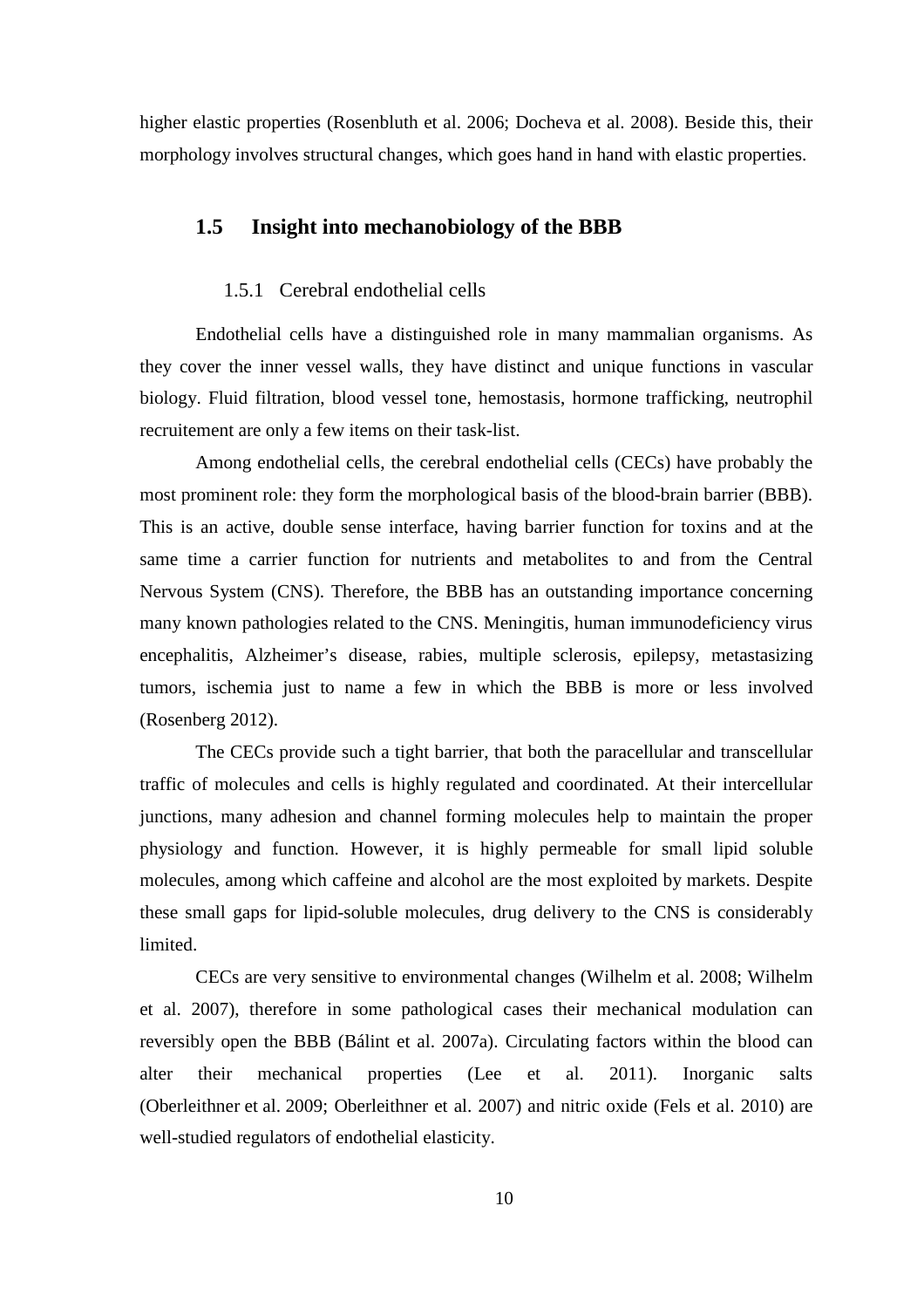higher elastic properties (Rosenbluth et al. 2006; Docheva et al. 2008). Beside this, their morphology involves structural changes, which goes hand in hand with elastic properties.

## 1.5 Insight into mechanobiology of the BBB

### 1.5.1 Cerebral endothelial cells

Endothelial cells have a distinguished role in many mammalian organisms. As they cover the inner vessel walls, they have distinct and unique functions in vascular biology. Fluid filtration, blood vessel tone, hemostasis, hormone trafficking, neutrophil recruitement are only a few items on their task-list.

Among endothelial cells, the cerebral endothelial cells (CECs) have probably the most prominent role: they form the morphological basis of the blood-brain barrier (BBB). This is an active, double sense interface, having barrier function for toxins and at the same time a carrier function for nutrients and metabolites to and from the Central Nervous System (CNS). Therefore, the BBB has an outstanding importance concerning many known pathologies related to the CNS. Meningitis, human immunodeficiency virus encephalitis, Alzheimer's disease, rabies, multiple sclerosis, epilepsy, metastasizing tumors, ischemia just to name a few in which the BBB is more or less involved (Rosenberg 2012).

The CECs provide such a tight barrier, that both the paracellular and transcellular traffic of molecules and cells is highly regulated and coordinated. At their intercellular junctions, many adhesion and channel forming molecules help to maintain the proper physiology and function. However, it is highly permeable for small lipid soluble molecules, among which caffeine and alcohol are the most exploited by markets. Despite these small gaps for lipid-soluble molecules, drug delivery to the CNS is considerably limited.

CECs are very sensitive to environmental changes (Wilhelm et al. 2008; Wilhelm et al. 2007), therefore in some pathological cases their mechanical modulation can reversibly open the BBB (Bálint et al. 2007a). Circulating factors within the blood can alter their mechanical properties (Lee et al. 2011). Inorganic salts (Oberleithner et al. 2009; Oberleithner et al. 2007) and nitric oxide (Fels et al. 2010) are well-studied regulators of endothelial elasticity.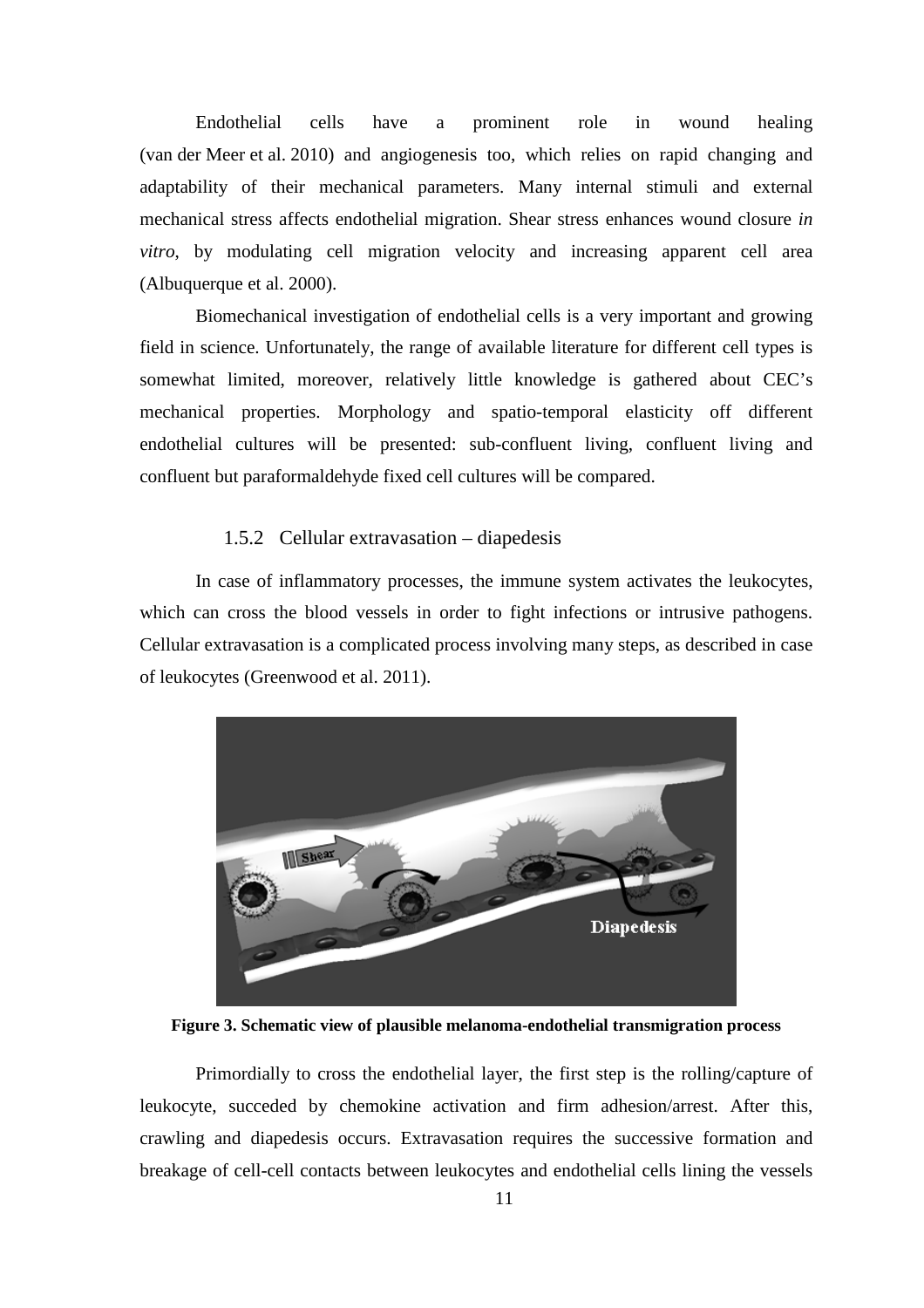Endothelial cells have a prominent role in wound healing (van der Meer et al. 2010) and angiogenesis too, which relies on rapid changing and adaptability of their mechanical parameters. Many internal stimuli and external mechanical stress affects endothelial migration. Shear stress enhances wound closure *in vitro*, by modulating cell migration velocity and increasing apparent cell area (Albuquerque et al. 2000).

Biomechanical investigation of endothelial cells is a very important and growing field in science. Unfortunately, the range of available literature for different cell types is somewhat limited, moreover, relatively little knowledge is gathered about CEC's mechanical properties. Morphology and spatio-temporal elasticity off different endothelial cultures will be presented: sub-confluent living, confluent living and confluent but paraformaldehyde fixed cell cultures will be compared.

### 1.5.2 Cellular extravasation – diapedesis

In case of inflammatory processes, the immune system activates the leukocytes, which can cross the blood vessels in order to fight infections or intrusive pathogens. Cellular extravasation is a complicated process involving many steps, as described in case of leukocytes (Greenwood et al. 2011).

**Figure 3. Schematic view of plausible melanoma-endothelial transmigration process**

Primordially to cross the endothelial layer, the first step is the rolling/capture of leukocyte, succeded by chemokine activation and firm adhesion/arrest. After this, crawling and diapedesis occurs. Extravasation requires the successive formation and breakage of cell-cell contacts between leukocytes and endothelial cells lining the vessels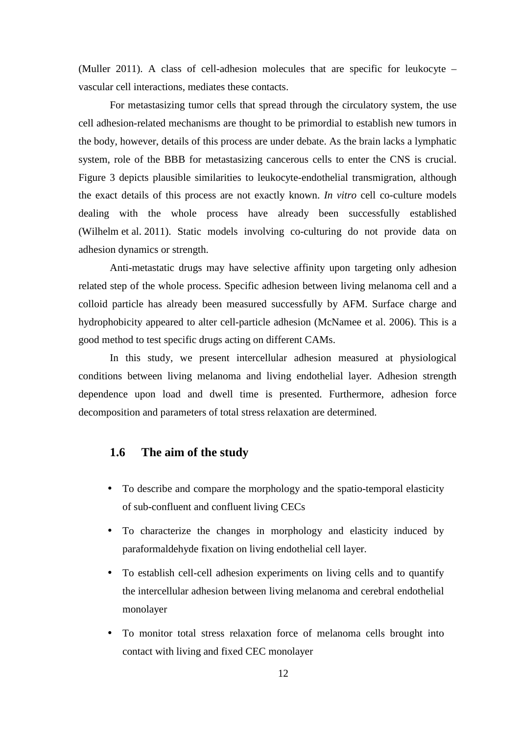(Muller 2011). A class of cell-adhesion molecules that are specific for leukocyte – vascular cell interactions, mediates these contacts.

For metastasizing tumor cells that spread through the circulatory system, the use cell adhesion-related mechanisms are thought to be primordial to establish new tumors in the body, however, details of this process are under debate. As the brain lacks a lymphatic system, role of the BBB for metastasizing cancerous cells to enter the CNS is crucial. Figure 3 depicts plausible similarities to leukocyte-endothelial transmigration, although the exact details of this process are not exactly known. *In vitro* cell co-culture models dealing with the whole process have already been successfully established (Wilhelm et al. 2011). Static models involving co-culturing do not provide data on adhesion dynamics or strength.

Anti-metastatic drugs may have selective affinity upon targeting only adhesion related step of the whole process. Specific adhesion between living melanoma cell and a colloid particle has already been measured successfully by AFM. Surface charge and hydrophobicity appeared to alter cell-particle adhesion (McNamee et al. 2006). This is a good method to test specific drugs acting on different CAMs.

In this study, we present intercellular adhesion measured at physiological conditions between living melanoma and living endothelial layer. Adhesion strength dependence upon load and dwell time is presented. Furthermore, adhesion force decomposition and parameters of total stress relaxation are determined.

## 1.6 The aim of the study

- To describe and compare the morphology and the spatio-temporal elasticity of sub-confluent and confluent living CECs
- To characterize the changes in morphology and elasticity induced by paraformaldehyde fixation on living endothelial cell layer.
- To establish cell-cell adhesion experiments on living cells and to quantify the intercellular adhesion between living melanoma and cerebral endothelial monolayer
- To monitor total stress relaxation force of melanoma cells brought into contact with living and fixed CEC monolayer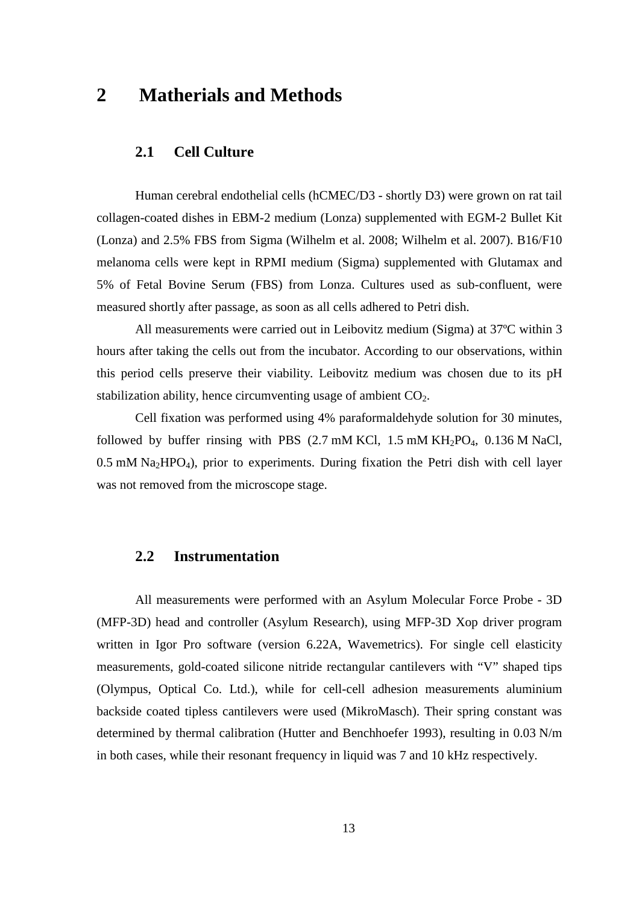# 2 Matherials and Methods

## 2.1 Cell Culture

Human cerebral endothelial cells (hCMEC/D3 - shortly D3) were grown on rat tail collagen-coated dishes in EBM-2 medium (Lonza) supplemented with EGM-2 Bullet Kit (Lonza) and 2.5% FBS from Sigma (Wilhelm et al. 2008; Wilhelm et al. 2007). B16/F10 melanoma cells were kept in RPMI medium (Sigma) supplemented with Glutamax and 5% of Fetal Bovine Serum (FBS) from Lonza. Cultures used as sub-confluent, were measured shortly after passage, as soon as all cells adhered to Petri dish.

All measurements were carried out in Leibovitz medium (Sigma) at 37ºC within 3 hours after taking the cells out from the incubator. According to our observations, within this period cells preserve their viability. Leibovitz medium was chosen due to its pH stabilization ability, hence circumventing usage of ambient $CO_2$.

Cell fixation was performed using 4% paraformaldehyde solution for 30 minutes, followed by buffer rinsing with PBS (2.7 mM KCl, 1.5 mM $KH_2PO_4$, 0.136 M NaCl, 0.5 mM $Na_2HPO_4$), prior to experiments. During fixation the Petri dish with cell layer was not removed from the microscope stage.

## 2.2 Instrumentation

All measurements were performed with an Asylum Molecular Force Probe - 3D (MFP-3D) head and controller (Asylum Research), using MFP-3D Xop driver program written in Igor Pro software (version 6.22A, Wavemetrics). For single cell elasticity measurements, gold-coated silicone nitride rectangular cantilevers with "V" shaped tips (Olympus, Optical Co. Ltd.), while for cell-cell adhesion measurements aluminium backside coated tipless cantilevers were used (MikroMasch). Their spring constant was determined by thermal calibration (Hutter and Benchhoefer 1993), resulting in 0.03 N/m in both cases, while their resonant frequency in liquid was 7 and 10 kHz respectively.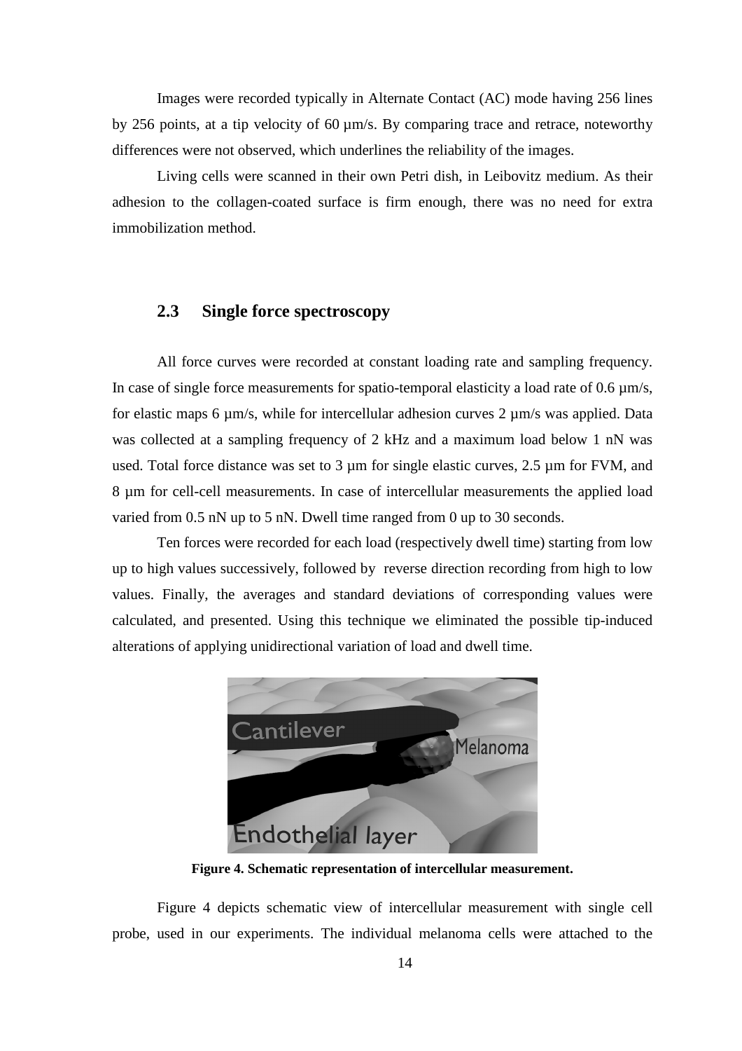Images were recorded typically in Alternate Contact (AC) mode having 256 lines by 256 points, at a tip velocity of 60 µm/s. By comparing trace and retrace, noteworthy differences were not observed, which underlines the reliability of the images.

Living cells were scanned in their own Petri dish, in Leibovitz medium. As their adhesion to the collagen-coated surface is firm enough, there was no need for extra immobilization method.

## 2.3 Single force spectroscopy

All force curves were recorded at constant loading rate and sampling frequency. In case of single force measurements for spatio-temporal elasticity a load rate of 0.6 µm/s, for elastic maps 6 µm/s, while for intercellular adhesion curves 2 µm/s was applied. Data was collected at a sampling frequency of 2 kHz and a maximum load below 1 nN was used. Total force distance was set to 3 µm for single elastic curves, 2.5 µm for FVM, and 8 µm for cell-cell measurements. In case of intercellular measurements the applied load varied from 0.5 nN up to 5 nN. Dwell time ranged from 0 up to 30 seconds.

Ten forces were recorded for each load (respectively dwell time) starting from low up to high values successively, followed by reverse direction recording from high to low values. Finally, the averages and standard deviations of corresponding values were calculated, and presented. Using this technique we eliminated the possible tip-induced alterations of applying unidirectional variation of load and dwell time.

**Figure 4. Schematic representation of intercellular measurement.**

Figure 4 depicts schematic view of intercellular measurement with single cell probe, used in our experiments. The individual melanoma cells were attached to the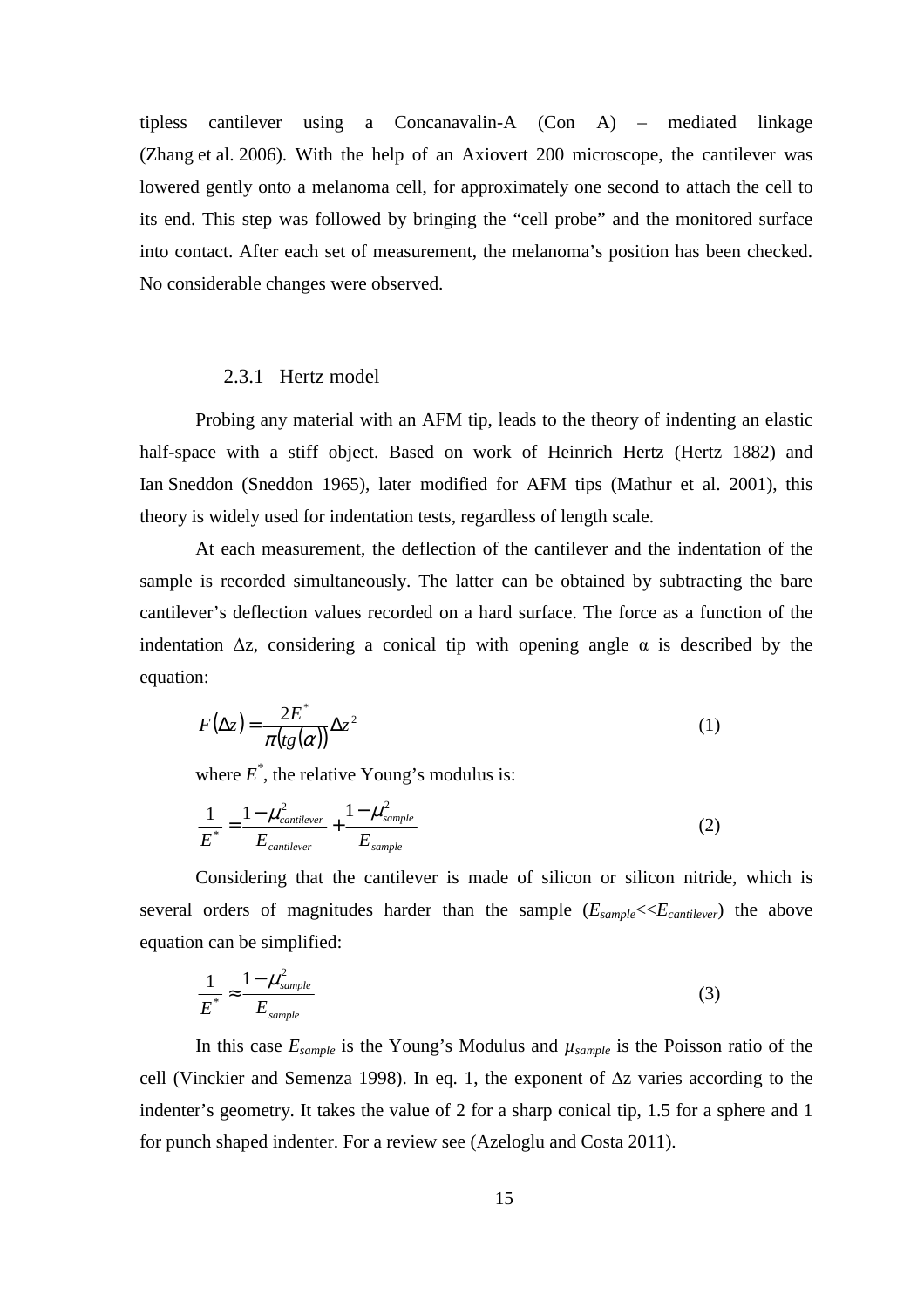tipless cantilever using a Concanavalin-A (Con A) – mediated linkage (Zhang et al. 2006). With the help of an Axiovert 200 microscope, the cantilever was lowered gently onto a melanoma cell, for approximately one second to attach the cell to its end. This step was followed by bringing the "cell probe" and the monitored surface into contact. After each set of measurement, the melanoma's position has been checked. No considerable changes were observed.

### 2.3.1 Hertz model

Probing any material with an AFM tip, leads to the theory of indenting an elastic half-space with a stiff object. Based on work of Heinrich Hertz (Hertz 1882) and Ian Sneddon (Sneddon 1965), later modified for AFM tips (Mathur et al. 2001), this theory is widely used for indentation tests, regardless of length scale.

At each measurement, the deflection of the cantilever and the indentation of the sample is recorded simultaneously. The latter can be obtained by subtracting the bare cantilever's deflection values recorded on a hard surface. The force as a function of the indentation $\Delta z$, considering a conical tip with opening angle $\alpha$ is described by the equation:

$$F(\Delta z) = \frac{2E^*}{\pi(tg(\alpha))}\Delta z^2 \tag{1}$$

where $E^*$, the relative Young's modulus is:

$$\frac{1}{E^*} = \frac{1-\mu_{cantilever}^2}{E_{cantilever}} + \frac{1-\mu_{sample}^2}{E_{sample}} \tag{2}$$

Considering that the cantilever is made of silicon or silicon nitride, which is several orders of magnitudes harder than the sample ($E_{sample} << E_{cantilever}$) the above equation can be simplified:

$$\frac{1}{E^*} \approx \frac{1-\mu_{sample}^2}{E_{sample}} \tag{3}$$

In this case $E_{sample}$ is the Young's Modulus and $\mu_{sample}$ is the Poisson ratio of the cell (Vinckier and Semenza 1998). In eq. 1, the exponent of $\Delta z$ varies according to the indenter's geometry. It takes the value of 2 for a sharp conical tip, 1.5 for a sphere and 1 for punch shaped indenter. For a review see (Azeloglu and Costa 2011).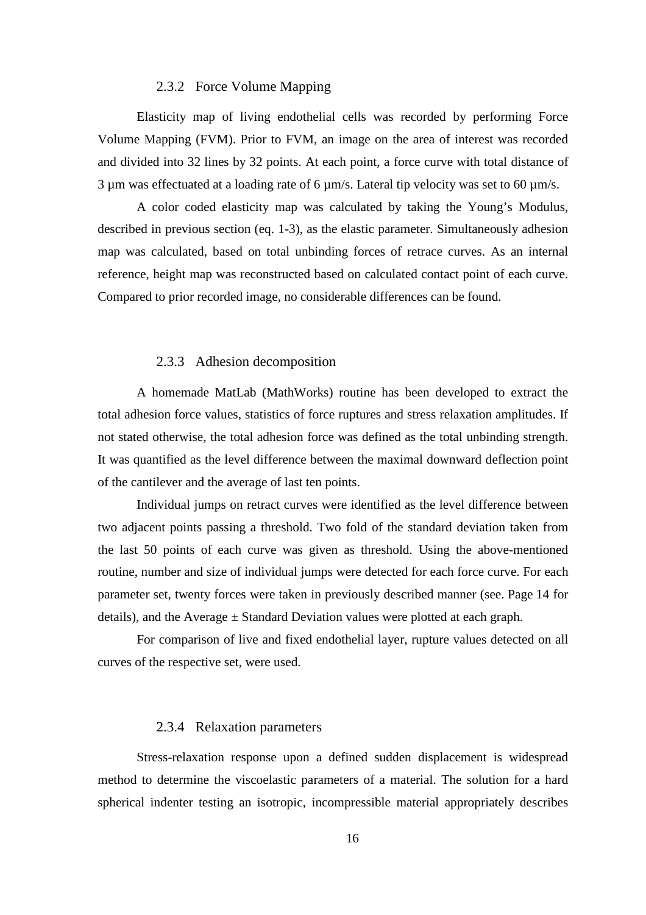### 2.3.2 Force Volume Mapping

Elasticity map of living endothelial cells was recorded by performing Force Volume Mapping (FVM). Prior to FVM, an image on the area of interest was recorded and divided into 32 lines by 32 points. At each point, a force curve with total distance of 3 µm was effectuated at a loading rate of 6 µm/s. Lateral tip velocity was set to 60 µm/s.

A color coded elasticity map was calculated by taking the Young's Modulus, described in previous section (eq. 1-3), as the elastic parameter. Simultaneously adhesion map was calculated, based on total unbinding forces of retrace curves. As an internal reference, height map was reconstructed based on calculated contact point of each curve. Compared to prior recorded image, no considerable differences can be found.

### 2.3.3 Adhesion decomposition

A homemade MatLab (MathWorks) routine has been developed to extract the total adhesion force values, statistics of force ruptures and stress relaxation amplitudes. If not stated otherwise, the total adhesion force was defined as the total unbinding strength. It was quantified as the level difference between the maximal downward deflection point of the cantilever and the average of last ten points.

Individual jumps on retract curves were identified as the level difference between two adjacent points passing a threshold. Two fold of the standard deviation taken from the last 50 points of each curve was given as threshold. Using the above-mentioned routine, number and size of individual jumps were detected for each force curve. For each parameter set, twenty forces were taken in previously described manner (see. Page 14 for details), and the Average ± Standard Deviation values were plotted at each graph.

For comparison of live and fixed endothelial layer, rupture values detected on all curves of the respective set, were used.

### 2.3.4 Relaxation parameters

Stress-relaxation response upon a defined sudden displacement is widespread method to determine the viscoelastic parameters of a material. The solution for a hard spherical indenter testing an isotropic, incompressible material appropriately describes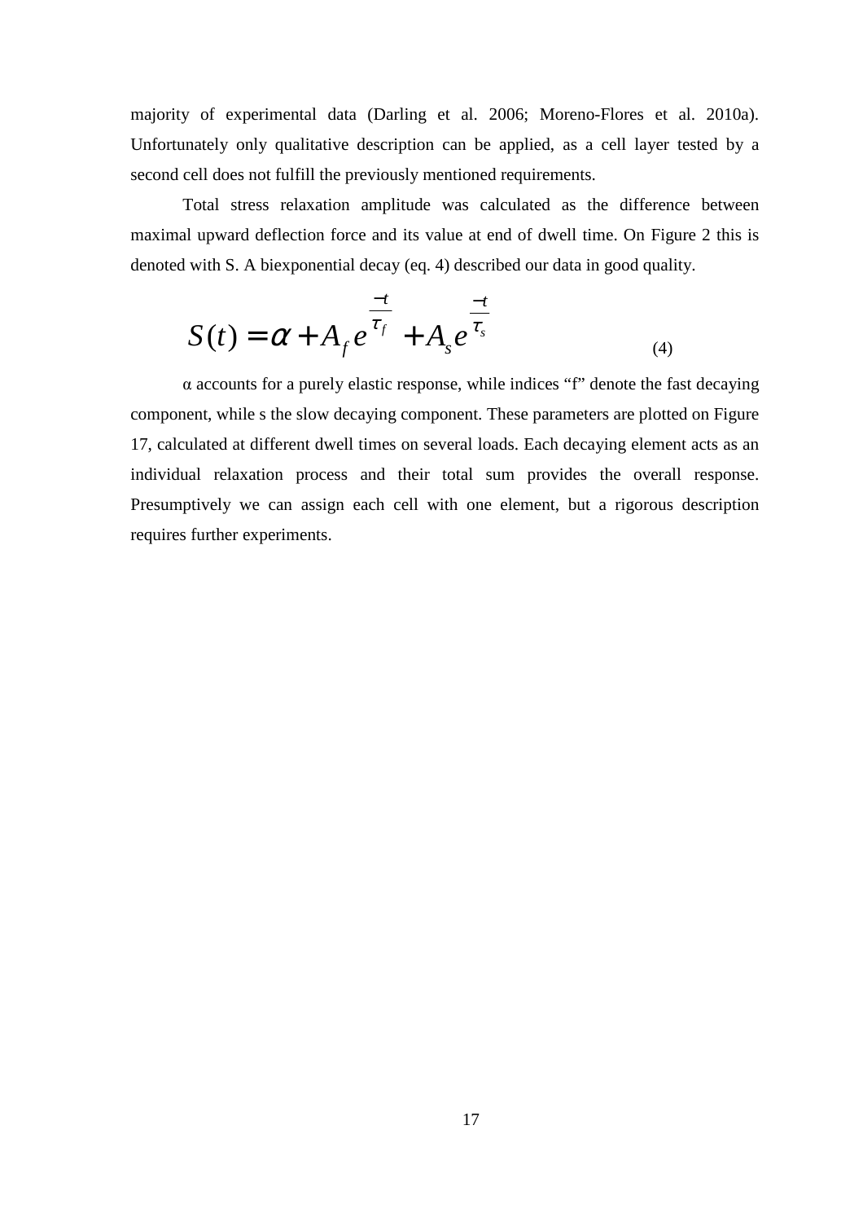majority of experimental data (Darling et al. 2006; Moreno-Flores et al. 2010a). Unfortunately only qualitative description can be applied, as a cell layer tested by a second cell does not fulfill the previously mentioned requirements.

Total stress relaxation amplitude was calculated as the difference between maximal upward deflection force and its value at end of dwell time. On Figure 2 this is denoted with S. A biexponential decay (eq. 4) described our data in good quality.

$$S(t) = \alpha + A_f e^{\frac{-t}{\tau_f}} + A_s e^{\frac{-t}{\tau_s}} \tag{4}$$

α accounts for a purely elastic response, while indices “f” denote the fast decaying component, while s the slow decaying component. These parameters are plotted on Figure 17, calculated at different dwell times on several loads. Each decaying element acts as an individual relaxation process and their total sum provides the overall response. Presumptively we can assign each cell with one element, but a rigorous description requires further experiments.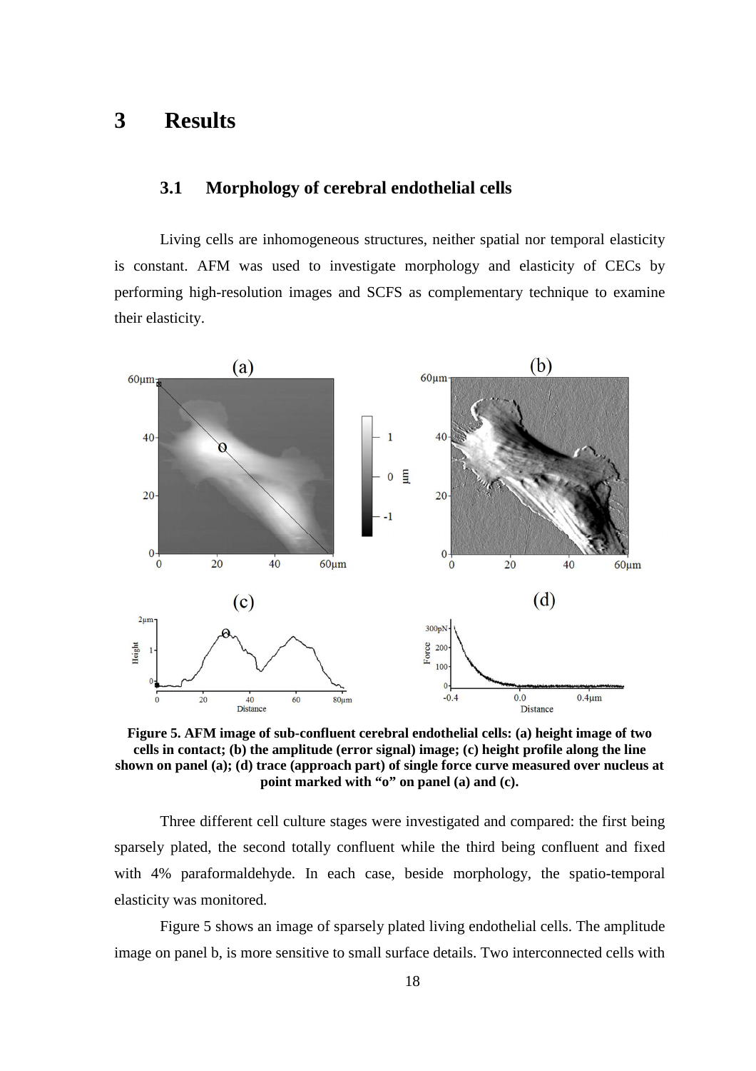# 3 Results

## 3.1 Morphology of cerebral endothelial cells

Living cells are inhomogeneous structures, neither spatial nor temporal elasticity is constant. AFM was used to investigate morphology and elasticity of CECs by performing high-resolution images and SCFS as complementary technique to examine their elasticity.

**Figure 5. AFM image of sub-confluent cerebral endothelial cells: (a) height image of two cells in contact; (b) the amplitude (error signal) image; (c) height profile along the line shown on panel (a); (d) trace (approach part) of single force curve measured over nucleus at point marked with "o" on panel (a) and (c).**

Three different cell culture stages were investigated and compared: the first being sparsely plated, the second totally confluent while the third being confluent and fixed with 4% paraformaldehyde. In each case, beside morphology, the spatio-temporal elasticity was monitored.

Figure 5 shows an image of sparsely plated living endothelial cells. The amplitude image on panel b, is more sensitive to small surface details. Two interconnected cells with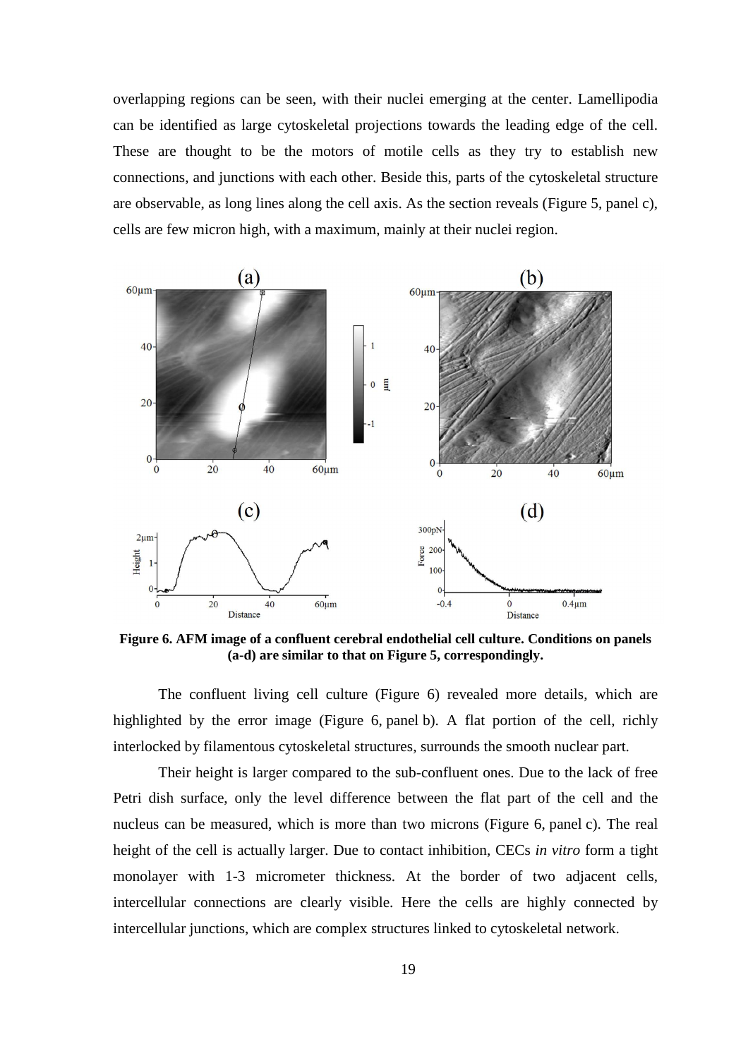overlapping regions can be seen, with their nuclei emerging at the center. Lamellipodia can be identified as large cytoskeletal projections towards the leading edge of the cell. These are thought to be the motors of motile cells as they try to establish new connections, and junctions with each other. Beside this, parts of the cytoskeletal structure are observable, as long lines along the cell axis. As the section reveals (Figure 5, panel c), cells are few micron high, with a maximum, mainly at their nuclei region.

**Figure 6. AFM image of a confluent cerebral endothelial cell culture. Conditions on panels (a-d) are similar to that on Figure 5, correspondingly.**

The confluent living cell culture (Figure 6) revealed more details, which are highlighted by the error image (Figure 6, panel b). A flat portion of the cell, richly interlocked by filamentous cytoskeletal structures, surrounds the smooth nuclear part.

Their height is larger compared to the sub-confluent ones. Due to the lack of free Petri dish surface, only the level difference between the flat part of the cell and the nucleus can be measured, which is more than two microns (Figure 6, panel c). The real height of the cell is actually larger. Due to contact inhibition, CECs *in vitro* form a tight monolayer with 1-3 micrometer thickness. At the border of two adjacent cells, intercellular connections are clearly visible. Here the cells are highly connected by intercellular junctions, which are complex structures linked to cytoskeletal network.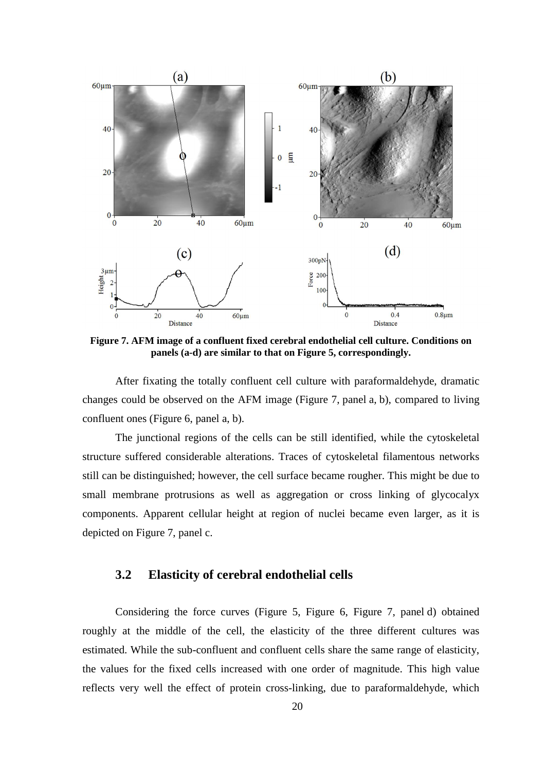**Figure 7. AFM image of a confluent fixed cerebral endothelial cell culture. Conditions on panels (a-d) are similar to that on Figure 5, correspondingly.**

After fixating the totally confluent cell culture with paraformaldehyde, dramatic changes could be observed on the AFM image (Figure 7, panel a, b), compared to living confluent ones (Figure 6, panel a, b).

The junctional regions of the cells can be still identified, while the cytoskeletal structure suffered considerable alterations. Traces of cytoskeletal filamentous networks still can be distinguished; however, the cell surface became rougher. This might be due to small membrane protrusions as well as aggregation or cross linking of glycocalyx components. Apparent cellular height at region of nuclei became even larger, as it is depicted on Figure 7, panel c.

## 3.2 Elasticity of cerebral endothelial cells

Considering the force curves (Figure 5, Figure 6, Figure 7, panel d) obtained roughly at the middle of the cell, the elasticity of the three different cultures was estimated. While the sub-confluent and confluent cells share the same range of elasticity, the values for the fixed cells increased with one order of magnitude. This high value reflects very well the effect of protein cross-linking, due to paraformaldehyde, which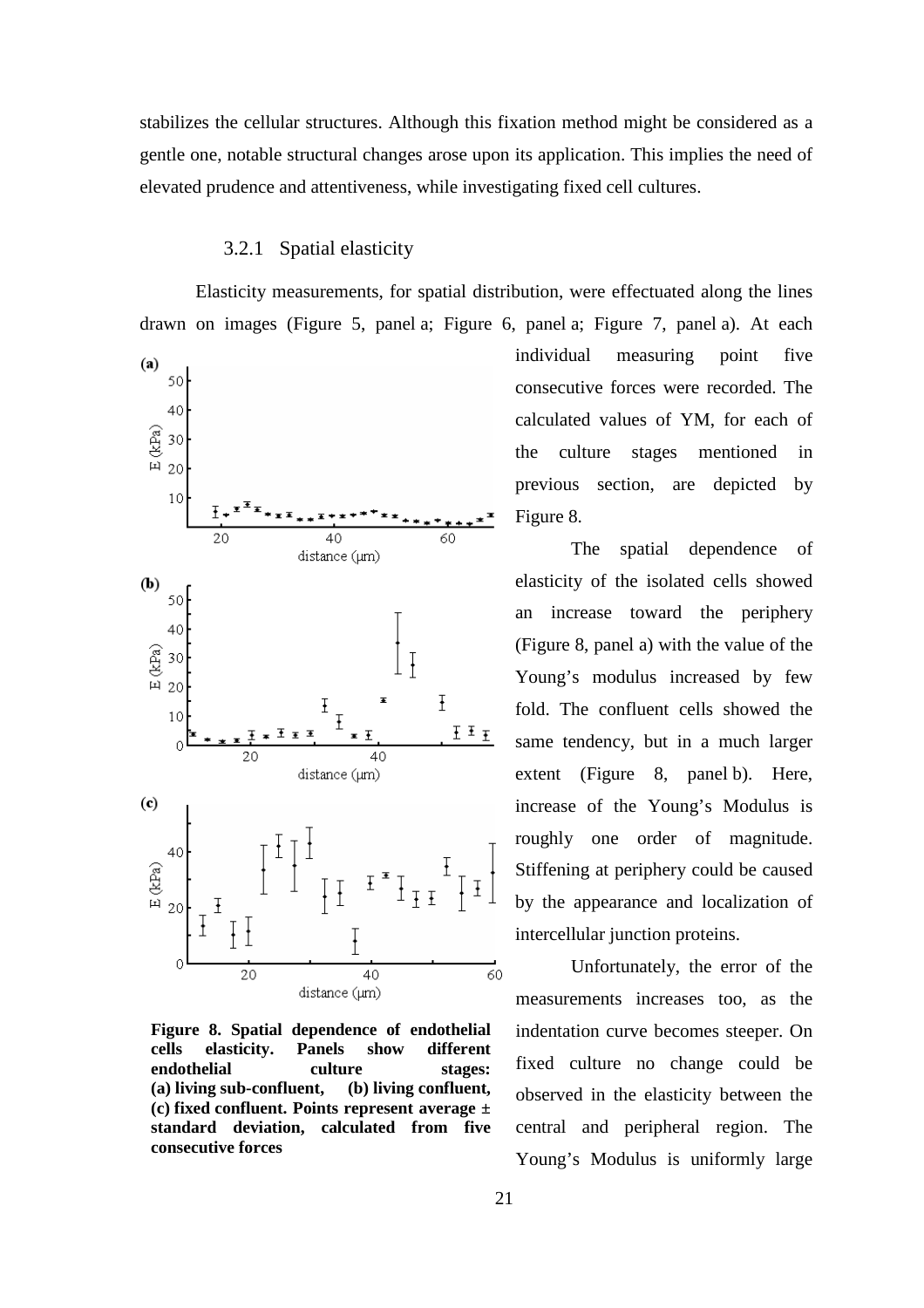stabilizes the cellular structures. Although this fixation method might be considered as a gentle one, notable structural changes arose upon its application. This implies the need of elevated prudence and attentiveness, while investigating fixed cell cultures.

### 3.2.1 Spatial elasticity

Elasticity measurements, for spatial distribution, were effectuated along the lines drawn on images (Figure 5, panel a; Figure 6, panel a; Figure 7, panel a). At each individual measuring point five consecutive forces were recorded. The calculated values of YM, for each of the culture stages mentioned in previous section, are depicted by Figure 8.

The spatial dependence of elasticity of the isolated cells showed an increase toward the periphery (Figure 8, panel a) with the value of the Young's modulus increased by few fold. The confluent cells showed the same tendency, but in a much larger extent (Figure 8, panel b). Here, increase of the Young's Modulus is roughly one order of magnitude. Stiffening at periphery could be caused by the appearance and localization of intercellular junction proteins.

**Figure 8. Spatial dependence of endothelial cells elasticity. Panels show different endothelial culture stages: (a) living sub-confluent, (b) living confluent, (c) fixed confluent. Points represent average ± standard deviation, calculated from five consecutive forces**

Unfortunately, the error of the measurements increases too, as the indentation curve becomes steeper. On fixed culture no change could be observed in the elasticity between the central and peripheral region. The Young's Modulus is uniformly large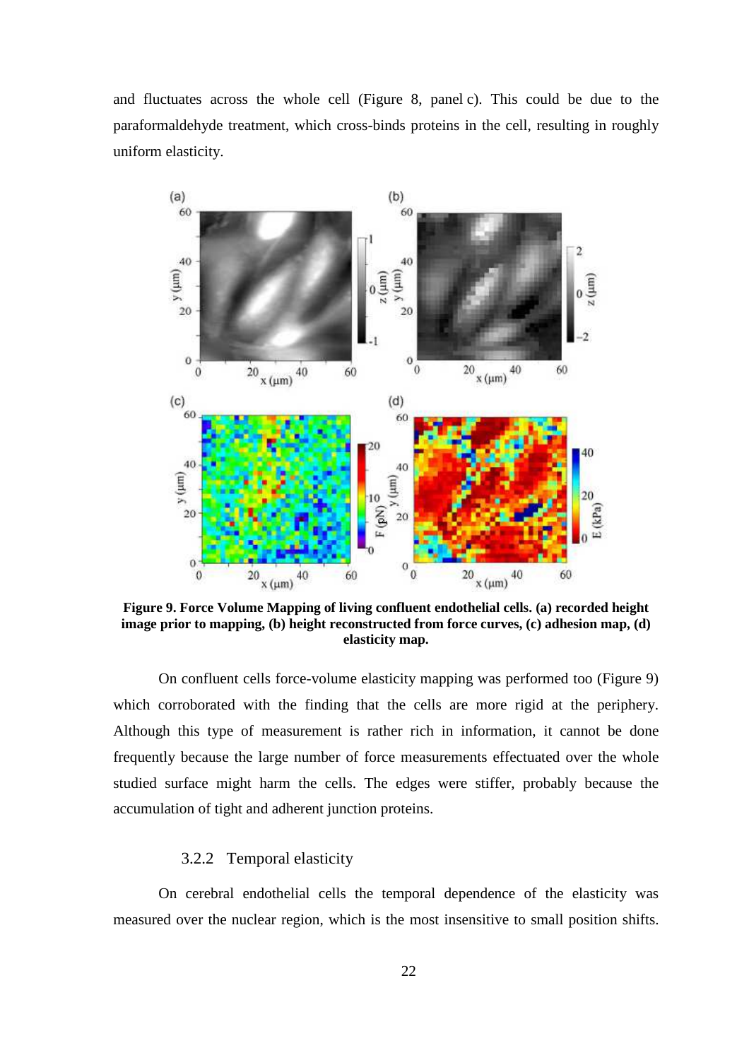and fluctuates across the whole cell (Figure 8, panel c). This could be due to the paraformaldehyde treatment, which cross-binds proteins in the cell, resulting in roughly uniform elasticity.

**Figure 9. Force Volume Mapping of living confluent endothelial cells. (a) recorded height image prior to mapping, (b) height reconstructed from force curves, (c) adhesion map, (d) elasticity map.**

On confluent cells force-volume elasticity mapping was performed too (Figure 9) which corroborated with the finding that the cells are more rigid at the periphery. Although this type of measurement is rather rich in information, it cannot be done frequently because the large number of force measurements effectuated over the whole studied surface might harm the cells. The edges were stiffer, probably because the accumulation of tight and adherent junction proteins.

### 3.2.2 Temporal elasticity

On cerebral endothelial cells the temporal dependence of the elasticity was measured over the nuclear region, which is the most insensitive to small position shifts.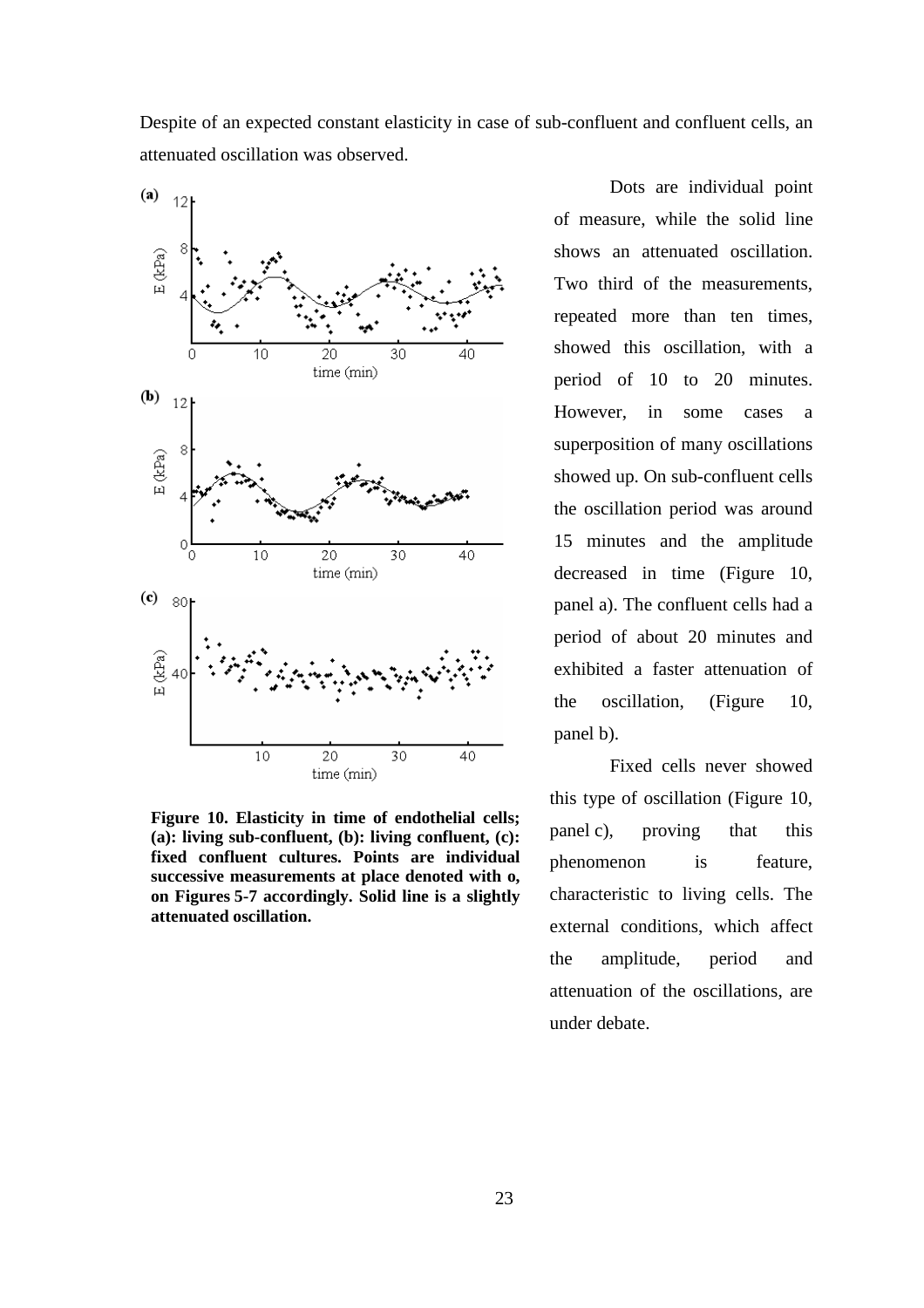Despite of an expected constant elasticity in case of sub-confluent and confluent cells, an attenuated oscillation was observed.

Dots are individual point of measure, while the solid line shows an attenuated oscillation. Two third of the measurements, repeated more than ten times, showed this oscillation, with a period of 10 to 20 minutes. However, in some cases a superposition of many oscillations showed up. On sub-confluent cells the oscillation period was around 15 minutes and the amplitude decreased in time (Figure 10, panel a). The confluent cells had a period of about 20 minutes and exhibited a faster attenuation of the oscillation, (Figure 10, panel b).

Fixed cells never showed this type of oscillation (Figure 10, panel c), proving that this phenomenon is feature, characteristic to living cells. The external conditions, which affect the amplitude, period and attenuation of the oscillations, are under debate.

**Figure 10. Elasticity in time of endothelial cells; (a): living sub-confluent, (b): living confluent, (c): fixed confluent cultures. Points are individual successive measurements at place denoted with o, on Figures 5-7 accordingly. Solid line is a slightly attenuated oscillation.**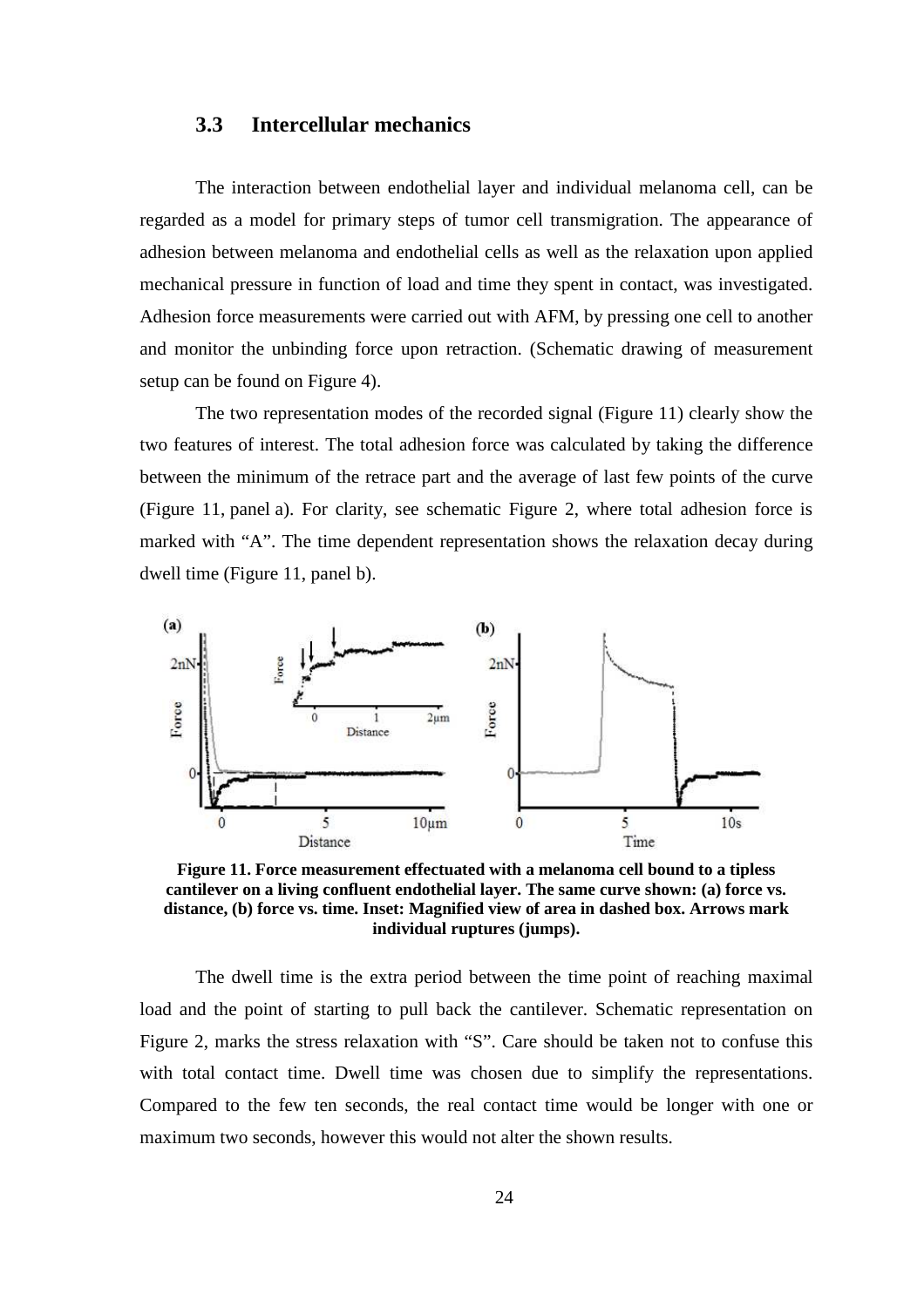### 3.3 Intercellular mechanics

The interaction between endothelial layer and individual melanoma cell, can be regarded as a model for primary steps of tumor cell transmigration. The appearance of adhesion between melanoma and endothelial cells as well as the relaxation upon applied mechanical pressure in function of load and time they spent in contact, was investigated. Adhesion force measurements were carried out with AFM, by pressing one cell to another and monitor the unbinding force upon retraction. (Schematic drawing of measurement setup can be found on Figure 4).

The two representation modes of the recorded signal (Figure 11) clearly show the two features of interest. The total adhesion force was calculated by taking the difference between the minimum of the retrace part and the average of last few points of the curve (Figure 11, panel a). For clarity, see schematic Figure 2, where total adhesion force is marked with "A". The time dependent representation shows the relaxation decay during dwell time (Figure 11, panel b).

**Figure 11. Force measurement effectuated with a melanoma cell bound to a tipless cantilever on a living confluent endothelial layer. The same curve shown: (a) force vs. distance, (b) force vs. time. Inset: Magnified view of area in dashed box. Arrows mark individual ruptures (jumps).**

The dwell time is the extra period between the time point of reaching maximal load and the point of starting to pull back the cantilever. Schematic representation on Figure 2, marks the stress relaxation with "S". Care should be taken not to confuse this with total contact time. Dwell time was chosen due to simplify the representations. Compared to the few ten seconds, the real contact time would be longer with one or maximum two seconds, however this would not alter the shown results.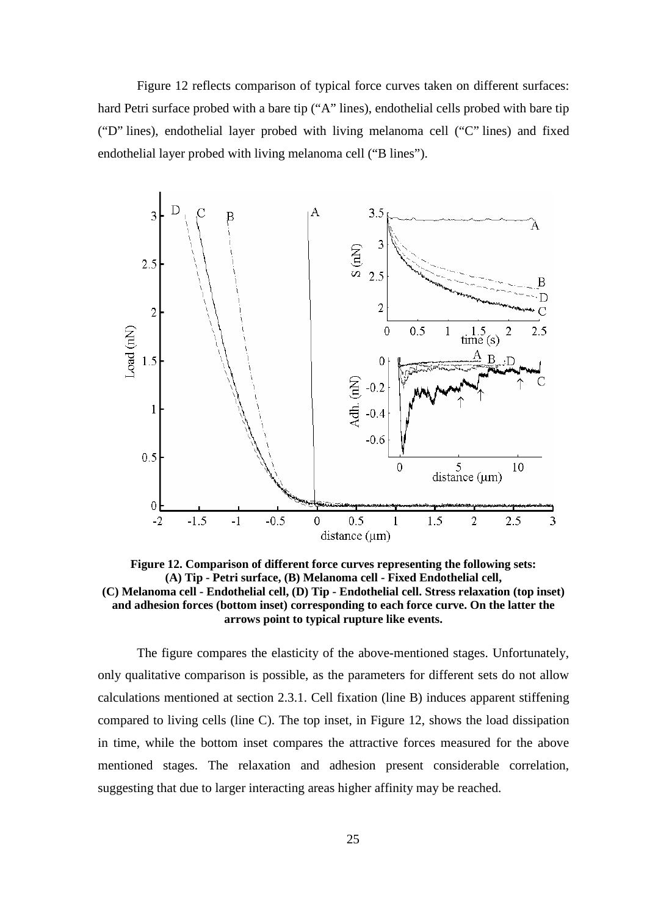Figure 12 reflects comparison of typical force curves taken on different surfaces: hard Petri surface probed with a bare tip ("A" lines), endothelial cells probed with bare tip ("D" lines), endothelial layer probed with living melanoma cell ("C" lines) and fixed endothelial layer probed with living melanoma cell ("B lines").

**Figure 12. Comparison of different force curves representing the following sets: (A) Tip - Petri surface, (B) Melanoma cell - Fixed Endothelial cell, (C) Melanoma cell - Endothelial cell, (D) Tip - Endothelial cell. Stress relaxation (top inset) and adhesion forces (bottom inset) corresponding to each force curve. On the latter the arrows point to typical rupture like events.**

The figure compares the elasticity of the above-mentioned stages. Unfortunately, only qualitative comparison is possible, as the parameters for different sets do not allow calculations mentioned at section 2.3.1. Cell fixation (line B) induces apparent stiffening compared to living cells (line C). The top inset, in Figure 12, shows the load dissipation in time, while the bottom inset compares the attractive forces measured for the above mentioned stages. The relaxation and adhesion present considerable correlation, suggesting that due to larger interacting areas higher affinity may be reached.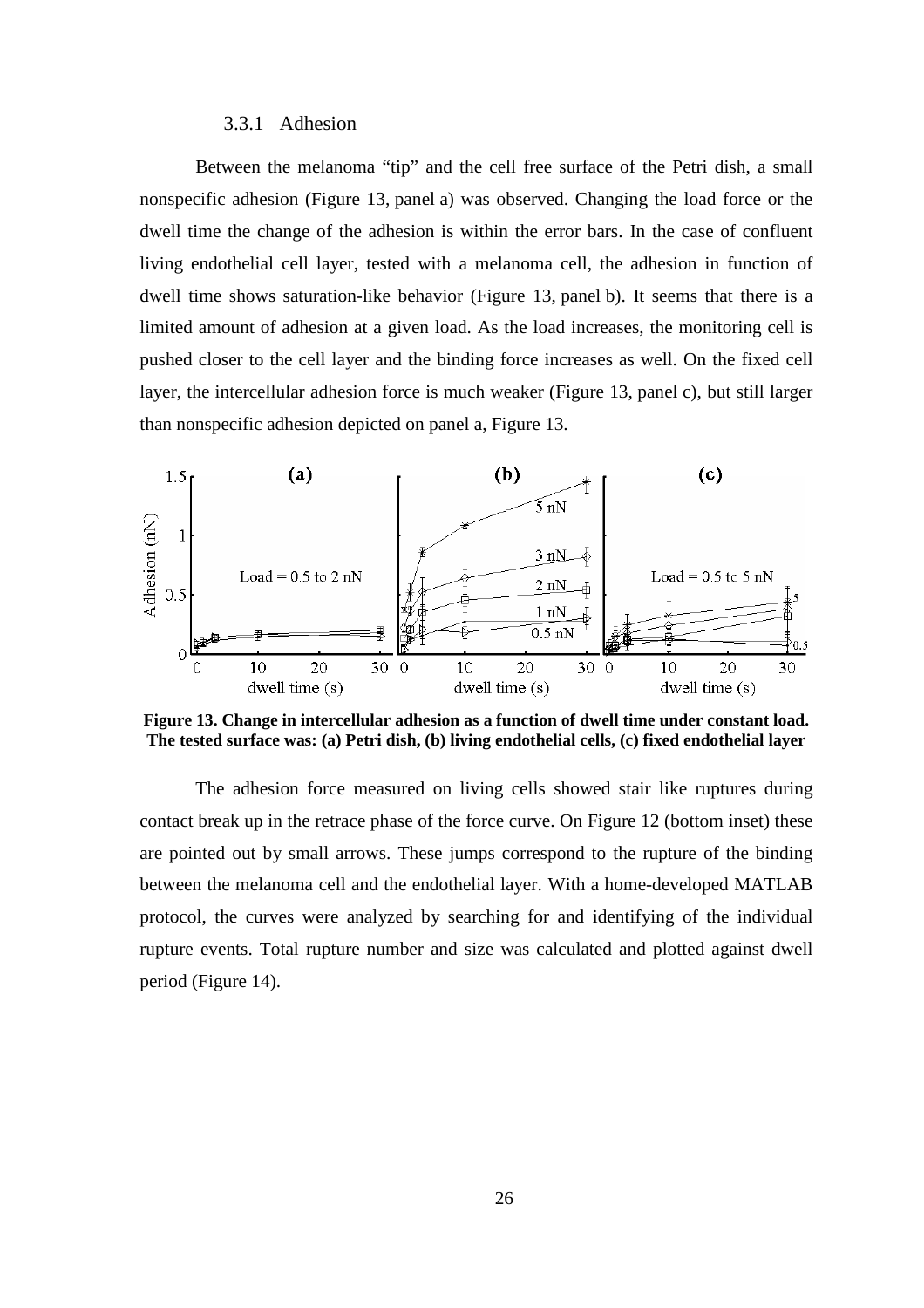### 3.3.1 Adhesion

Between the melanoma "tip" and the cell free surface of the Petri dish, a small nonspecific adhesion (Figure 13, panel a) was observed. Changing the load force or the dwell time the change of the adhesion is within the error bars. In the case of confluent living endothelial cell layer, tested with a melanoma cell, the adhesion in function of dwell time shows saturation-like behavior (Figure 13, panel b). It seems that there is a limited amount of adhesion at a given load. As the load increases, the monitoring cell is pushed closer to the cell layer and the binding force increases as well. On the fixed cell layer, the intercellular adhesion force is much weaker (Figure 13, panel c), but still larger than nonspecific adhesion depicted on panel a, Figure 13.

**Figure 13. Change in intercellular adhesion as a function of dwell time under constant load. The tested surface was: (a) Petri dish, (b) living endothelial cells, (c) fixed endothelial layer**

The adhesion force measured on living cells showed stair like ruptures during contact break up in the retrace phase of the force curve. On Figure 12 (bottom inset) these are pointed out by small arrows. These jumps correspond to the rupture of the binding between the melanoma cell and the endothelial layer. With a home-developed MATLAB protocol, the curves were analyzed by searching for and identifying of the individual rupture events. Total rupture number and size was calculated and plotted against dwell period (Figure 14).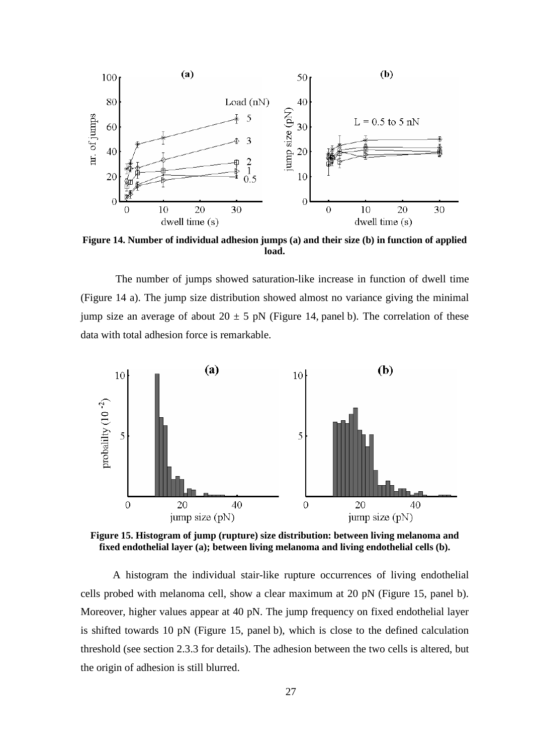**Figure 14. Number of individual adhesion jumps (a) and their size (b) in function of applied load.**

The number of jumps showed saturation-like increase in function of dwell time (Figure 14 a). The jump size distribution showed almost no variance giving the minimal jump size an average of about 20 ± 5 pN (Figure 14, panel b). The correlation of these data with total adhesion force is remarkable.

**Figure 15. Histogram of jump (rupture) size distribution: between living melanoma and fixed endothelial layer (a); between living melanoma and living endothelial cells (b).**

A histogram the individual stair-like rupture occurrences of living endothelial cells probed with melanoma cell, show a clear maximum at 20 pN (Figure 15, panel b). Moreover, higher values appear at 40 pN. The jump frequency on fixed endothelial layer is shifted towards 10 pN (Figure 15, panel b), which is close to the defined calculation threshold (see section 2.3.3 for details). The adhesion between the two cells is altered, but the origin of adhesion is still blurred.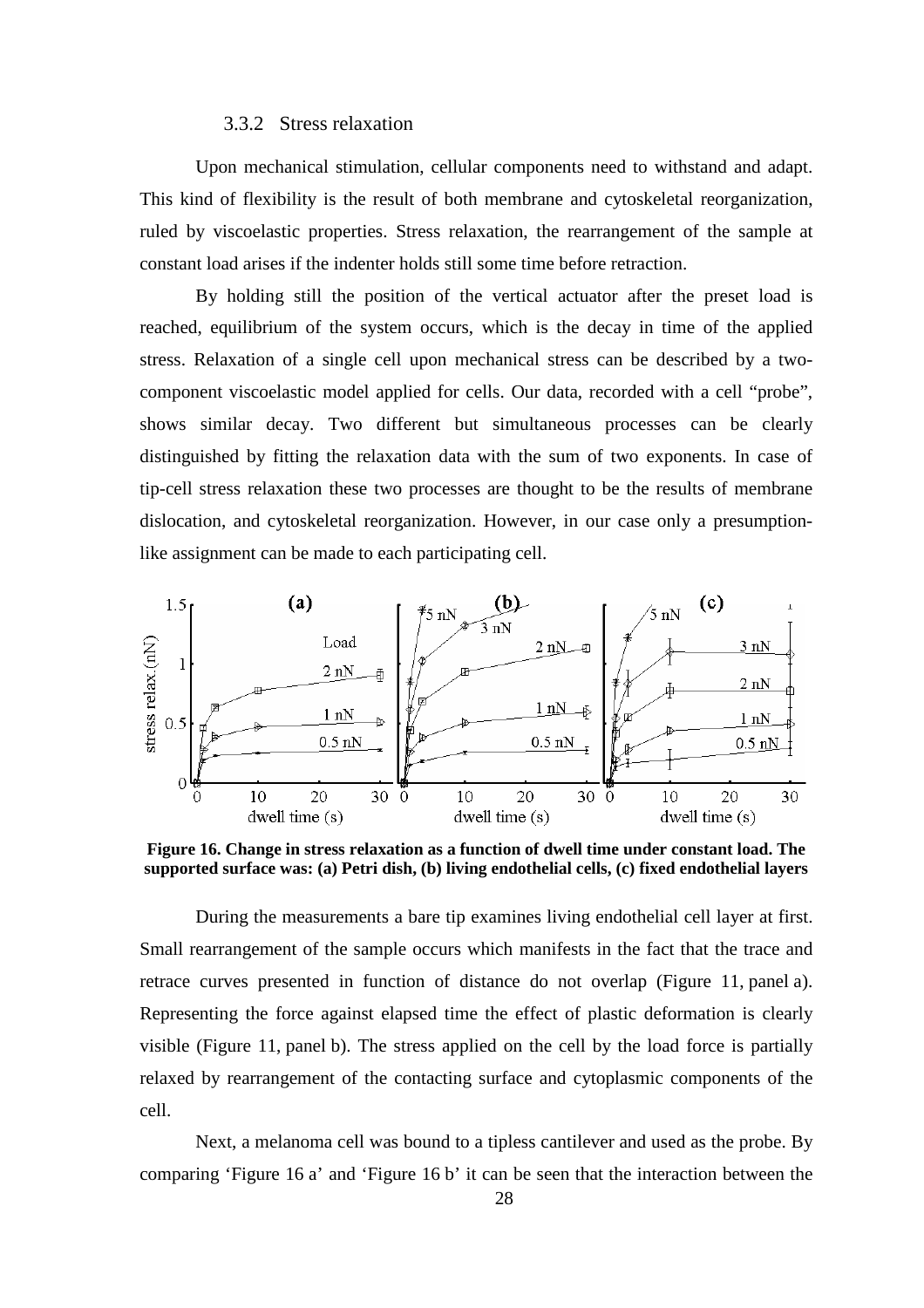### 3.3.2 Stress relaxation

Upon mechanical stimulation, cellular components need to withstand and adapt. This kind of flexibility is the result of both membrane and cytoskeletal reorganization, ruled by viscoelastic properties. Stress relaxation, the rearrangement of the sample at constant load arises if the indenter holds still some time before retraction.

By holding still the position of the vertical actuator after the preset load is reached, equilibrium of the system occurs, which is the decay in time of the applied stress. Relaxation of a single cell upon mechanical stress can be described by a two-component viscoelastic model applied for cells. Our data, recorded with a cell "probe", shows similar decay. Two different but simultaneous processes can be clearly distinguished by fitting the relaxation data with the sum of two exponents. In case of tip-cell stress relaxation these two processes are thought to be the results of membrane dislocation, and cytoskeletal reorganization. However, in our case only a presumption-like assignment can be made to each participating cell.

**Figure 16. Change in stress relaxation as a function of dwell time under constant load. The supported surface was: (a) Petri dish, (b) living endothelial cells, (c) fixed endothelial layers**

During the measurements a bare tip examines living endothelial cell layer at first. Small rearrangement of the sample occurs which manifests in the fact that the trace and retrace curves presented in function of distance do not overlap (Figure 11, panel a). Representing the force against elapsed time the effect of plastic deformation is clearly visible (Figure 11, panel b). The stress applied on the cell by the load force is partially relaxed by rearrangement of the contacting surface and cytoplasmic components of the cell.

Next, a melanoma cell was bound to a tipless cantilever and used as the probe. By comparing 'Figure 16 a' and 'Figure 16 b' it can be seen that the interaction between the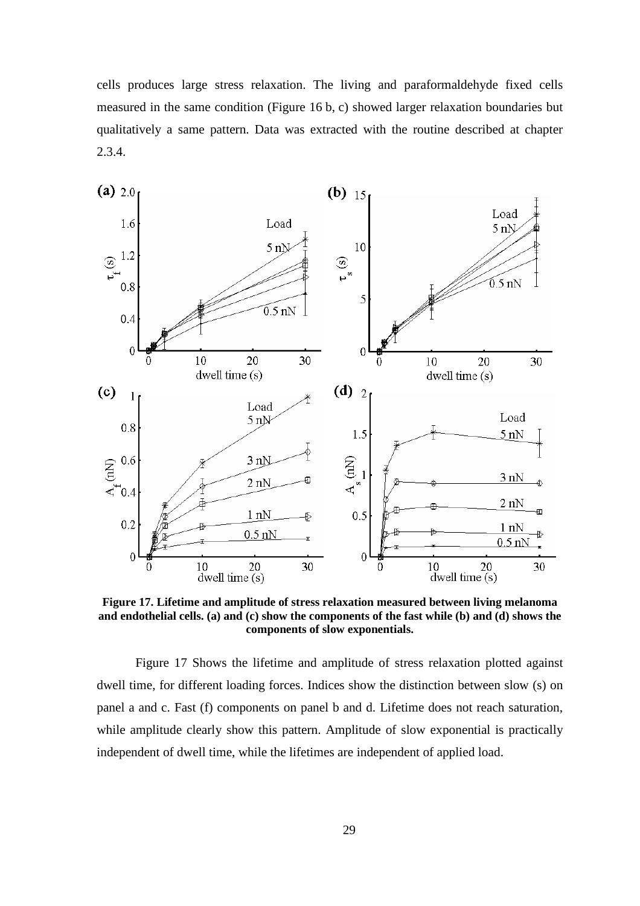cells produces large stress relaxation. The living and paraformaldehyde fixed cells measured in the same condition (Figure 16 b, c) showed larger relaxation boundaries but qualitatively a same pattern. Data was extracted with the routine described at chapter 2.3.4.

**Figure 17. Lifetime and amplitude of stress relaxation measured between living melanoma and endothelial cells. (a) and (c) show the components of the fast while (b) and (d) shows the components of slow exponentials.**

Figure 17 Shows the lifetime and amplitude of stress relaxation plotted against dwell time, for different loading forces. Indices show the distinction between slow (s) on panel a and c. Fast (f) components on panel b and d. Lifetime does not reach saturation, while amplitude clearly show this pattern. Amplitude of slow exponential is practically independent of dwell time, while the lifetimes are independent of applied load.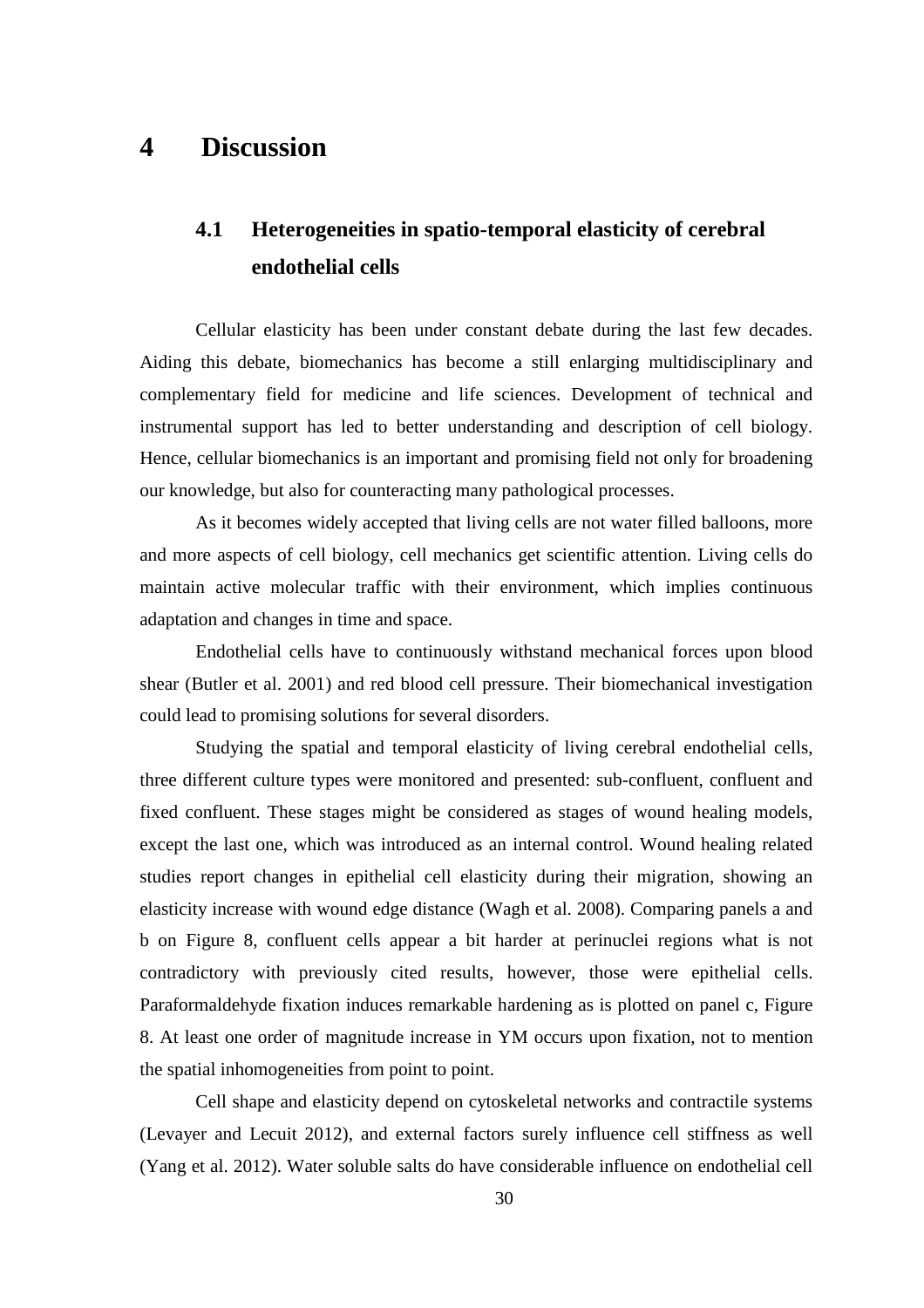# 4 Discussion

## 4.1 Heterogeneities in spatio-temporal elasticity of cerebral endothelial cells

Cellular elasticity has been under constant debate during the last few decades. Aiding this debate, biomechanics has become a still enlarging multidisciplinary and complementary field for medicine and life sciences. Development of technical and instrumental support has led to better understanding and description of cell biology. Hence, cellular biomechanics is an important and promising field not only for broadening our knowledge, but also for counteracting many pathological processes.

As it becomes widely accepted that living cells are not water filled balloons, more and more aspects of cell biology, cell mechanics get scientific attention. Living cells do maintain active molecular traffic with their environment, which implies continuous adaptation and changes in time and space.

Endothelial cells have to continuously withstand mechanical forces upon blood shear (Butler et al. 2001) and red blood cell pressure. Their biomechanical investigation could lead to promising solutions for several disorders.

Studying the spatial and temporal elasticity of living cerebral endothelial cells, three different culture types were monitored and presented: sub-confluent, confluent and fixed confluent. These stages might be considered as stages of wound healing models, except the last one, which was introduced as an internal control. Wound healing related studies report changes in epithelial cell elasticity during their migration, showing an elasticity increase with wound edge distance (Wagh et al. 2008). Comparing panels a and b on Figure 8, confluent cells appear a bit harder at perinuclei regions what is not contradictory with previously cited results, however, those were epithelial cells. Paraformaldehyde fixation induces remarkable hardening as is plotted on panel c, Figure 8. At least one order of magnitude increase in YM occurs upon fixation, not to mention the spatial inhomogeneities from point to point.

Cell shape and elasticity depend on cytoskeletal networks and contractile systems (Levayer and Lecuit 2012), and external factors surely influence cell stiffness as well (Yang et al. 2012). Water soluble salts do have considerable influence on endothelial cell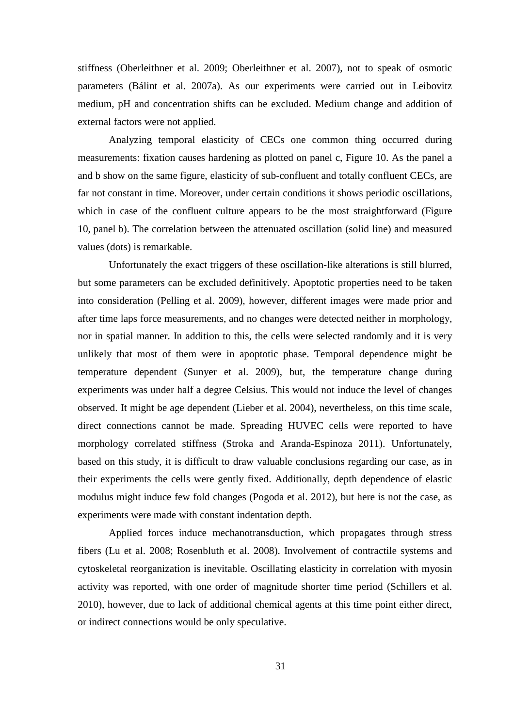stiffness (Oberleithner et al. 2009; Oberleithner et al. 2007), not to speak of osmotic parameters (Bálint et al. 2007a). As our experiments were carried out in Leibovitz medium, pH and concentration shifts can be excluded. Medium change and addition of external factors were not applied.

Analyzing temporal elasticity of CECs one common thing occurred during measurements: fixation causes hardening as plotted on panel c, Figure 10. As the panel a and b show on the same figure, elasticity of sub-confluent and totally confluent CECs, are far not constant in time. Moreover, under certain conditions it shows periodic oscillations, which in case of the confluent culture appears to be the most straightforward (Figure 10, panel b). The correlation between the attenuated oscillation (solid line) and measured values (dots) is remarkable.

Unfortunately the exact triggers of these oscillation-like alterations is still blurred, but some parameters can be excluded definitively. Apoptotic properties need to be taken into consideration (Pelling et al. 2009), however, different images were made prior and after time laps force measurements, and no changes were detected neither in morphology, nor in spatial manner. In addition to this, the cells were selected randomly and it is very unlikely that most of them were in apoptotic phase. Temporal dependence might be temperature dependent (Sunyer et al. 2009), but, the temperature change during experiments was under half a degree Celsius. This would not induce the level of changes observed. It might be age dependent (Lieber et al. 2004), nevertheless, on this time scale, direct connections cannot be made. Spreading HUVEC cells were reported to have morphology correlated stiffness (Stroka and Aranda-Espinoza 2011). Unfortunately, based on this study, it is difficult to draw valuable conclusions regarding our case, as in their experiments the cells were gently fixed. Additionally, depth dependence of elastic modulus might induce few fold changes (Pogoda et al. 2012), but here is not the case, as experiments were made with constant indentation depth.

Applied forces induce mechanotransduction, which propagates through stress fibers (Lu et al. 2008; Rosenbluth et al. 2008). Involvement of contractile systems and cytoskeletal reorganization is inevitable. Oscillating elasticity in correlation with myosin activity was reported, with one order of magnitude shorter time period (Schillers et al. 2010), however, due to lack of additional chemical agents at this time point either direct, or indirect connections would be only speculative.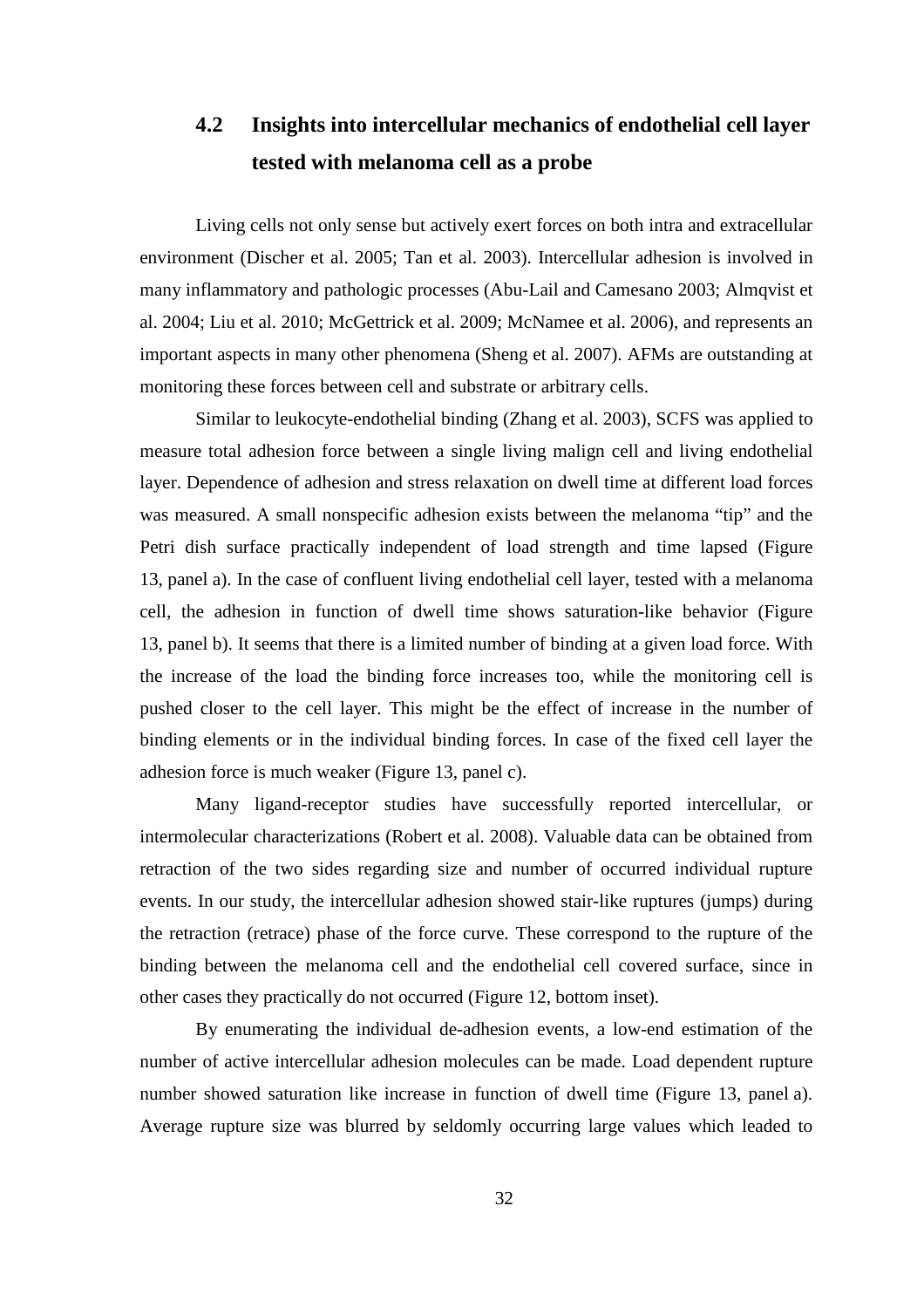## 4.2 Insights into intercellular mechanics of endothelial cell layer tested with melanoma cell as a probe

Living cells not only sense but actively exert forces on both intra and extracellular environment (Discher et al. 2005; Tan et al. 2003). Intercellular adhesion is involved in many inflammatory and pathologic processes (Abu-Lail and Camesano 2003; Almqvist et al. 2004; Liu et al. 2010; McGettrick et al. 2009; McNamee et al. 2006), and represents an important aspects in many other phenomena (Sheng et al. 2007). AFMs are outstanding at monitoring these forces between cell and substrate or arbitrary cells.

Similar to leukocyte-endothelial binding (Zhang et al. 2003), SCFS was applied to measure total adhesion force between a single living malign cell and living endothelial layer. Dependence of adhesion and stress relaxation on dwell time at different load forces was measured. A small nonspecific adhesion exists between the melanoma "tip" and the Petri dish surface practically independent of load strength and time lapsed (Figure 13, panel a). In the case of confluent living endothelial cell layer, tested with a melanoma cell, the adhesion in function of dwell time shows saturation-like behavior (Figure 13, panel b). It seems that there is a limited number of binding at a given load force. With the increase of the load the binding force increases too, while the monitoring cell is pushed closer to the cell layer. This might be the effect of increase in the number of binding elements or in the individual binding forces. In case of the fixed cell layer the adhesion force is much weaker (Figure 13, panel c).

Many ligand-receptor studies have successfully reported intercellular, or intermolecular characterizations (Robert et al. 2008). Valuable data can be obtained from retraction of the two sides regarding size and number of occurred individual rupture events. In our study, the intercellular adhesion showed stair-like ruptures (jumps) during the retraction (retrace) phase of the force curve. These correspond to the rupture of the binding between the melanoma cell and the endothelial cell covered surface, since in other cases they practically do not occurred (Figure 12, bottom inset).

By enumerating the individual de-adhesion events, a low-end estimation of the number of active intercellular adhesion molecules can be made. Load dependent rupture number showed saturation like increase in function of dwell time (Figure 13, panel a). Average rupture size was blurred by seldomly occurring large values which leaded to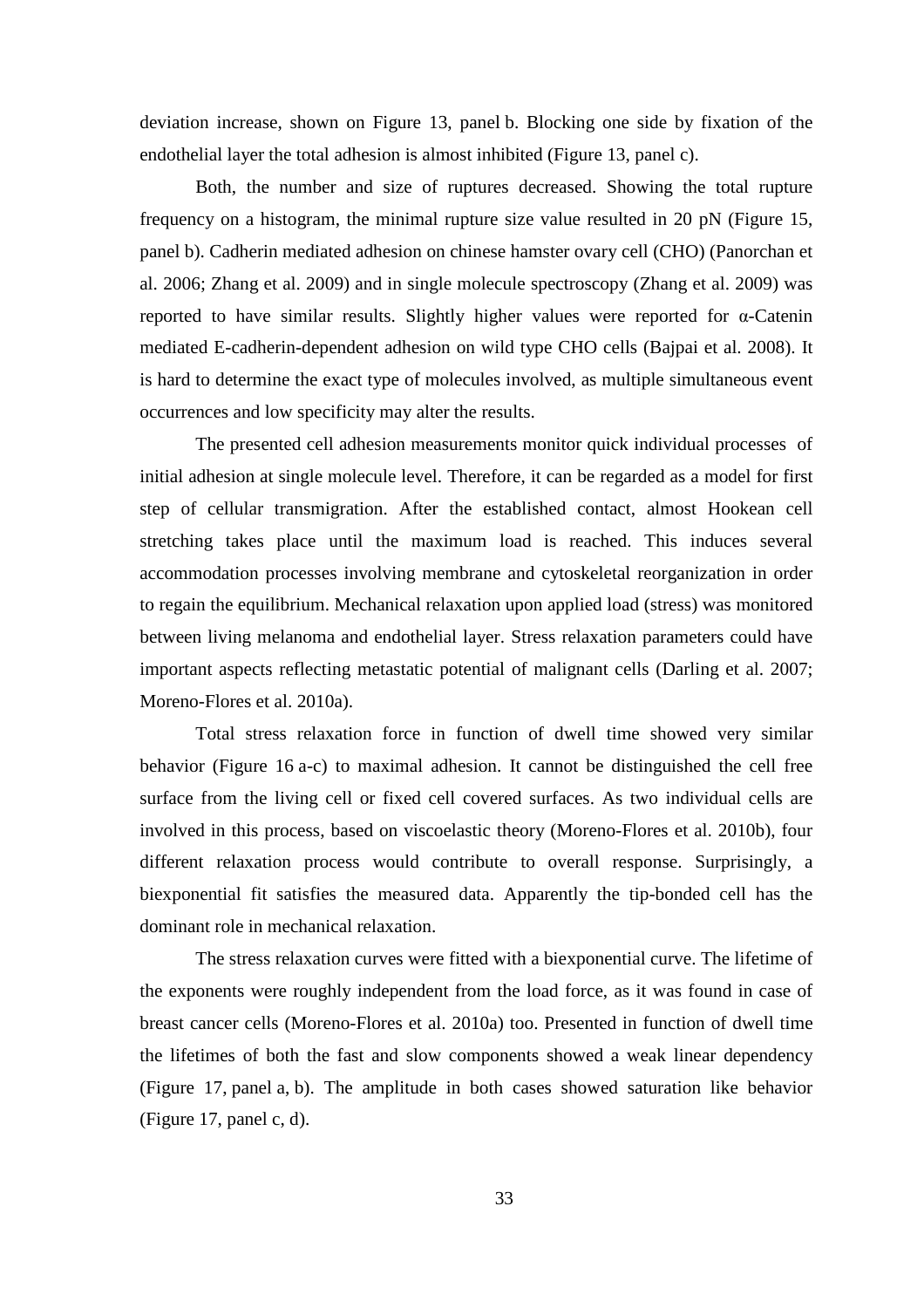deviation increase, shown on Figure 13, panel b. Blocking one side by fixation of the endothelial layer the total adhesion is almost inhibited (Figure 13, panel c).

Both, the number and size of ruptures decreased. Showing the total rupture frequency on a histogram, the minimal rupture size value resulted in 20 pN (Figure 15, panel b). Cadherin mediated adhesion on chinese hamster ovary cell (CHO) (Panorchan et al. 2006; Zhang et al. 2009) and in single molecule spectroscopy (Zhang et al. 2009) was reported to have similar results. Slightly higher values were reported for α-Catenin mediated E-cadherin-dependent adhesion on wild type CHO cells (Bajpai et al. 2008). It is hard to determine the exact type of molecules involved, as multiple simultaneous event occurrences and low specificity may alter the results.

The presented cell adhesion measurements monitor quick individual processes of initial adhesion at single molecule level. Therefore, it can be regarded as a model for first step of cellular transmigration. After the established contact, almost Hookean cell stretching takes place until the maximum load is reached. This induces several accommodation processes involving membrane and cytoskeletal reorganization in order to regain the equilibrium. Mechanical relaxation upon applied load (stress) was monitored between living melanoma and endothelial layer. Stress relaxation parameters could have important aspects reflecting metastatic potential of malignant cells (Darling et al. 2007; Moreno-Flores et al. 2010a).

Total stress relaxation force in function of dwell time showed very similar behavior (Figure 16 a-c) to maximal adhesion. It cannot be distinguished the cell free surface from the living cell or fixed cell covered surfaces. As two individual cells are involved in this process, based on viscoelastic theory (Moreno-Flores et al. 2010b), four different relaxation process would contribute to overall response. Surprisingly, a biexponential fit satisfies the measured data. Apparently the tip-bonded cell has the dominant role in mechanical relaxation.

The stress relaxation curves were fitted with a biexponential curve. The lifetime of the exponents were roughly independent from the load force, as it was found in case of breast cancer cells (Moreno-Flores et al. 2010a) too. Presented in function of dwell time the lifetimes of both the fast and slow components showed a weak linear dependency (Figure 17, panel a, b). The amplitude in both cases showed saturation like behavior (Figure 17, panel c, d).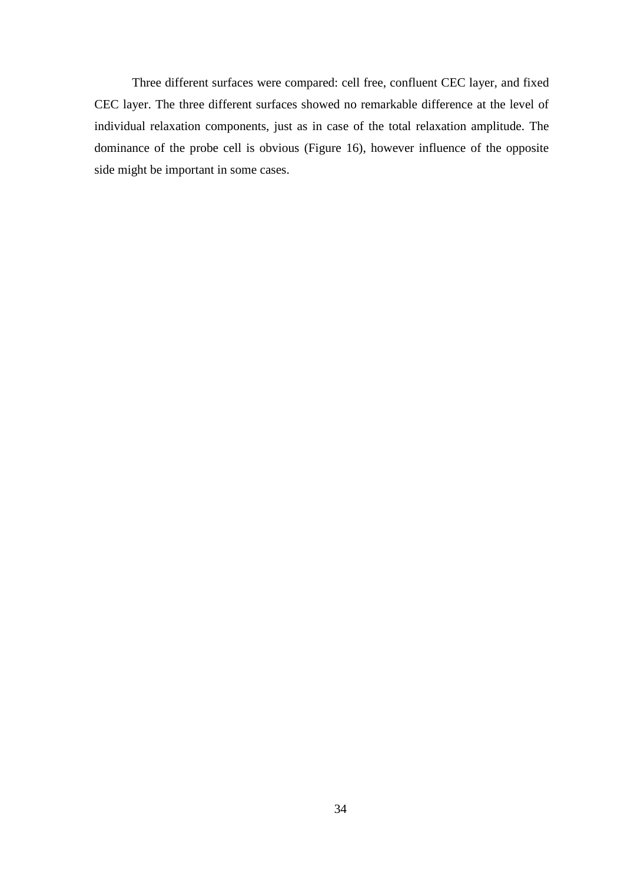Three different surfaces were compared: cell free, confluent CEC layer, and fixed CEC layer. The three different surfaces showed no remarkable difference at the level of individual relaxation components, just as in case of the total relaxation amplitude. The dominance of the probe cell is obvious (Figure 16), however influence of the opposite side might be important in some cases.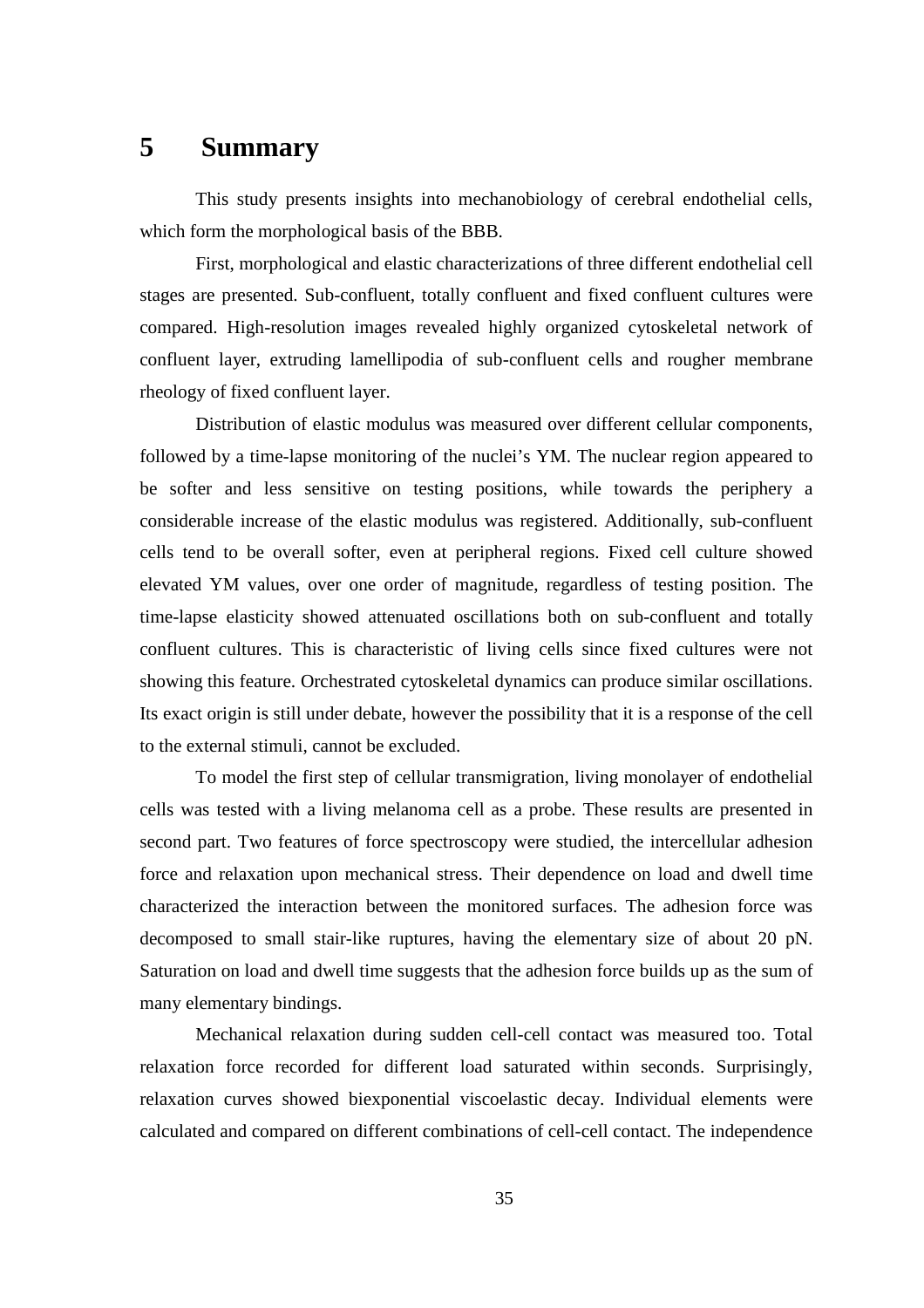# 5 Summary

This study presents insights into mechanobiology of cerebral endothelial cells, which form the morphological basis of the BBB.

First, morphological and elastic characterizations of three different endothelial cell stages are presented. Sub-confluent, totally confluent and fixed confluent cultures were compared. High-resolution images revealed highly organized cytoskeletal network of confluent layer, extruding lamellipodia of sub-confluent cells and rougher membrane rheology of fixed confluent layer.

Distribution of elastic modulus was measured over different cellular components, followed by a time-lapse monitoring of the nuclei's YM. The nuclear region appeared to be softer and less sensitive on testing positions, while towards the periphery a considerable increase of the elastic modulus was registered. Additionally, sub-confluent cells tend to be overall softer, even at peripheral regions. Fixed cell culture showed elevated YM values, over one order of magnitude, regardless of testing position. The time-lapse elasticity showed attenuated oscillations both on sub-confluent and totally confluent cultures. This is characteristic of living cells since fixed cultures were not showing this feature. Orchestrated cytoskeletal dynamics can produce similar oscillations. Its exact origin is still under debate, however the possibility that it is a response of the cell to the external stimuli, cannot be excluded.

To model the first step of cellular transmigration, living monolayer of endothelial cells was tested with a living melanoma cell as a probe. These results are presented in second part. Two features of force spectroscopy were studied, the intercellular adhesion force and relaxation upon mechanical stress. Their dependence on load and dwell time characterized the interaction between the monitored surfaces. The adhesion force was decomposed to small stair-like ruptures, having the elementary size of about 20 pN. Saturation on load and dwell time suggests that the adhesion force builds up as the sum of many elementary bindings.

Mechanical relaxation during sudden cell-cell contact was measured too. Total relaxation force recorded for different load saturated within seconds. Surprisingly, relaxation curves showed biexponential viscoelastic decay. Individual elements were calculated and compared on different combinations of cell-cell contact. The independence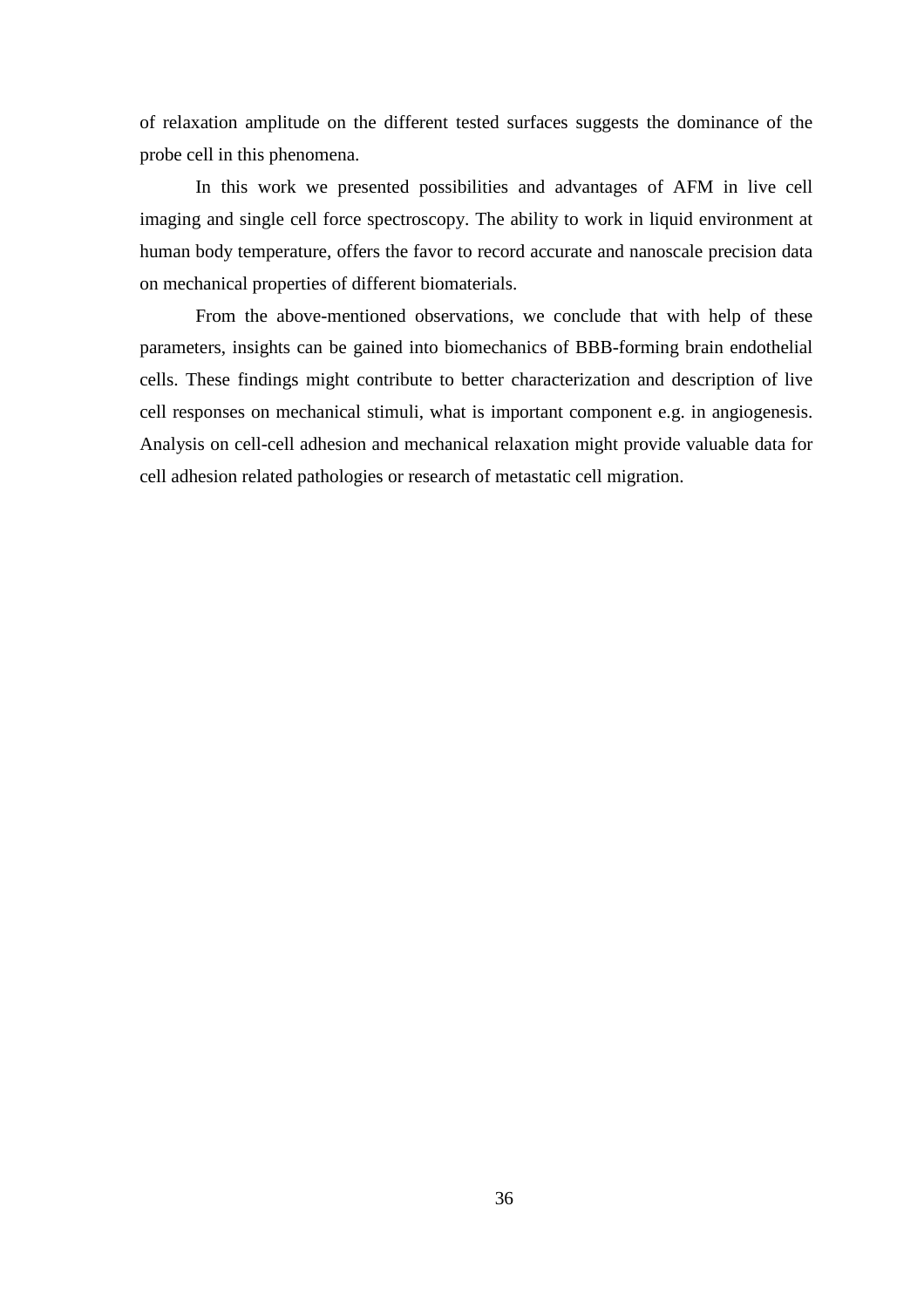of relaxation amplitude on the different tested surfaces suggests the dominance of the probe cell in this phenomena.

In this work we presented possibilities and advantages of AFM in live cell imaging and single cell force spectroscopy. The ability to work in liquid environment at human body temperature, offers the favor to record accurate and nanoscale precision data on mechanical properties of different biomaterials.

From the above-mentioned observations, we conclude that with help of these parameters, insights can be gained into biomechanics of BBB-forming brain endothelial cells. These findings might contribute to better characterization and description of live cell responses on mechanical stimuli, what is important component e.g. in angiogenesis. Analysis on cell-cell adhesion and mechanical relaxation might provide valuable data for cell adhesion related pathologies or research of metastatic cell migration.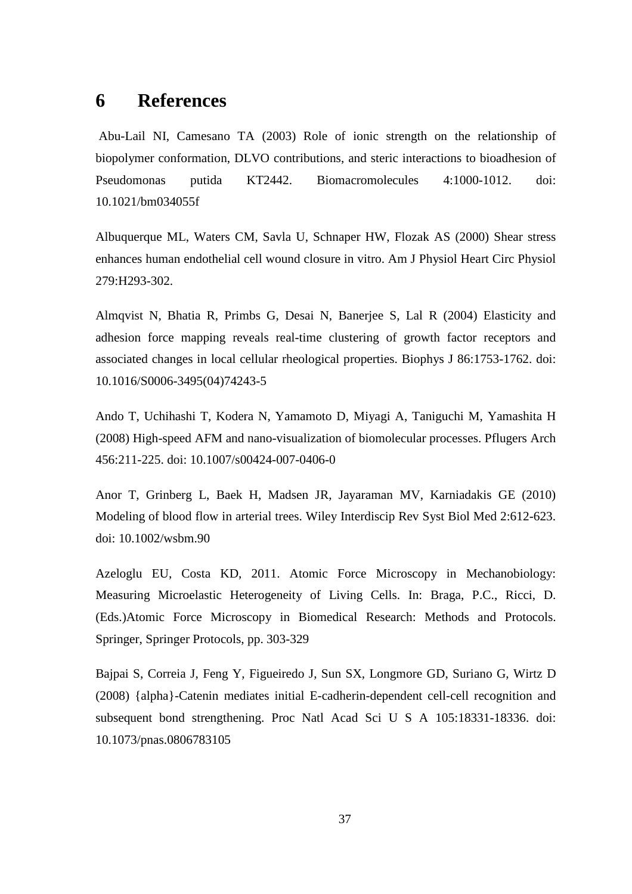# 6 References

Abu-Lail NI, Camesano TA (2003) Role of ionic strength on the relationship of biopolymer conformation, DLVO contributions, and steric interactions to bioadhesion of Pseudomonas putida KT2442. Biomacromolecules 4:1000-1012. doi: 10.1021/bm034055f

Albuquerque ML, Waters CM, Savla U, Schnaper HW, Flozak AS (2000) Shear stress enhances human endothelial cell wound closure in vitro. Am J Physiol Heart Circ Physiol 279:H293-302.

Almqvist N, Bhatia R, Primbs G, Desai N, Banerjee S, Lal R (2004) Elasticity and adhesion force mapping reveals real-time clustering of growth factor receptors and associated changes in local cellular rheological properties. Biophys J 86:1753-1762. doi: 10.1016/S0006-3495(04)74243-5

Ando T, Uchihashi T, Kodera N, Yamamoto D, Miyagi A, Taniguchi M, Yamashita H (2008) High-speed AFM and nano-visualization of biomolecular processes. Pflugers Arch 456:211-225. doi: 10.1007/s00424-007-0406-0

Anor T, Grinberg L, Baek H, Madsen JR, Jayaraman MV, Karniadakis GE (2010) Modeling of blood flow in arterial trees. Wiley Interdiscip Rev Syst Biol Med 2:612-623. doi: 10.1002/wsbm.90

Azeloglu EU, Costa KD, 2011. Atomic Force Microscopy in Mechanobiology: Measuring Microelastic Heterogeneity of Living Cells. In: Braga, P.C., Ricci, D. (Eds.)Atomic Force Microscopy in Biomedical Research: Methods and Protocols. Springer, Springer Protocols, pp. 303-329

Bajpai S, Correia J, Feng Y, Figueiredo J, Sun SX, Longmore GD, Suriano G, Wirtz D (2008) {alpha}-Catenin mediates initial E-cadherin-dependent cell-cell recognition and subsequent bond strengthening. Proc Natl Acad Sci U S A 105:18331-18336. doi: 10.1073/pnas.0806783105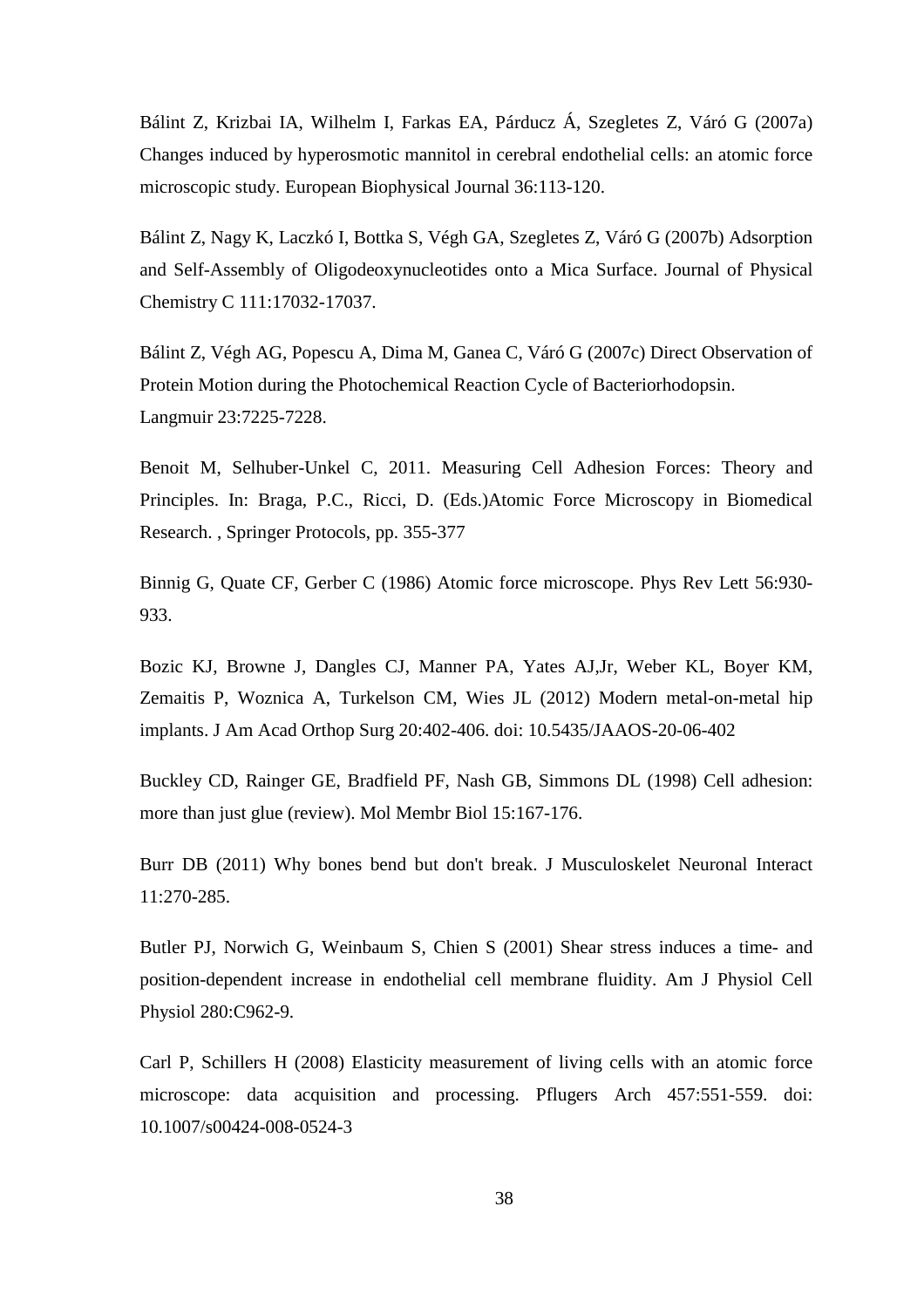Bálint Z, Krizbai IA, Wilhelm I, Farkas EA, Párducz Á, Szegletes Z, Váró G (2007a) Changes induced by hyperosmotic mannitol in cerebral endothelial cells: an atomic force microscopic study. European Biophysical Journal 36:113-120.

Bálint Z, Nagy K, Laczkó I, Bottka S, Végh GA, Szegletes Z, Váró G (2007b) Adsorption and Self-Assembly of Oligodeoxynucleotides onto a Mica Surface. Journal of Physical Chemistry C 111:17032-17037.

Bálint Z, Végh AG, Popescu A, Dima M, Ganea C, Váró G (2007c) Direct Observation of Protein Motion during the Photochemical Reaction Cycle of Bacteriorhodopsin. Langmuir 23:7225-7228.

Benoit M, Selhuber-Unkel C, 2011. Measuring Cell Adhesion Forces: Theory and Principles. In: Braga, P.C., Ricci, D. (Eds.)Atomic Force Microscopy in Biomedical Research. , Springer Protocols, pp. 355-377

Binnig G, Quate CF, Gerber C (1986) Atomic force microscope. Phys Rev Lett 56:930-933.

Bozic KJ, Browne J, Dangles CJ, Manner PA, Yates AJ,Jr, Weber KL, Boyer KM, Zemaitis P, Woznica A, Turkelson CM, Wies JL (2012) Modern metal-on-metal hip implants. J Am Acad Orthop Surg 20:402-406. doi: 10.5435/JAAOS-20-06-402

Buckley CD, Rainger GE, Bradfield PF, Nash GB, Simmons DL (1998) Cell adhesion: more than just glue (review). Mol Membr Biol 15:167-176.

Burr DB (2011) Why bones bend but don't break. J Musculoskelet Neuronal Interact 11:270-285.

Butler PJ, Norwich G, Weinbaum S, Chien S (2001) Shear stress induces a time- and position-dependent increase in endothelial cell membrane fluidity. Am J Physiol Cell Physiol 280:C962-9.

Carl P, Schillers H (2008) Elasticity measurement of living cells with an atomic force microscope: data acquisition and processing. Pflugers Arch 457:551-559. doi: 10.1007/s00424-008-0524-3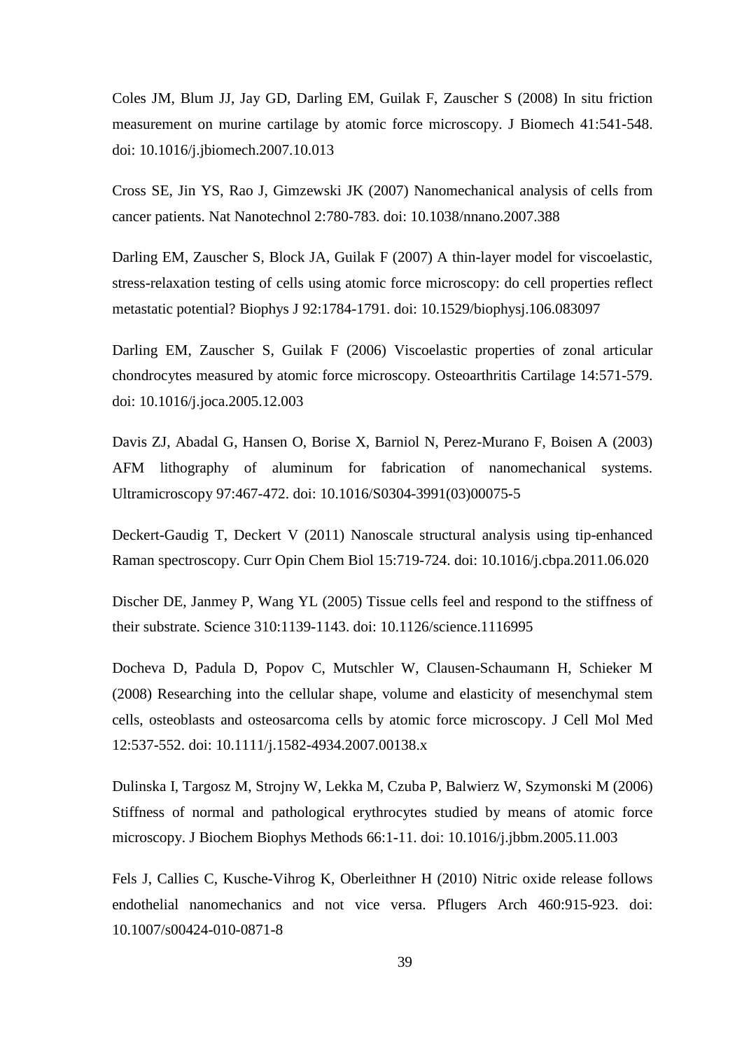Coles JM, Blum JJ, Jay GD, Darling EM, Guilak F, Zauscher S (2008) In situ friction measurement on murine cartilage by atomic force microscopy. J Biomech 41:541-548. doi: 10.1016/j.jbiomech.2007.10.013

Cross SE, Jin YS, Rao J, Gimzewski JK (2007) Nanomechanical analysis of cells from cancer patients. Nat Nanotechnol 2:780-783. doi: 10.1038/nnano.2007.388

Darling EM, Zauscher S, Block JA, Guilak F (2007) A thin-layer model for viscoelastic, stress-relaxation testing of cells using atomic force microscopy: do cell properties reflect metastatic potential? Biophys J 92:1784-1791. doi: 10.1529/biophysj.106.083097

Darling EM, Zauscher S, Guilak F (2006) Viscoelastic properties of zonal articular chondrocytes measured by atomic force microscopy. Osteoarthritis Cartilage 14:571-579. doi: 10.1016/j.joca.2005.12.003

Davis ZJ, Abadal G, Hansen O, Borise X, Barniol N, Perez-Murano F, Boisen A (2003) AFM lithography of aluminum for fabrication of nanomechanical systems. Ultramicroscopy 97:467-472. doi: 10.1016/S0304-3991(03)00075-5

Deckert-Gaudig T, Deckert V (2011) Nanoscale structural analysis using tip-enhanced Raman spectroscopy. Curr Opin Chem Biol 15:719-724. doi: 10.1016/j.cbpa.2011.06.020

Discher DE, Janmey P, Wang YL (2005) Tissue cells feel and respond to the stiffness of their substrate. Science 310:1139-1143. doi: 10.1126/science.1116995

Docheva D, Padula D, Popov C, Mutschler W, Clausen-Schaumann H, Schieker M (2008) Researching into the cellular shape, volume and elasticity of mesenchymal stem cells, osteoblasts and osteosarcoma cells by atomic force microscopy. J Cell Mol Med 12:537-552. doi: 10.1111/j.1582-4934.2007.00138.x

Dulinska I, Targosz M, Strojny W, Lekka M, Czuba P, Balwierz W, Szymonski M (2006) Stiffness of normal and pathological erythrocytes studied by means of atomic force microscopy. J Biochem Biophys Methods 66:1-11. doi: 10.1016/j.jbbm.2005.11.003

Fels J, Callies C, Kusche-Vihrog K, Oberleithner H (2010) Nitric oxide release follows endothelial nanomechanics and not vice versa. Pflugers Arch 460:915-923. doi: 10.1007/s00424-010-0871-8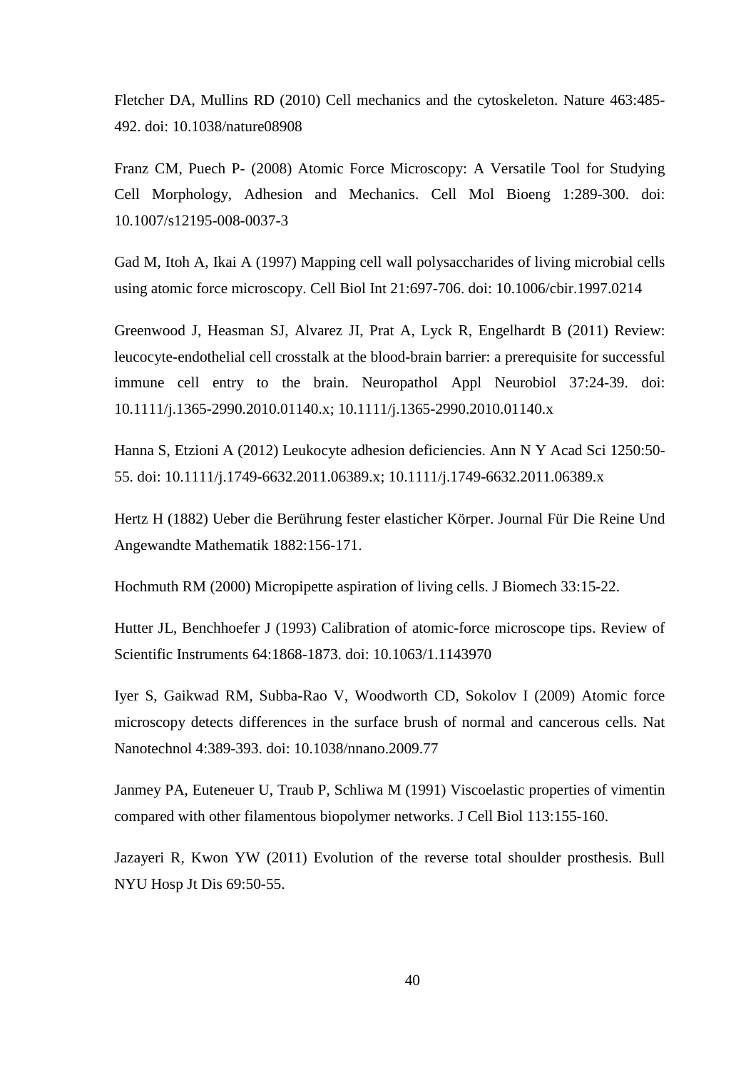Fletcher DA, Mullins RD (2010) Cell mechanics and the cytoskeleton. Nature 463:485-492. doi: 10.1038/nature08908

Franz CM, Puech P- (2008) Atomic Force Microscopy: A Versatile Tool for Studying Cell Morphology, Adhesion and Mechanics. Cell Mol Bioeng 1:289-300. doi: 10.1007/s12195-008-0037-3

Gad M, Itoh A, Ikai A (1997) Mapping cell wall polysaccharides of living microbial cells using atomic force microscopy. Cell Biol Int 21:697-706. doi: 10.1006/cbir.1997.0214

Greenwood J, Heasman SJ, Alvarez JI, Prat A, Lyck R, Engelhardt B (2011) Review: leucocyte-endothelial cell crosstalk at the blood-brain barrier: a prerequisite for successful immune cell entry to the brain. Neuropathol Appl Neurobiol 37:24-39. doi: 10.1111/j.1365-2990.2010.01140.x; 10.1111/j.1365-2990.2010.01140.x

Hanna S, Etzioni A (2012) Leukocyte adhesion deficiencies. Ann N Y Acad Sci 1250:50-55. doi: 10.1111/j.1749-6632.2011.06389.x; 10.1111/j.1749-6632.2011.06389.x

Hertz H (1882) Ueber die Berührung fester elasticher Körper. Journal Für Die Reine Und Angewandte Mathematik 1882:156-171.

Hochmuth RM (2000) Micropipette aspiration of living cells. J Biomech 33:15-22.

Hutter JL, Benchhoefer J (1993) Calibration of atomic-force microscope tips. Review of Scientific Instruments 64:1868-1873. doi: 10.1063/1.1143970

Iyer S, Gaikwad RM, Subba-Rao V, Woodworth CD, Sokolov I (2009) Atomic force microscopy detects differences in the surface brush of normal and cancerous cells. Nat Nanotechnol 4:389-393. doi: 10.1038/nnano.2009.77

Janmey PA, Euteneuer U, Traub P, Schliwa M (1991) Viscoelastic properties of vimentin compared with other filamentous biopolymer networks. J Cell Biol 113:155-160.

Jazayeri R, Kwon YW (2011) Evolution of the reverse total shoulder prosthesis. Bull NYU Hosp Jt Dis 69:50-55.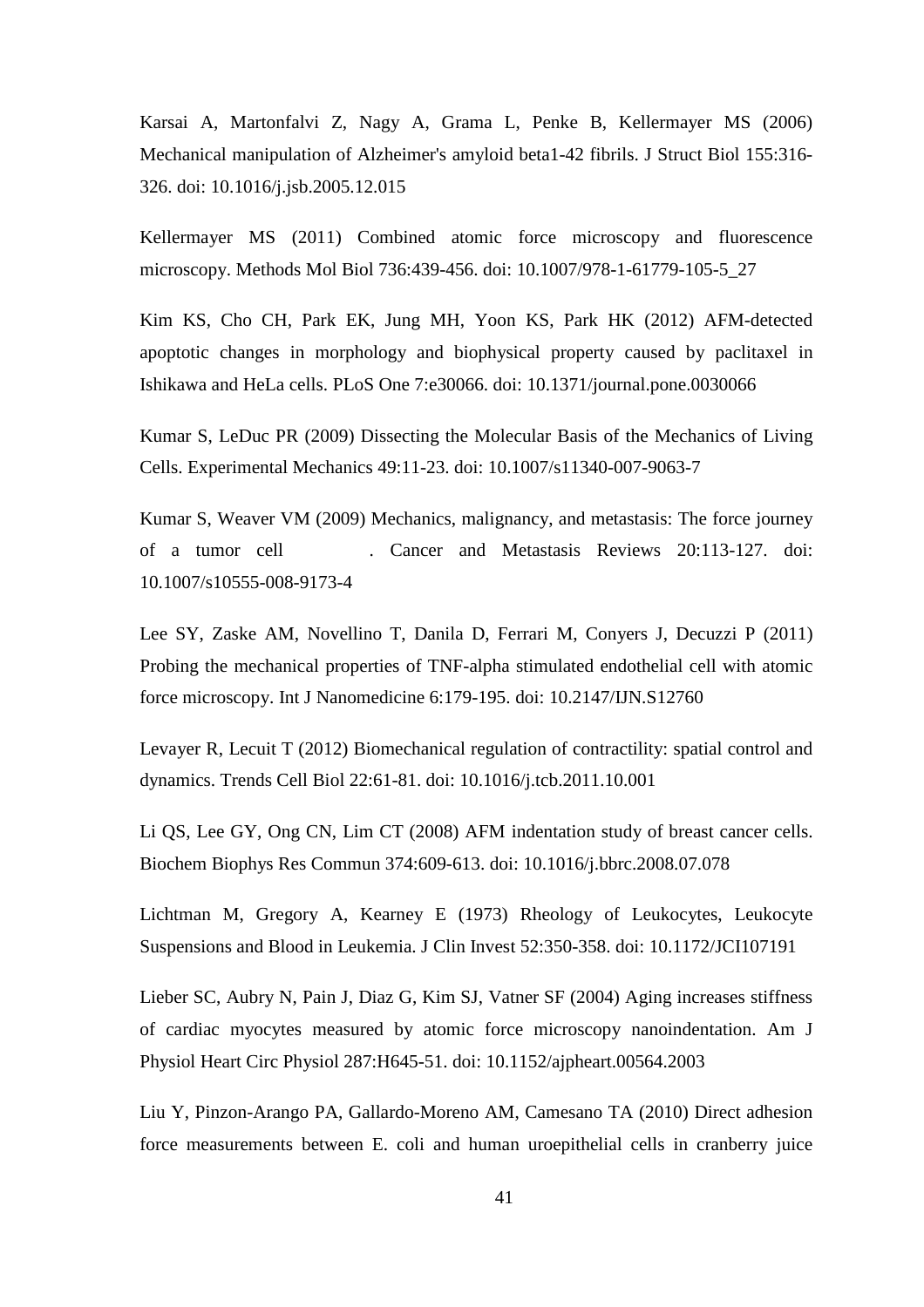Karsai A, Martonfalvi Z, Nagy A, Grama L, Penke B, Kellermayer MS (2006) Mechanical manipulation of Alzheimer's amyloid beta1-42 fibrils. J Struct Biol 155:316-326. doi: 10.1016/j.jsb.2005.12.015

Kellermayer MS (2011) Combined atomic force microscopy and fluorescence microscopy. Methods Mol Biol 736:439-456. doi: 10.1007/978-1-61779-105-5_27

Kim KS, Cho CH, Park EK, Jung MH, Yoon KS, Park HK (2012) AFM-detected apoptotic changes in morphology and biophysical property caused by paclitaxel in Ishikawa and HeLa cells. PLoS One 7:e30066. doi: 10.1371/journal.pone.0030066

Kumar S, LeDuc PR (2009) Dissecting the Molecular Basis of the Mechanics of Living Cells. Experimental Mechanics 49:11-23. doi: 10.1007/s11340-007-9063-7

Kumar S, Weaver VM (2009) Mechanics, malignancy, and metastasis: The force journey of a tumor cell . Cancer and Metastasis Reviews 20:113-127. doi: 10.1007/s10555-008-9173-4

Lee SY, Zaske AM, Novellino T, Danila D, Ferrari M, Conyers J, Decuzzi P (2011) Probing the mechanical properties of TNF-alpha stimulated endothelial cell with atomic force microscopy. Int J Nanomedicine 6:179-195. doi: 10.2147/IJN.S12760

Levayer R, Lecuit T (2012) Biomechanical regulation of contractility: spatial control and dynamics. Trends Cell Biol 22:61-81. doi: 10.1016/j.tcb.2011.10.001

Li QS, Lee GY, Ong CN, Lim CT (2008) AFM indentation study of breast cancer cells. Biochem Biophys Res Commun 374:609-613. doi: 10.1016/j.bbrc.2008.07.078

Lichtman M, Gregory A, Kearney E (1973) Rheology of Leukocytes, Leukocyte Suspensions and Blood in Leukemia. J Clin Invest 52:350-358. doi: 10.1172/JCI107191

Lieber SC, Aubry N, Pain J, Diaz G, Kim SJ, Vatner SF (2004) Aging increases stiffness of cardiac myocytes measured by atomic force microscopy nanoindentation. Am J Physiol Heart Circ Physiol 287:H645-51. doi: 10.1152/ajpheart.00564.2003

Liu Y, Pinzon-Arango PA, Gallardo-Moreno AM, Camesano TA (2010) Direct adhesion force measurements between E. coli and human uroepithelial cells in cranberry juice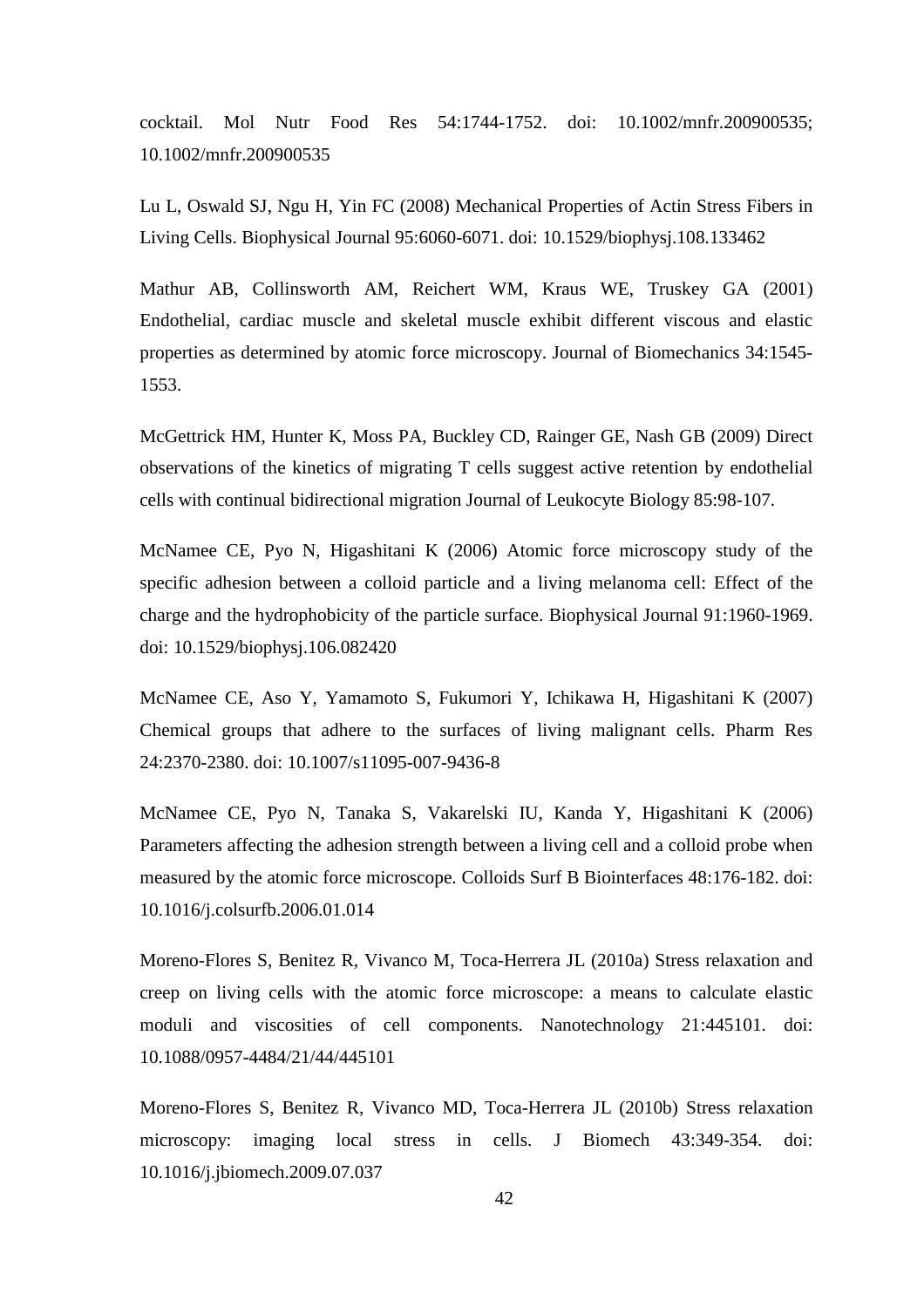cocktail. Mol Nutr Food Res 54:1744-1752. doi: 10.1002/mnfr.200900535; 10.1002/mnfr.200900535

Lu L, Oswald SJ, Ngu H, Yin FC (2008) Mechanical Properties of Actin Stress Fibers in Living Cells. Biophysical Journal 95:6060-6071. doi: 10.1529/biophysj.108.133462

Mathur AB, Collinsworth AM, Reichert WM, Kraus WE, Truskey GA (2001) Endothelial, cardiac muscle and skeletal muscle exhibit different viscous and elastic properties as determined by atomic force microscopy. Journal of Biomechanics 34:1545-1553.

McGettrick HM, Hunter K, Moss PA, Buckley CD, Rainger GE, Nash GB (2009) Direct observations of the kinetics of migrating T cells suggest active retention by endothelial cells with continual bidirectional migration Journal of Leukocyte Biology 85:98-107.

McNamee CE, Pyo N, Higashitani K (2006) Atomic force microscopy study of the specific adhesion between a colloid particle and a living melanoma cell: Effect of the charge and the hydrophobicity of the particle surface. Biophysical Journal 91:1960-1969. doi: 10.1529/biophysj.106.082420

McNamee CE, Aso Y, Yamamoto S, Fukumori Y, Ichikawa H, Higashitani K (2007) Chemical groups that adhere to the surfaces of living malignant cells. Pharm Res 24:2370-2380. doi: 10.1007/s11095-007-9436-8

McNamee CE, Pyo N, Tanaka S, Vakarelski IU, Kanda Y, Higashitani K (2006) Parameters affecting the adhesion strength between a living cell and a colloid probe when measured by the atomic force microscope. Colloids Surf B Biointerfaces 48:176-182. doi: 10.1016/j.colsurfb.2006.01.014

Moreno-Flores S, Benitez R, Vivanco M, Toca-Herrera JL (2010a) Stress relaxation and creep on living cells with the atomic force microscope: a means to calculate elastic moduli and viscosities of cell components. Nanotechnology 21:445101. doi: 10.1088/0957-4484/21/44/445101

Moreno-Flores S, Benitez R, Vivanco MD, Toca-Herrera JL (2010b) Stress relaxation microscopy: imaging local stress in cells. J Biomech 43:349-354. doi: 10.1016/j.jbiomech.2009.07.037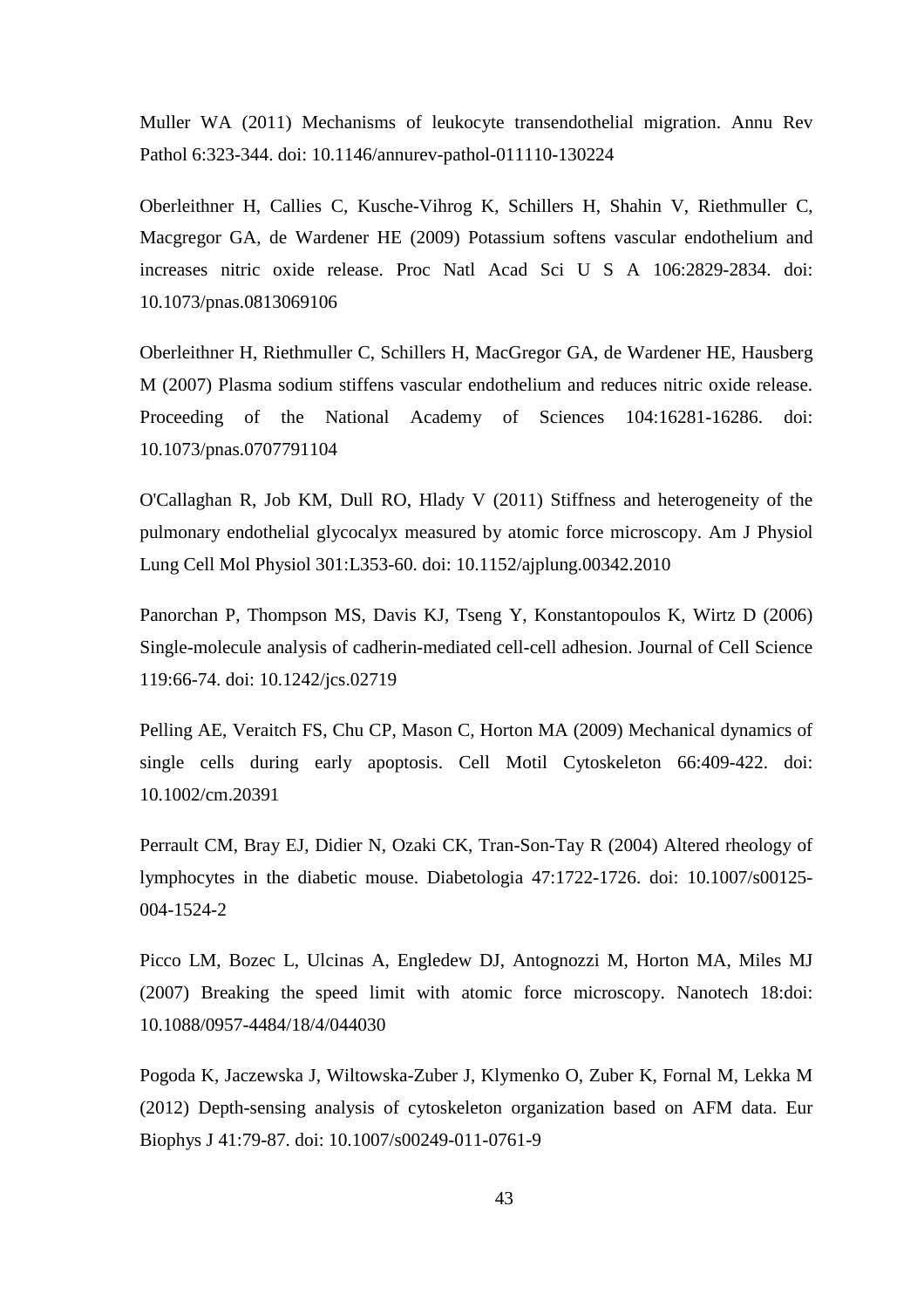Muller WA (2011) Mechanisms of leukocyte transendothelial migration. Annu Rev Pathol 6:323-344. doi: 10.1146/annurev-pathol-011110-130224

Oberleithner H, Callies C, Kusche-Vihrog K, Schillers H, Shahin V, Riethmuller C, Macgregor GA, de Wardener HE (2009) Potassium softens vascular endothelium and increases nitric oxide release. Proc Natl Acad Sci U S A 106:2829-2834. doi: 10.1073/pnas.0813069106

Oberleithner H, Riethmuller C, Schillers H, MacGregor GA, de Wardener HE, Hausberg M (2007) Plasma sodium stiffens vascular endothelium and reduces nitric oxide release. Proceeding of the National Academy of Sciences 104:16281-16286. doi: 10.1073/pnas.0707791104

O'Callaghan R, Job KM, Dull RO, Hlady V (2011) Stiffness and heterogeneity of the pulmonary endothelial glycocalyx measured by atomic force microscopy. Am J Physiol Lung Cell Mol Physiol 301:L353-60. doi: 10.1152/ajplung.00342.2010

Panorchan P, Thompson MS, Davis KJ, Tseng Y, Konstantopoulos K, Wirtz D (2006) Single-molecule analysis of cadherin-mediated cell-cell adhesion. Journal of Cell Science 119:66-74. doi: 10.1242/jcs.02719

Pelling AE, Veraitch FS, Chu CP, Mason C, Horton MA (2009) Mechanical dynamics of single cells during early apoptosis. Cell Motil Cytoskeleton 66:409-422. doi: 10.1002/cm.20391

Perrault CM, Bray EJ, Didier N, Ozaki CK, Tran-Son-Tay R (2004) Altered rheology of lymphocytes in the diabetic mouse. Diabetologia 47:1722-1726. doi: 10.1007/s00125-004-1524-2

Picco LM, Bozec L, Ulcinas A, Engledew DJ, Antognozzi M, Horton MA, Miles MJ (2007) Breaking the speed limit with atomic force microscopy. Nanotech 18:doi: 10.1088/0957-4484/18/4/044030

Pogoda K, Jaczewska J, Wiltowska-Zuber J, Klymenko O, Zuber K, Fornal M, Lekka M (2012) Depth-sensing analysis of cytoskeleton organization based on AFM data. Eur Biophys J 41:79-87. doi: 10.1007/s00249-011-0761-9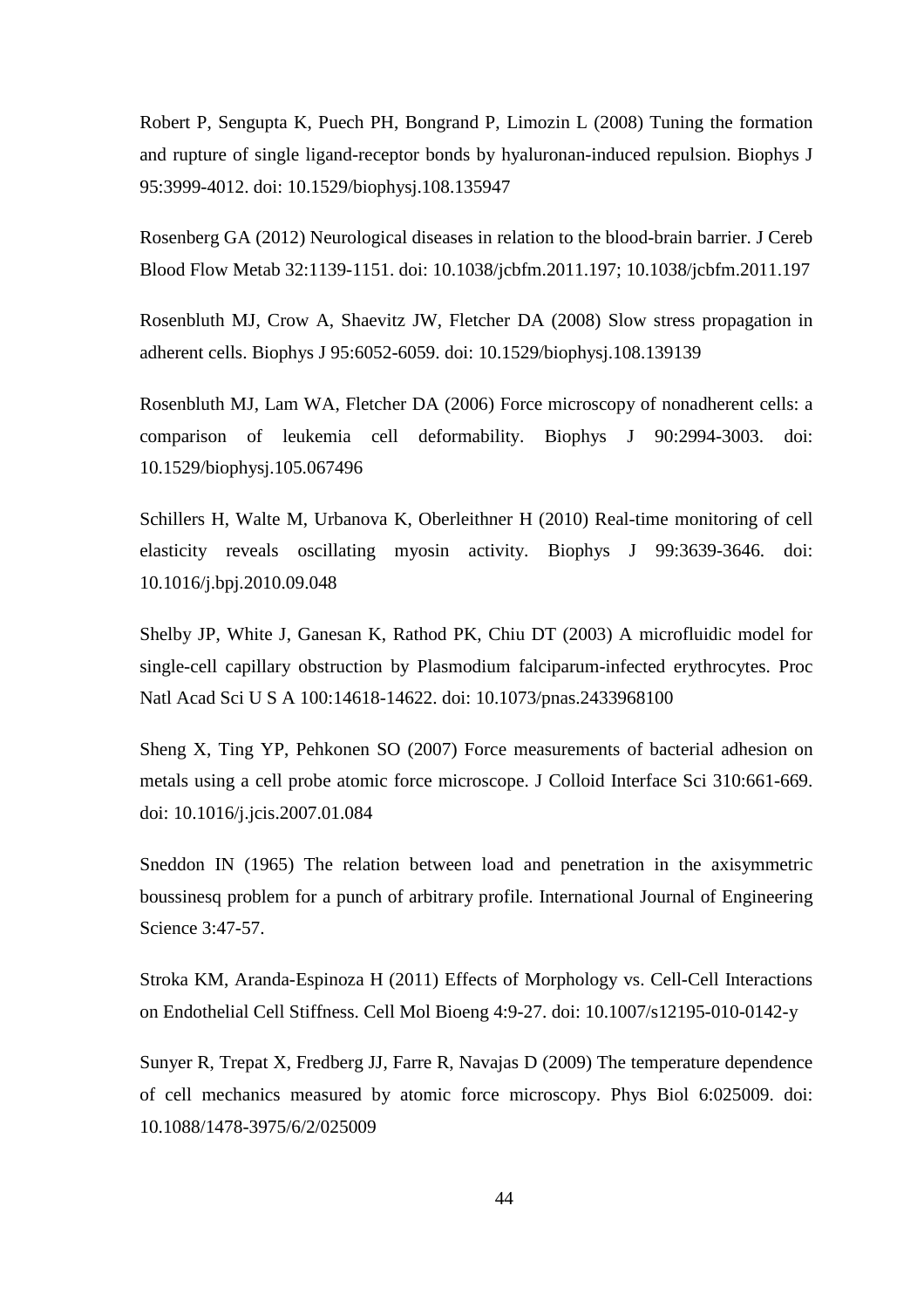Robert P, Sengupta K, Puech PH, Bongrand P, Limozin L (2008) Tuning the formation and rupture of single ligand-receptor bonds by hyaluronan-induced repulsion. Biophys J 95:3999-4012. doi: 10.1529/biophysj.108.135947

Rosenberg GA (2012) Neurological diseases in relation to the blood-brain barrier. J Cereb Blood Flow Metab 32:1139-1151. doi: 10.1038/jcbfm.2011.197; 10.1038/jcbfm.2011.197

Rosenbluth MJ, Crow A, Shaevitz JW, Fletcher DA (2008) Slow stress propagation in adherent cells. Biophys J 95:6052-6059. doi: 10.1529/biophysj.108.139139

Rosenbluth MJ, Lam WA, Fletcher DA (2006) Force microscopy of nonadherent cells: a comparison of leukemia cell deformability. Biophys J 90:2994-3003. doi: 10.1529/biophysj.105.067496

Schillers H, Walte M, Urbanova K, Oberleithner H (2010) Real-time monitoring of cell elasticity reveals oscillating myosin activity. Biophys J 99:3639-3646. doi: 10.1016/j.bpj.2010.09.048

Shelby JP, White J, Ganesan K, Rathod PK, Chiu DT (2003) A microfluidic model for single-cell capillary obstruction by Plasmodium falciparum-infected erythrocytes. Proc Natl Acad Sci U S A 100:14618-14622. doi: 10.1073/pnas.2433968100

Sheng X, Ting YP, Pehkonen SO (2007) Force measurements of bacterial adhesion on metals using a cell probe atomic force microscope. J Colloid Interface Sci 310:661-669. doi: 10.1016/j.jcis.2007.01.084

Sneddon IN (1965) The relation between load and penetration in the axisymmetric boussinesq problem for a punch of arbitrary profile. International Journal of Engineering Science 3:47-57.

Stroka KM, Aranda-Espinoza H (2011) Effects of Morphology vs. Cell-Cell Interactions on Endothelial Cell Stiffness. Cell Mol Bioeng 4:9-27. doi: 10.1007/s12195-010-0142-y

Sunyer R, Trepat X, Fredberg JJ, Farre R, Navajas D (2009) The temperature dependence of cell mechanics measured by atomic force microscopy. Phys Biol 6:025009. doi: 10.1088/1478-3975/6/2/025009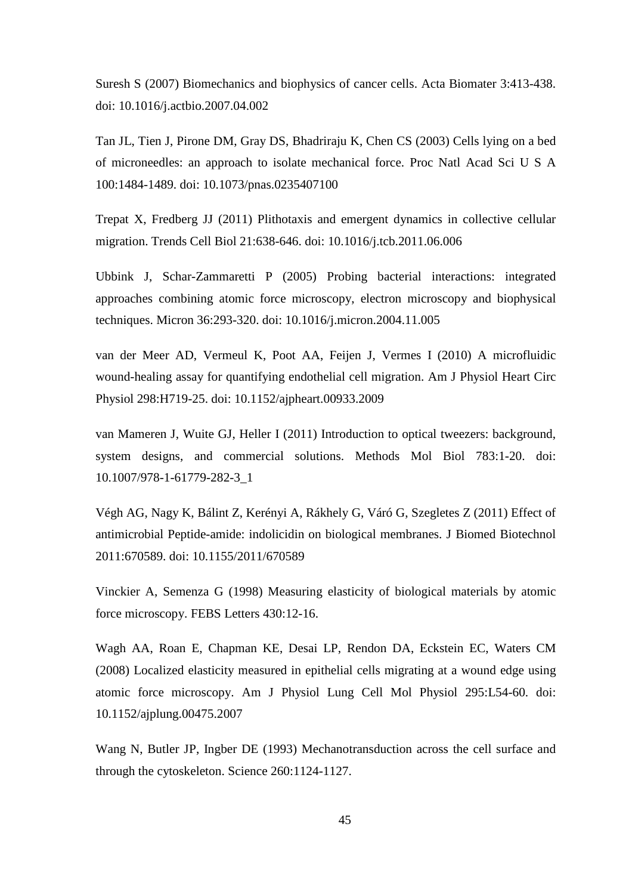Suresh S (2007) Biomechanics and biophysics of cancer cells. Acta Biomater 3:413-438. doi: 10.1016/j.actbio.2007.04.002

Tan JL, Tien J, Pirone DM, Gray DS, Bhadriraju K, Chen CS (2003) Cells lying on a bed of microneedles: an approach to isolate mechanical force. Proc Natl Acad Sci U S A 100:1484-1489. doi: 10.1073/pnas.0235407100

Trepat X, Fredberg JJ (2011) Plithotaxis and emergent dynamics in collective cellular migration. Trends Cell Biol 21:638-646. doi: 10.1016/j.tcb.2011.06.006

Ubbink J, Schar-Zammaretti P (2005) Probing bacterial interactions: integrated approaches combining atomic force microscopy, electron microscopy and biophysical techniques. Micron 36:293-320. doi: 10.1016/j.micron.2004.11.005

van der Meer AD, Vermeul K, Poot AA, Feijen J, Vermes I (2010) A microfluidic wound-healing assay for quantifying endothelial cell migration. Am J Physiol Heart Circ Physiol 298:H719-25. doi: 10.1152/ajpheart.00933.2009

van Mameren J, Wuite GJ, Heller I (2011) Introduction to optical tweezers: background, system designs, and commercial solutions. Methods Mol Biol 783:1-20. doi: 10.1007/978-1-61779-282-3_1

Végh AG, Nagy K, Bálint Z, Kerényi A, Rákhely G, Váró G, Szegletes Z (2011) Effect of antimicrobial Peptide-amide: indolicidin on biological membranes. J Biomed Biotechnol 2011:670589. doi: 10.1155/2011/670589

Vinckier A, Semenza G (1998) Measuring elasticity of biological materials by atomic force microscopy. FEBS Letters 430:12-16.

Wagh AA, Roan E, Chapman KE, Desai LP, Rendon DA, Eckstein EC, Waters CM (2008) Localized elasticity measured in epithelial cells migrating at a wound edge using atomic force microscopy. Am J Physiol Lung Cell Mol Physiol 295:L54-60. doi: 10.1152/ajplung.00475.2007

Wang N, Butler JP, Ingber DE (1993) Mechanotransduction across the cell surface and through the cytoskeleton. Science 260:1124-1127.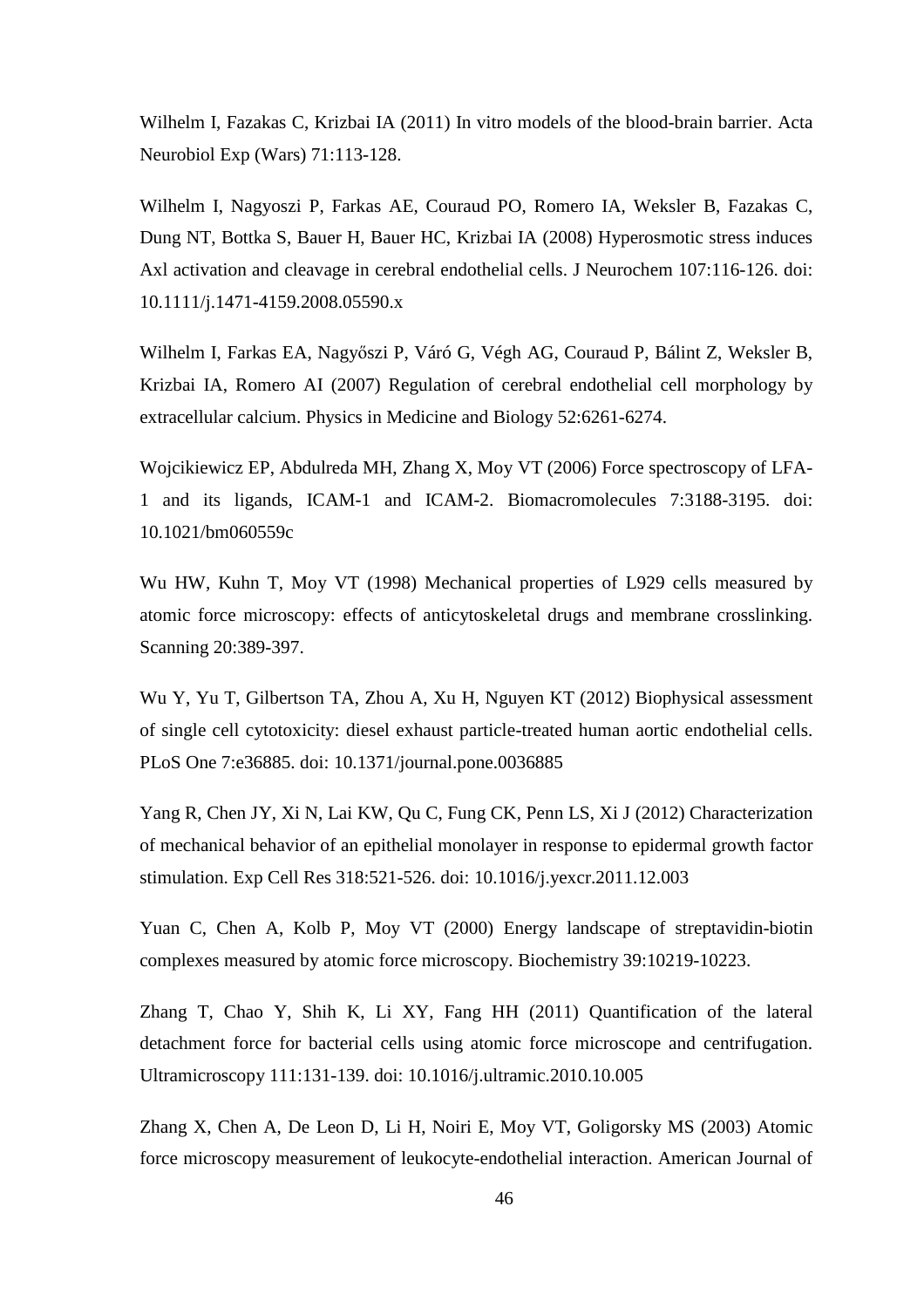Wilhelm I, Fazakas C, Krizbai IA (2011) In vitro models of the blood-brain barrier. Acta Neurobiol Exp (Wars) 71:113-128.

Wilhelm I, Nagyoszi P, Farkas AE, Couraud PO, Romero IA, Weksler B, Fazakas C, Dung NT, Bottka S, Bauer H, Bauer HC, Krizbai IA (2008) Hyperosmotic stress induces Axl activation and cleavage in cerebral endothelial cells. J Neurochem 107:116-126. doi: 10.1111/j.1471-4159.2008.05590.x

Wilhelm I, Farkas EA, Nagyőszi P, Váró G, Végh AG, Couraud P, Bálint Z, Weksler B, Krizbai IA, Romero AI (2007) Regulation of cerebral endothelial cell morphology by extracellular calcium. Physics in Medicine and Biology 52:6261-6274.

Wojcikiewicz EP, Abdulreda MH, Zhang X, Moy VT (2006) Force spectroscopy of LFA-1 and its ligands, ICAM-1 and ICAM-2. Biomacromolecules 7:3188-3195. doi: 10.1021/bm060559c

Wu HW, Kuhn T, Moy VT (1998) Mechanical properties of L929 cells measured by atomic force microscopy: effects of anticytoskeletal drugs and membrane crosslinking. Scanning 20:389-397.

Wu Y, Yu T, Gilbertson TA, Zhou A, Xu H, Nguyen KT (2012) Biophysical assessment of single cell cytotoxicity: diesel exhaust particle-treated human aortic endothelial cells. PLoS One 7:e36885. doi: 10.1371/journal.pone.0036885

Yang R, Chen JY, Xi N, Lai KW, Qu C, Fung CK, Penn LS, Xi J (2012) Characterization of mechanical behavior of an epithelial monolayer in response to epidermal growth factor stimulation. Exp Cell Res 318:521-526. doi: 10.1016/j.yexcr.2011.12.003

Yuan C, Chen A, Kolb P, Moy VT (2000) Energy landscape of streptavidin-biotin complexes measured by atomic force microscopy. Biochemistry 39:10219-10223.

Zhang T, Chao Y, Shih K, Li XY, Fang HH (2011) Quantification of the lateral detachment force for bacterial cells using atomic force microscope and centrifugation. Ultramicroscopy 111:131-139. doi: 10.1016/j.ultramic.2010.10.005

Zhang X, Chen A, De Leon D, Li H, Noiri E, Moy VT, Goligorsky MS (2003) Atomic force microscopy measurement of leukocyte-endothelial interaction. American Journal of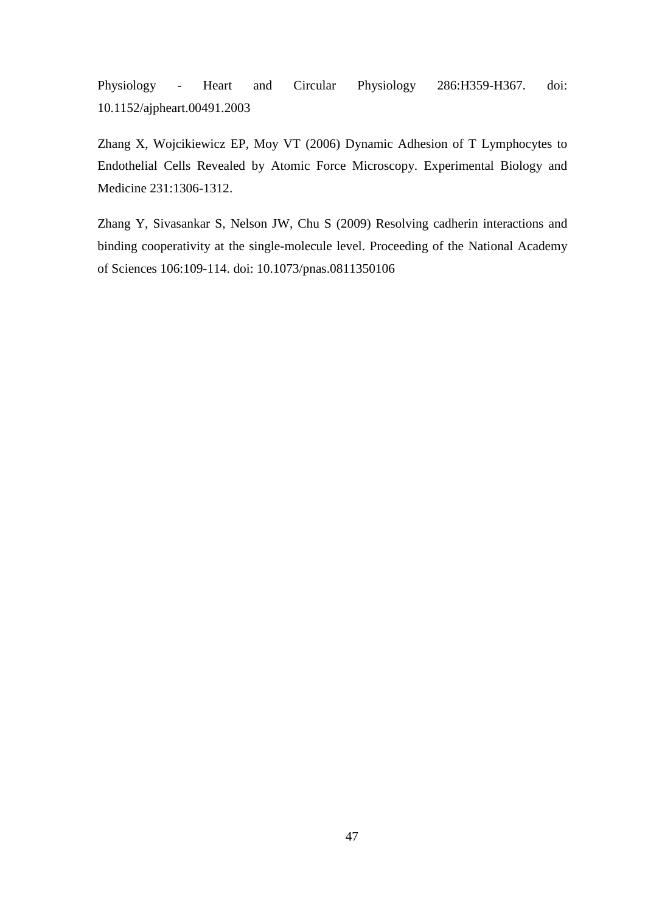Physiology - Heart and Circular Physiology 286:H359-H367. doi: 10.1152/ajpheart.00491.2003

Zhang X, Wojcikiewicz EP, Moy VT (2006) Dynamic Adhesion of T Lymphocytes to Endothelial Cells Revealed by Atomic Force Microscopy. Experimental Biology and Medicine 231:1306-1312.

Zhang Y, Sivasankar S, Nelson JW, Chu S (2009) Resolving cadherin interactions and binding cooperativity at the single-molecule level. Proceeding of the National Academy of Sciences 106:109-114. doi: 10.1073/pnas.0811350106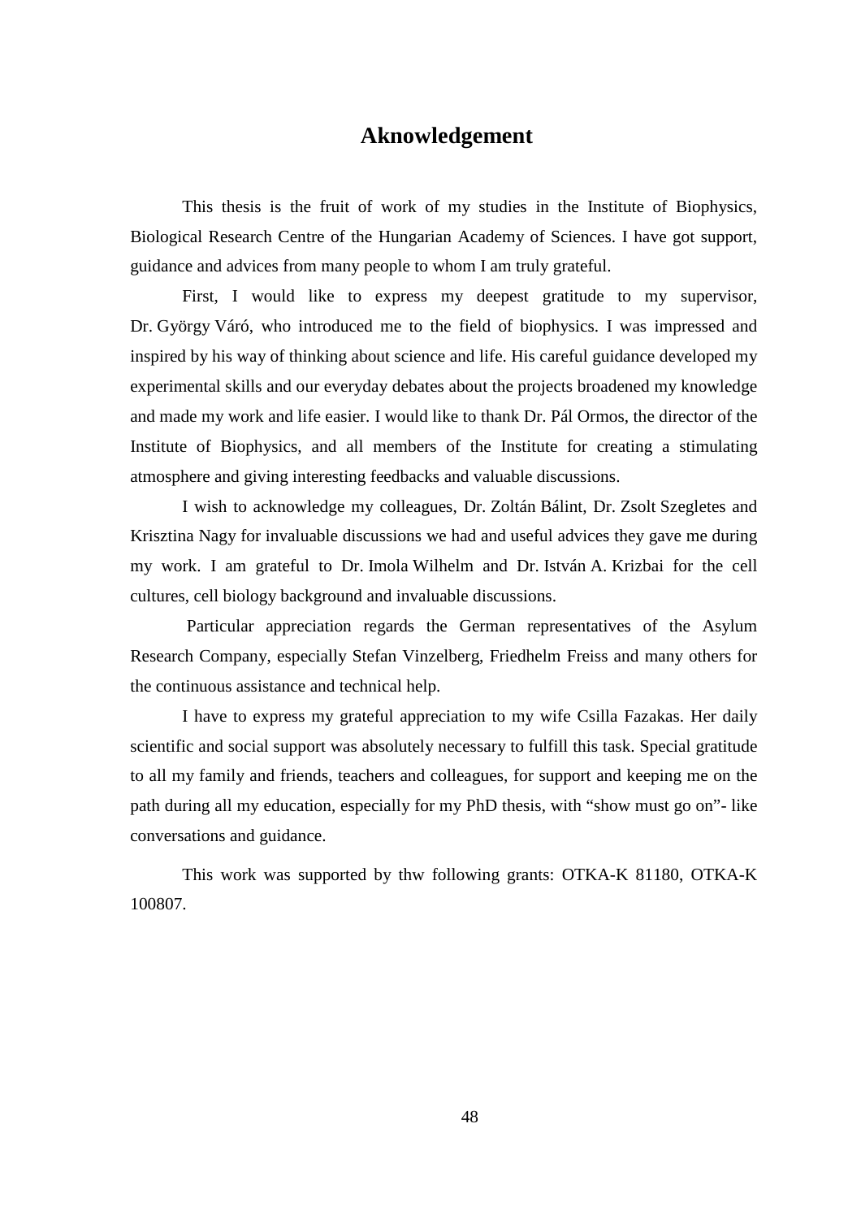# Aknowledgement

This thesis is the fruit of work of my studies in the Institute of Biophysics, Biological Research Centre of the Hungarian Academy of Sciences. I have got support, guidance and advices from many people to whom I am truly grateful.

First, I would like to express my deepest gratitude to my supervisor, Dr. György Váró, who introduced me to the field of biophysics. I was impressed and inspired by his way of thinking about science and life. His careful guidance developed my experimental skills and our everyday debates about the projects broadened my knowledge and made my work and life easier. I would like to thank Dr. Pál Ormos, the director of the Institute of Biophysics, and all members of the Institute for creating a stimulating atmosphere and giving interesting feedbacks and valuable discussions.

I wish to acknowledge my colleagues, Dr. Zoltán Bálint, Dr. Zsolt Szegletes and Krisztina Nagy for invaluable discussions we had and useful advices they gave me during my work. I am grateful to Dr. Imola Wilhelm and Dr. István A. Krizbai for the cell cultures, cell biology background and invaluable discussions.

Particular appreciation regards the German representatives of the Asylum Research Company, especially Stefan Vinzelberg, Friedhelm Freiss and many others for the continuous assistance and technical help.

I have to express my grateful appreciation to my wife Csilla Fazakas. Her daily scientific and social support was absolutely necessary to fulfill this task. Special gratitude to all my family and friends, teachers and colleagues, for support and keeping me on the path during all my education, especially for my PhD thesis, with "show must go on"- like conversations and guidance.

This work was supported by thw following grants: OTKA-K 81180, OTKA-K 100807.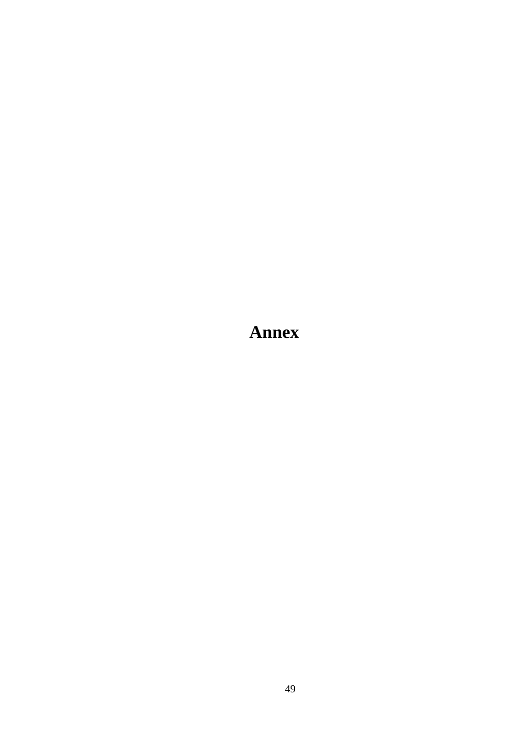# Annex